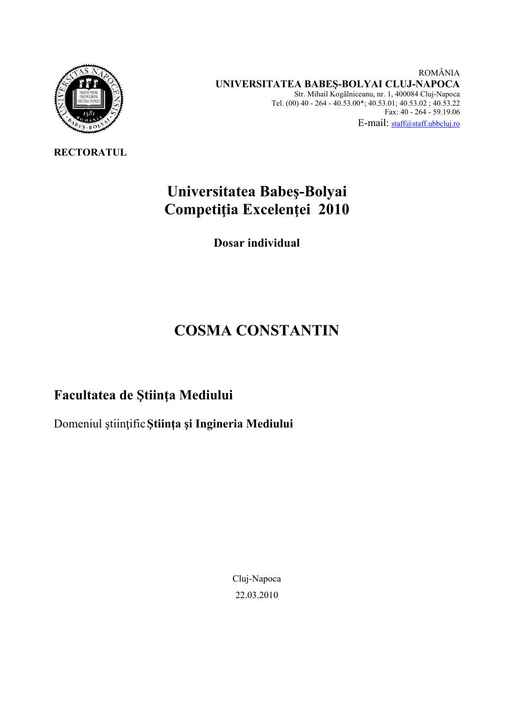ROMÂNIA

**UNIVERSITATEA BABEŞ-BOLYAI CLUJ-NAPOCA**

Str. Mihail Kogălniceanu, nr. 1, 400084 Cluj-Napoca
Tel. (00) 40 - 264 - 40.53.00*; 40.53.01; 40.53.02 ; 40.53.22
Fax: 40 - 264 - 59.19.06
E-mail: staff@staff.ubbcluj.ro

**RECTORATUL**

# Universitatea Babeş-Bolyai
# Competiţia Excelenţei 2010

**Dosar individual**

# COSMA CONSTANTIN

## Facultatea de Ştiinţa Mediului

Domeniul ştiinţific **Ştiinţa şi Ingineria Mediului**

Cluj-Napoca

22.03.2010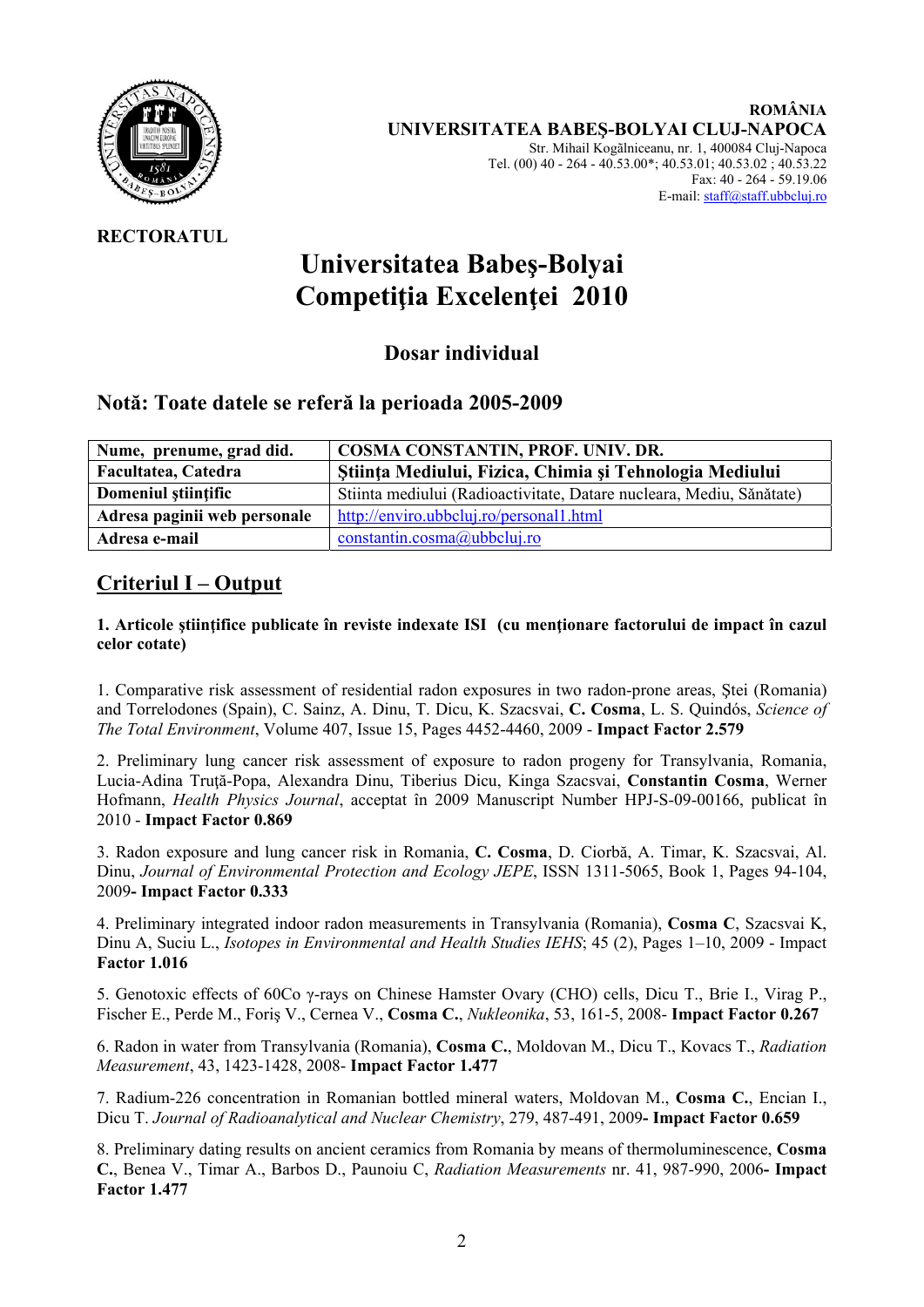**ROMÂNIA**
**UNIVERSITATEA BABEŞ-BOLYAI CLUJ-NAPOCA**
Str. Mihail Kogălniceanu, nr. 1, 400084 Cluj-Napoca
Tel. (00) 40 - 264 - 40.53.00*; 40.53.01; 40.53.02 ; 40.53.22
Fax: 40 - 264 - 59.19.06
E-mail: staff@staff.ubbcluj.ro

**RECTORATUL**

# Universitatea Babeş-Bolyai
# Competiţia Excelenţei 2010

## Dosar individual

## Notă: Toate datele se referă la perioada 2005-2009

| **Nume, prenume, grad did.** | **COSMA CONSTANTIN, PROF. UNIV. DR.** |
|---|---|
| **Facultatea, Catedra** | **Ştiinţa Mediului, Fizica, Chimia şi Tehnologia Mediului** |
| **Domeniul ştiinţific** | Stiinta mediului (Radioactivitate, Datare nucleara, Mediu, Sănătate) |
| **Adresa paginii web personale** | http://enviro.ubbcluj.ro/personal1.html |
| **Adresa e-mail** | constantin.cosma@ubbcluj.ro |

## Criteriul I – Output

**1. Articole ştiinţifice publicate în reviste indexate ISI (cu menţionare factorului de impact în cazul celor cotate)**

1. Comparative risk assessment of residential radon exposures in two radon-prone areas, Ştei (Romania) and Torrelodones (Spain), C. Sainz, A. Dinu, T. Dicu, K. Szacsvai, **C. Cosma**, L. S. Quindós, *Science of The Total Environment*, Volume 407, Issue 15, Pages 4452-4460, 2009 - **Impact Factor 2.579**

2. Preliminary lung cancer risk assessment of exposure to radon progeny for Transylvania, Romania, Lucia-Adina Truţă-Popa, Alexandra Dinu, Tiberius Dicu, Kinga Szacsvai, **Constantin Cosma**, Werner Hofmann, *Health Physics Journal*, acceptat în 2009 Manuscript Number HPJ-S-09-00166, publicat în 2010 - **Impact Factor 0.869**

3. Radon exposure and lung cancer risk in Romania, **C. Cosma**, D. Ciorbă, A. Timar, K. Szacsvai, Al. Dinu, *Journal of Environmental Protection and Ecology JEPE*, ISSN 1311-5065, Book 1, Pages 94-104, 2009**- Impact Factor 0.333**

4. Preliminary integrated indoor radon measurements in Transylvania (Romania), **Cosma C**, Szacsvai K, Dinu A, Suciu L., *Isotopes in Environmental and Health Studies IEHS*; 45 (2), Pages 1–10, 2009 - Impact **Factor 1.016**

5. Genotoxic effects of 60Co γ-rays on Chinese Hamster Ovary (CHO) cells, Dicu T., Brie I., Virag P., Fischer E., Perde M., Foriş V., Cernea V., **Cosma C.**, *Nukleonika*, 53, 161-5, 2008- **Impact Factor 0.267**

6. Radon in water from Transylvania (Romania), **Cosma C.**, Moldovan M., Dicu T., Kovacs T., *Radiation Measurement*, 43, 1423-1428, 2008- **Impact Factor 1.477**

7. Radium-226 concentration in Romanian bottled mineral waters, Moldovan M., **Cosma C.**, Encian I., Dicu T. *Journal of Radioanalytical and Nuclear Chemistry*, 279, 487-491, 2009**- Impact Factor 0.659**

8. Preliminary dating results on ancient ceramics from Romania by means of thermoluminescence, **Cosma C.**, Benea V., Timar A., Barbos D., Paunoiu C, *Radiation Measurements* nr. 41, 987-990, 2006**- Impact Factor 1.477**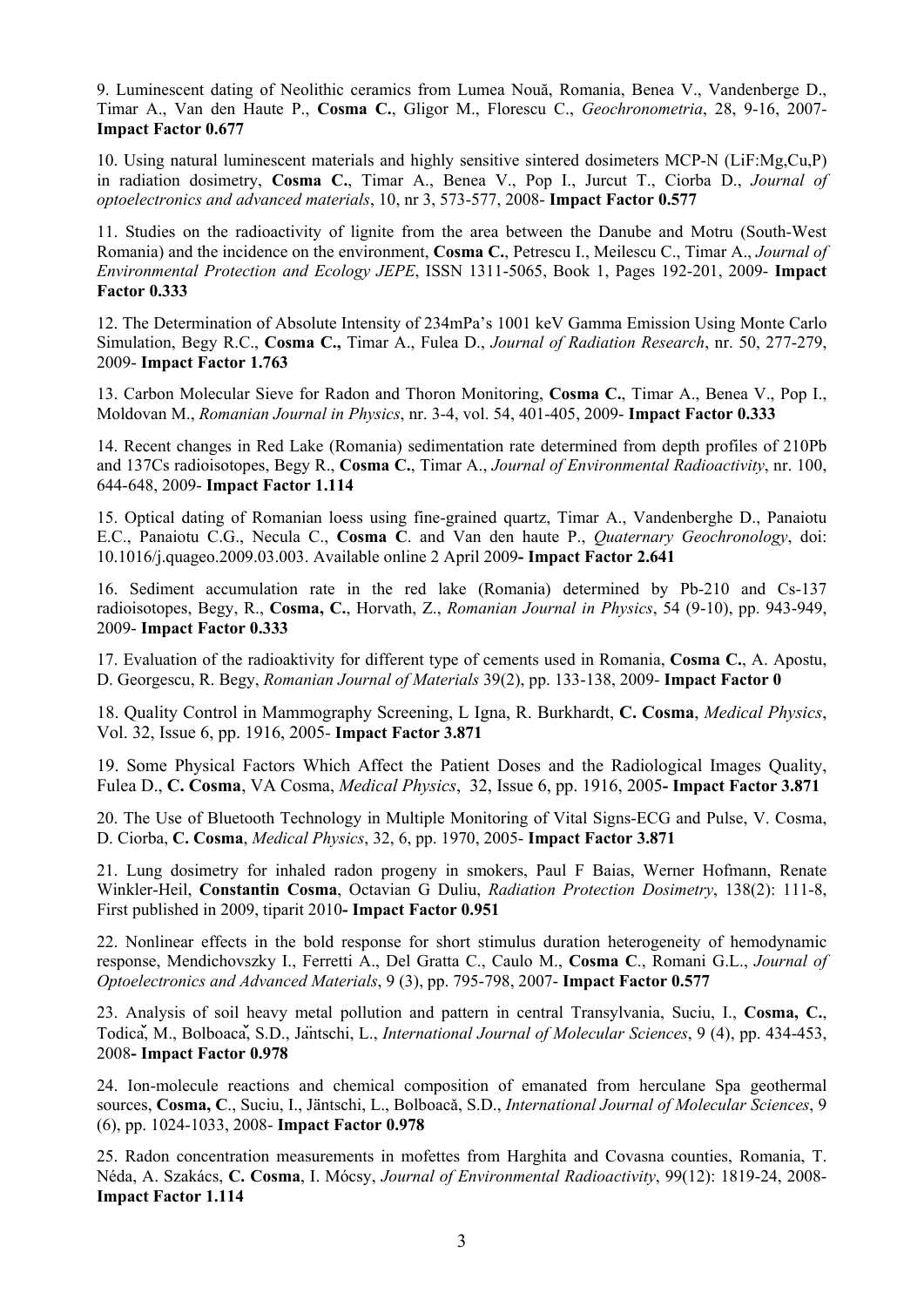9. Luminescent dating of Neolithic ceramics from Lumea Nouă, Romania, Benea V., Vandenberge D., Timar A., Van den Haute P., **Cosma C.**, Gligor M., Florescu C., *Geochronometria*, 28, 9-16, 2007- **Impact Factor 0.677**

10. Using natural luminescent materials and highly sensitive sintered dosimeters MCP-N (LiF:Mg,Cu,P) in radiation dosimetry, **Cosma C.**, Timar A., Benea V., Pop I., Jurcut T., Ciorba D., *Journal of optoelectronics and advanced materials*, 10, nr 3, 573-577, 2008- **Impact Factor 0.577**

11. Studies on the radioactivity of lignite from the area between the Danube and Motru (South-West Romania) and the incidence on the environment, **Cosma C.**, Petrescu I., Meilescu C., Timar A., *Journal of Environmental Protection and Ecology JEPE*, ISSN 1311-5065, Book 1, Pages 192-201, 2009- **Impact Factor 0.333**

12. The Determination of Absolute Intensity of 234mPa's 1001 keV Gamma Emission Using Monte Carlo Simulation, Begy R.C., **Cosma C.,** Timar A., Fulea D., *Journal of Radiation Research*, nr. 50, 277-279, 2009- **Impact Factor 1.763**

13. Carbon Molecular Sieve for Radon and Thoron Monitoring, **Cosma C.**, Timar A., Benea V., Pop I., Moldovan M., *Romanian Journal in Physics*, nr. 3-4, vol. 54, 401-405, 2009- **Impact Factor 0.333**

14. Recent changes in Red Lake (Romania) sedimentation rate determined from depth profiles of 210Pb and 137Cs radioisotopes, Begy R., **Cosma C.**, Timar A., *Journal of Environmental Radioactivity*, nr. 100, 644-648, 2009- **Impact Factor 1.114**

15. Optical dating of Romanian loess using fine-grained quartz, Timar A., Vandenberghe D., Panaiotu E.C., Panaiotu C.G., Necula C., **Cosma C**. and Van den haute P., *Quaternary Geochronology*, doi: 10.1016/j.quageo.2009.03.003. Available online 2 April 2009**- Impact Factor 2.641**

16. Sediment accumulation rate in the red lake (Romania) determined by Pb-210 and Cs-137 radioisotopes, Begy, R., **Cosma, C.**, Horvath, Z., *Romanian Journal in Physics*, 54 (9-10), pp. 943-949, 2009- **Impact Factor 0.333**

17. Evaluation of the radioaktivity for different type of cements used in Romania, **Cosma C.**, A. Apostu, D. Georgescu, R. Begy, *Romanian Journal of Materials* 39(2), pp. 133-138, 2009- **Impact Factor 0**

18. Quality Control in Mammography Screening, L Igna, R. Burkhardt, **C. Cosma**, *Medical Physics*, Vol. 32, Issue 6, pp. 1916, 2005- **Impact Factor 3.871**

19. Some Physical Factors Which Affect the Patient Doses and the Radiological Images Quality, Fulea D., **C. Cosma**, VA Cosma, *Medical Physics*, 32, Issue 6, pp. 1916, 2005**- Impact Factor 3.871**

20. The Use of Bluetooth Technology in Multiple Monitoring of Vital Signs-ECG and Pulse, V. Cosma, D. Ciorba, **C. Cosma**, *Medical Physics*, 32, 6, pp. 1970, 2005- **Impact Factor 3.871**

21. Lung dosimetry for inhaled radon progeny in smokers, Paul F Baias, Werner Hofmann, Renate Winkler-Heil, **Constantin Cosma**, Octavian G Duliu, *Radiation Protection Dosimetry*, 138(2): 111-8, First published in 2009, tiparit 2010**- Impact Factor 0.951**

22. Nonlinear effects in the bold response for short stimulus duration heterogeneity of hemodynamic response, Mendichovszky I., Ferretti A., Del Gratta C., Caulo M., **Cosma C**., Romani G.L., *Journal of Optoelectronics and Advanced Materials*, 9 (3), pp. 795-798, 2007- **Impact Factor 0.577**

23. Analysis of soil heavy metal pollution and pattern in central Transylvania, Suciu, I., **Cosma, C.**, Todică, M., Bolboacă, S.D., Jäntschi, L., *International Journal of Molecular Sciences*, 9 (4), pp. 434-453, 2008**- Impact Factor 0.978**

24. Ion-molecule reactions and chemical composition of emanated from herculane Spa geothermal sources, **Cosma, C**., Suciu, I., Jäntschi, L., Bolboacă, S.D., *International Journal of Molecular Sciences*, 9 (6), pp. 1024-1033, 2008- **Impact Factor 0.978**

25. Radon concentration measurements in mofettes from Harghita and Covasna counties, Romania, T. Néda, A. Szakács, **C. Cosma**, I. Mócsy, *Journal of Environmental Radioactivity*, 99(12): 1819-24, 2008- **Impact Factor 1.114**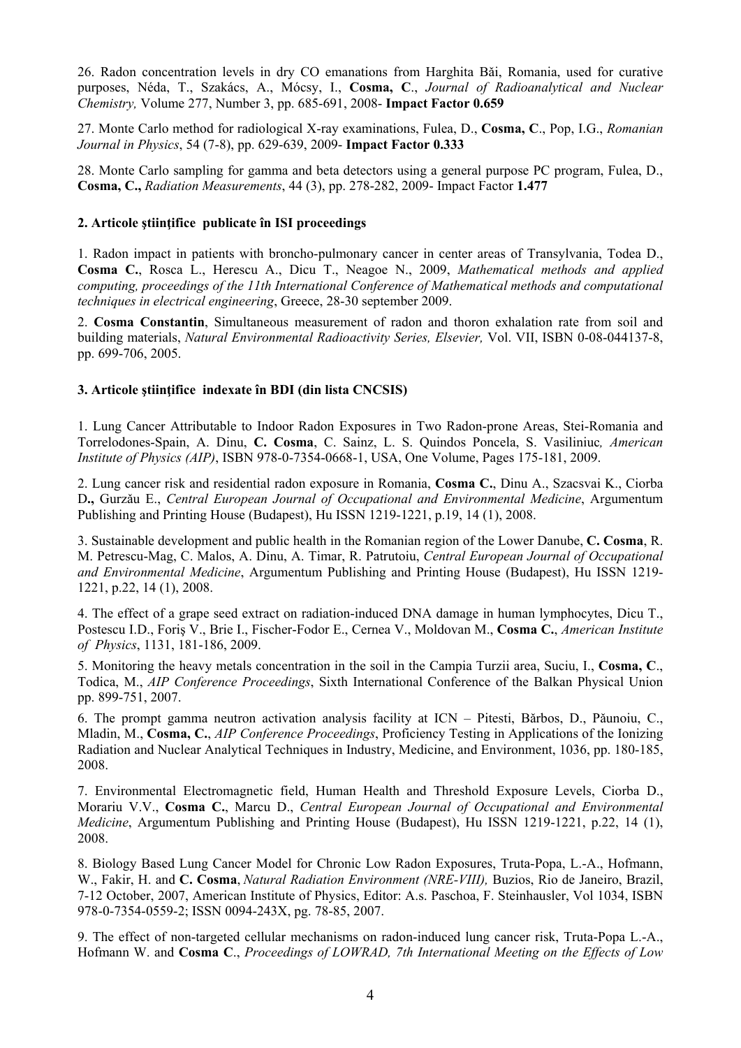26. Radon concentration levels in dry CO emanations from Harghita Băi, Romania, used for curative purposes, Néda, T., Szakács, A., Mócsy, I., **Cosma, C**., *Journal of Radioanalytical and Nuclear Chemistry,* Volume 277, Number 3, pp. 685-691, 2008- **Impact Factor 0.659**

27. Monte Carlo method for radiological X-ray examinations, Fulea, D., **Cosma, C**., Pop, I.G., *Romanian Journal in Physics*, 54 (7-8), pp. 629-639, 2009- **Impact Factor 0.333**

28. Monte Carlo sampling for gamma and beta detectors using a general purpose PC program, Fulea, D., **Cosma, C.,** *Radiation Measurements*, 44 (3), pp. 278-282, 2009- Impact Factor **1.477**

**2. Articole ştiinţifice publicate în ISI proceedings**

1. Radon impact in patients with broncho-pulmonary cancer in center areas of Transylvania, Todea D., **Cosma C.**, Rosca L., Herescu A., Dicu T., Neagoe N., 2009, *Mathematical methods and applied computing, proceedings of the 11th International Conference of Mathematical methods and computational techniques in electrical engineering*, Greece, 28-30 september 2009.

2. **Cosma Constantin**, Simultaneous measurement of radon and thoron exhalation rate from soil and building materials, *Natural Environmental Radioactivity Series, Elsevier,* Vol. VII, ISBN 0-08-044137-8, pp. 699-706, 2005.

**3. Articole ştiinţifice indexate în BDI (din lista CNCSIS)**

1. Lung Cancer Attributable to Indoor Radon Exposures in Two Radon-prone Areas, Stei-Romania and Torrelodones-Spain, A. Dinu, **C. Cosma**, C. Sainz, L. S. Quindos Poncela, S. Vasiliniuc*, American Institute of Physics (AIP)*, ISBN 978-0-7354-0668-1, USA, One Volume, Pages 175-181, 2009.

2. Lung cancer risk and residential radon exposure in Romania, **Cosma C.**, Dinu A., Szacsvai K., Ciorba D**.,** Gurzău E., *Central European Journal of Occupational and Environmental Medicine*, Argumentum Publishing and Printing House (Budapest), Hu ISSN 1219-1221, p.19, 14 (1), 2008.

3. Sustainable development and public health in the Romanian region of the Lower Danube, **C. Cosma**, R. M. Petrescu-Mag, C. Malos, A. Dinu, A. Timar, R. Patrutoiu, *Central European Journal of Occupational and Environmental Medicine*, Argumentum Publishing and Printing House (Budapest), Hu ISSN 1219-1221, p.22, 14 (1), 2008.

4. The effect of a grape seed extract on radiation-induced DNA damage in human lymphocytes, Dicu T., Postescu I.D., Foriş V., Brie I., Fischer-Fodor E., Cernea V., Moldovan M., **Cosma C.**, *American Institute of Physics*, 1131, 181-186, 2009.

5. Monitoring the heavy metals concentration in the soil in the Campia Turzii area, Suciu, I., **Cosma, C**., Todica, M., *AIP Conference Proceedings*, Sixth International Conference of the Balkan Physical Union pp. 899-751, 2007.

6. The prompt gamma neutron activation analysis facility at ICN – Pitesti, Bărbos, D., Păunoiu, C., Mladin, M., **Cosma, C.**, *AIP Conference Proceedings*, Proficiency Testing in Applications of the Ionizing Radiation and Nuclear Analytical Techniques in Industry, Medicine, and Environment, 1036, pp. 180-185, 2008.

7. Environmental Electromagnetic field, Human Health and Threshold Exposure Levels, Ciorba D., Morariu V.V., **Cosma C.**, Marcu D., *Central European Journal of Occupational and Environmental Medicine*, Argumentum Publishing and Printing House (Budapest), Hu ISSN 1219-1221, p.22, 14 (1), 2008.

8. Biology Based Lung Cancer Model for Chronic Low Radon Exposures, Truta-Popa, L.-A., Hofmann, W., Fakir, H. and **C. Cosma**, *Natural Radiation Environment (NRE-VIII),* Buzios, Rio de Janeiro, Brazil, 7-12 October, 2007, American Institute of Physics, Editor: A.s. Paschoa, F. Steinhausler, Vol 1034, ISBN 978-0-7354-0559-2; ISSN 0094-243X, pg. 78-85, 2007.

9. The effect of non-targeted cellular mechanisms on radon-induced lung cancer risk, Truta-Popa L.-A., Hofmann W. and **Cosma C**., *Proceedings of LOWRAD, 7th International Meeting on the Effects of Low*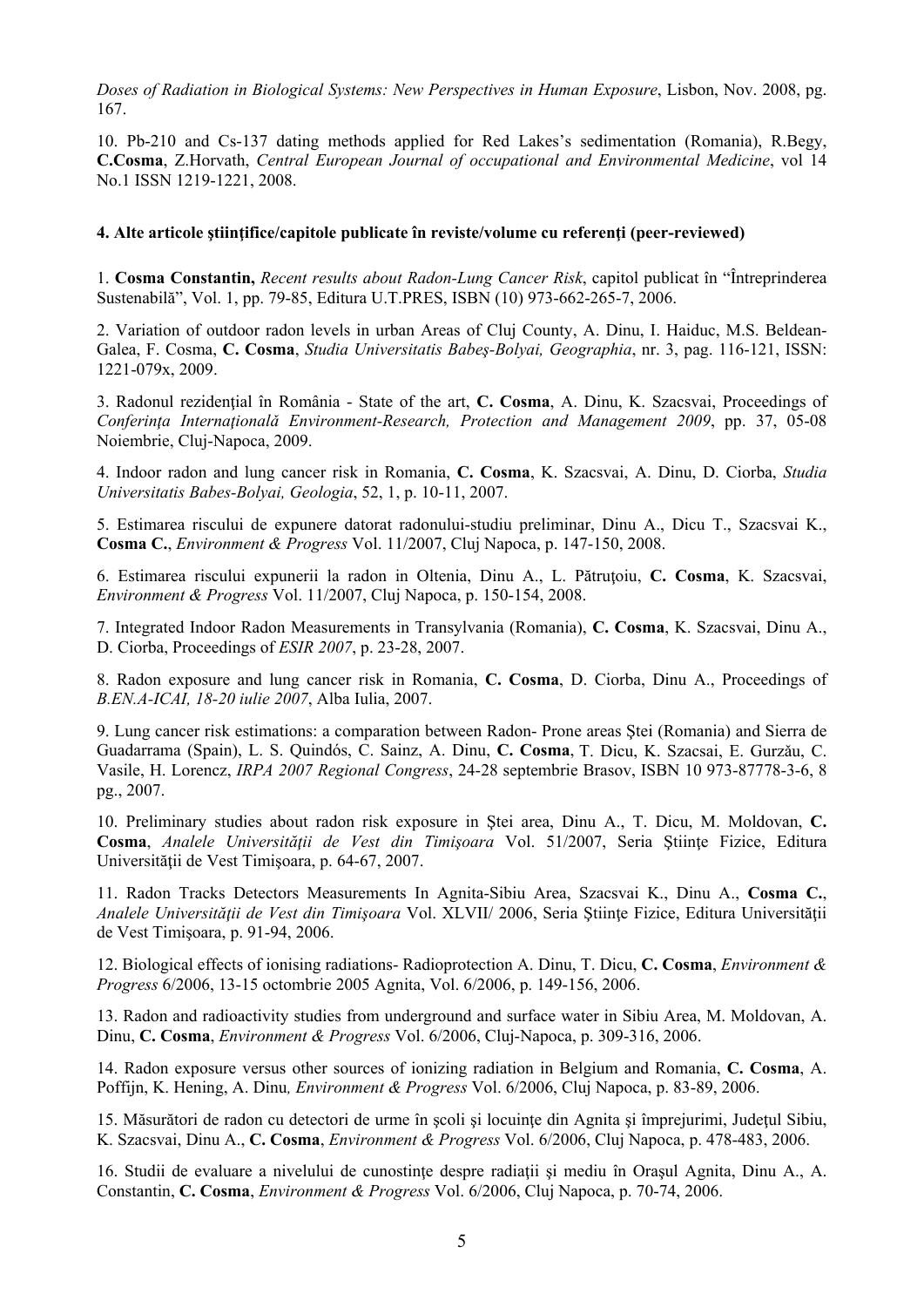*Doses of Radiation in Biological Systems: New Perspectives in Human Exposure*, Lisbon, Nov. 2008, pg. 167.

10. Pb-210 and Cs-137 dating methods applied for Red Lakes's sedimentation (Romania), R.Begy, **C.Cosma**, Z.Horvath, *Central European Journal of occupational and Environmental Medicine*, vol 14 No.1 ISSN 1219-1221, 2008.

#### 4. Alte articole științifice/capitole publicate în reviste/volume cu referenți (peer-reviewed)

1. **Cosma Constantin,** *Recent results about Radon-Lung Cancer Risk*, capitol publicat în "Întreprinderea Sustenabilă", Vol. 1, pp. 79-85, Editura U.T.PRES, ISBN (10) 973-662-265-7, 2006.

2. Variation of outdoor radon levels in urban Areas of Cluj County, A. Dinu, I. Haiduc, M.S. Beldean-Galea, F. Cosma, **C. Cosma**, *Studia Universitatis Babeş-Bolyai, Geographia*, nr. 3, pag. 116-121, ISSN: 1221-079x, 2009.

3. Radonul rezidențial în România - State of the art, **C. Cosma**, A. Dinu, K. Szacsvai, Proceedings of *Conferința Internațională Environment-Research, Protection and Management 2009*, pp. 37, 05-08 Noiembrie, Cluj-Napoca, 2009.

4. Indoor radon and lung cancer risk in Romania, **C. Cosma**, K. Szacsvai, A. Dinu, D. Ciorba, *Studia Universitatis Babes-Bolyai, Geologia*, 52, 1, p. 10-11, 2007.

5. Estimarea riscului de expunere datorat radonului-studiu preliminar, Dinu A., Dicu T., Szacsvai K., **Cosma C.**, *Environment & Progress* Vol. 11/2007, Cluj Napoca, p. 147-150, 2008.

6. Estimarea riscului expunerii la radon in Oltenia, Dinu A., L. Pătruțoiu, **C. Cosma**, K. Szacsvai, *Environment & Progress* Vol. 11/2007, Cluj Napoca, p. 150-154, 2008.

7. Integrated Indoor Radon Measurements in Transylvania (Romania), **C. Cosma**, K. Szacsvai, Dinu A., D. Ciorba, Proceedings of *ESIR 2007*, p. 23-28, 2007.

8. Radon exposure and lung cancer risk in Romania, **C. Cosma**, D. Ciorba, Dinu A., Proceedings of *B.EN.A-ICAI, 18-20 iulie 2007*, Alba Iulia, 2007.

9. Lung cancer risk estimations: a comparation between Radon- Prone areas Ştei (Romania) and Sierra de Guadarrama (Spain), L. S. Quindós, C. Sainz, A. Dinu, **C. Cosma**, T. Dicu, K. Szacsai, E. Gurzău, C. Vasile, H. Lorencz, *IRPA 2007 Regional Congress*, 24-28 septembrie Brasov, ISBN 10 973-87778-3-6, 8 pg., 2007.

10. Preliminary studies about radon risk exposure in Ştei area, Dinu A., T. Dicu, M. Moldovan, **C. Cosma**, *Analele Universității de Vest din Timişoara* Vol. 51/2007, Seria Ştiințe Fizice, Editura Universității de Vest Timişoara, p. 64-67, 2007.

11. Radon Tracks Detectors Measurements In Agnita-Sibiu Area, Szacsvai K., Dinu A., **Cosma C.**, *Analele Universității de Vest din Timişoara* Vol. XLVII/ 2006, Seria Ştiințe Fizice, Editura Universității de Vest Timişoara, p. 91-94, 2006.

12. Biological effects of ionising radiations- Radioprotection A. Dinu, T. Dicu, **C. Cosma**, *Environment & Progress* 6/2006, 13-15 octombrie 2005 Agnita, Vol. 6/2006, p. 149-156, 2006.

13. Radon and radioactivity studies from underground and surface water in Sibiu Area, M. Moldovan, A. Dinu, **C. Cosma**, *Environment & Progress* Vol. 6/2006, Cluj-Napoca, p. 309-316, 2006.

14. Radon exposure versus other sources of ionizing radiation in Belgium and Romania, **C. Cosma**, A. Poffijn, K. Hening, A. Dinu*, Environment & Progress* Vol. 6/2006, Cluj Napoca, p. 83-89, 2006.

15. Măsurători de radon cu detectori de urme în şcoli şi locuințe din Agnita şi împrejurimi, Județul Sibiu, K. Szacsvai, Dinu A., **C. Cosma**, *Environment & Progress* Vol. 6/2006, Cluj Napoca, p. 478-483, 2006.

16. Studii de evaluare a nivelului de cunostințe despre radiații şi mediu în Oraşul Agnita, Dinu A., A. Constantin, **C. Cosma**, *Environment & Progress* Vol. 6/2006, Cluj Napoca, p. 70-74, 2006.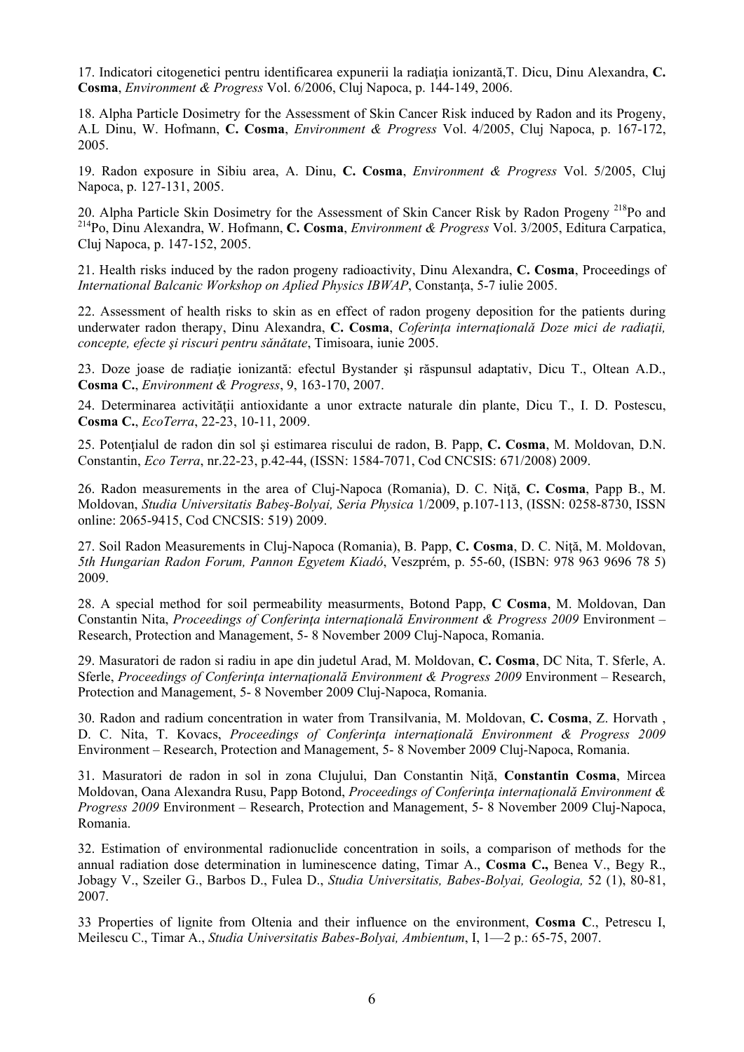17. Indicatori citogenetici pentru identificarea expunerii la radiaţia ionizantă,T. Dicu, Dinu Alexandra, **C. Cosma**, *Environment & Progress* Vol. 6/2006, Cluj Napoca, p. 144-149, 2006.

18. Alpha Particle Dosimetry for the Assessment of Skin Cancer Risk induced by Radon and its Progeny, A.L Dinu, W. Hofmann, **C. Cosma**, *Environment & Progress* Vol. 4/2005, Cluj Napoca, p. 167-172, 2005.

19. Radon exposure in Sibiu area, A. Dinu, **C. Cosma**, *Environment & Progress* Vol. 5/2005, Cluj Napoca, p. 127-131, 2005.

20. Alpha Particle Skin Dosimetry for the Assessment of Skin Cancer Risk by Radon Progeny $^{218}Po$ and $^{214}Po$, Dinu Alexandra, W. Hofmann, **C. Cosma**, *Environment & Progress* Vol. 3/2005, Editura Carpatica, Cluj Napoca, p. 147-152, 2005.

21. Health risks induced by the radon progeny radioactivity, Dinu Alexandra, **C. Cosma**, Proceedings of *International Balcanic Workshop on Aplied Physics IBWAP*, Constanţa, 5-7 iulie 2005.

22. Assessment of health risks to skin as en effect of radon progeny deposition for the patients during underwater radon therapy, Dinu Alexandra, **C. Cosma**, *Coferinţa internaţională Doze mici de radiaţii, concepte, efecte şi riscuri pentru sănătate*, Timisoara, iunie 2005.

23. Doze joase de radiaţie ionizantă: efectul Bystander şi răspunsul adaptativ, Dicu T., Oltean A.D., **Cosma C.**, *Environment & Progress*, 9, 163-170, 2007.

24. Determinarea activităţii antioxidante a unor extracte naturale din plante, Dicu T., I. D. Postescu, **Cosma C.**, *EcoTerra*, 22-23, 10-11, 2009.

25. Potenţialul de radon din sol şi estimarea riscului de radon, B. Papp, **C. Cosma**, M. Moldovan, D.N. Constantin, *Eco Terra*, nr.22-23, p.42-44, (ISSN: 1584-7071, Cod CNCSIS: 671/2008) 2009.

26. Radon measurements in the area of Cluj-Napoca (Romania), D. C. Niţă, **C. Cosma**, Papp B., M. Moldovan, *Studia Universitatis Babeş-Bolyai, Seria Physica* 1/2009, p.107-113, (ISSN: 0258-8730, ISSN online: 2065-9415, Cod CNCSIS: 519) 2009.

27. Soil Radon Measurements in Cluj-Napoca (Romania), B. Papp, **C. Cosma**, D. C. Niţă, M. Moldovan, *5th Hungarian Radon Forum, Pannon Egyetem Kiadó*, Veszprém, p. 55-60, (ISBN: 978 963 9696 78 5) 2009.

28. A special method for soil permeability measurments, Botond Papp, **C Cosma**, M. Moldovan, Dan Constantin Nita, *Proceedings of Conferinţa internaţională Environment & Progress 2009* Environment – Research, Protection and Management, 5- 8 November 2009 Cluj-Napoca, Romania.

29. Masuratori de radon si radiu in ape din judetul Arad, M. Moldovan, **C. Cosma**, DC Nita, T. Sferle, A. Sferle, *Proceedings of Conferinţa internaţională Environment & Progress 2009* Environment – Research, Protection and Management, 5- 8 November 2009 Cluj-Napoca, Romania.

30. Radon and radium concentration in water from Transilvania, M. Moldovan, **C. Cosma**, Z. Horvath , D. C. Nita, T. Kovacs, *Proceedings of Conferinţa internaţională Environment & Progress 2009* Environment – Research, Protection and Management, 5- 8 November 2009 Cluj-Napoca, Romania.

31. Masuratori de radon in sol in zona Clujului, Dan Constantin Niţă, **Constantin Cosma**, Mircea Moldovan, Oana Alexandra Rusu, Papp Botond, *Proceedings of Conferinţa internaţională Environment & Progress 2009* Environment – Research, Protection and Management, 5- 8 November 2009 Cluj-Napoca, Romania.

32. Estimation of environmental radionuclide concentration in soils, a comparison of methods for the annual radiation dose determination in luminescence dating, Timar A., **Cosma C.,** Benea V., Begy R., Jobagy V., Szeiler G., Barbos D., Fulea D., *Studia Universitatis, Babes-Bolyai, Geologia,* 52 (1), 80-81, 2007.

33 Properties of lignite from Oltenia and their influence on the environment, **Cosma C**., Petrescu I, Meilescu C., Timar A., *Studia Universitatis Babes-Bolyai, Ambientum*, I, 1—2 p.: 65-75, 2007.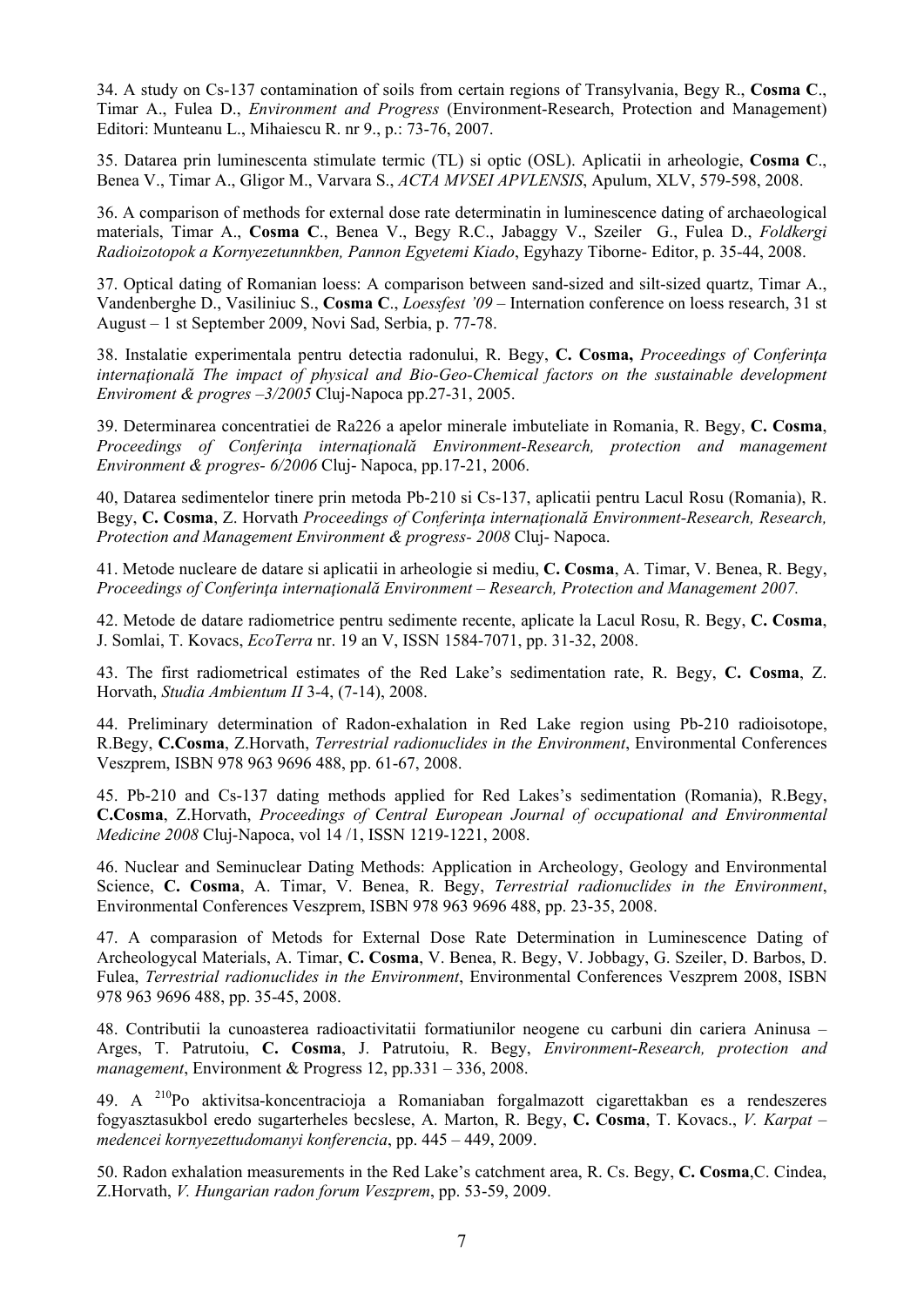34. A study on Cs-137 contamination of soils from certain regions of Transylvania, Begy R., **Cosma C**., Timar A., Fulea D., *Environment and Progress* (Environment-Research, Protection and Management) Editori: Munteanu L., Mihaiescu R. nr 9., p.: 73-76, 2007.

35. Datarea prin luminescenta stimulate termic (TL) si optic (OSL). Aplicatii in arheologie, **Cosma C**., Benea V., Timar A., Gligor M., Varvara S., *ACTA MVSEI APVLENSIS*, Apulum, XLV, 579-598, 2008.

36. A comparison of methods for external dose rate determinatin in luminescence dating of archaeological materials, Timar A., **Cosma C**., Benea V., Begy R.C., Jabaggy V., Szeiler G., Fulea D., *Foldkergi Radioizotopok a Kornyezetunnkben, Pannon Egyetemi Kiado*, Egyhazy Tiborne- Editor, p. 35-44, 2008.

37. Optical dating of Romanian loess: A comparison between sand-sized and silt-sized quartz, Timar A., Vandenberghe D., Vasiliniuc S., **Cosma C**., *Loessfest '09* – Internation conference on loess research, 31 st August – 1 st September 2009, Novi Sad, Serbia, p. 77-78.

38. Instalatie experimentala pentru detectia radonului, R. Begy, **C. Cosma,** *Proceedings of Conferința internațională The impact of physical and Bio-Geo-Chemical factors on the sustainable development Enviroment & progres –3/2005* Cluj-Napoca pp.27-31, 2005.

39. Determinarea concentratiei de Ra226 a apelor minerale imbuteliate in Romania, R. Begy, **C. Cosma**, *Proceedings of Conferința internațională Environment-Research, protection and management Environment & progres- 6/2006* Cluj- Napoca, pp.17-21, 2006.

40, Datarea sedimentelor tinere prin metoda Pb-210 si Cs-137, aplicatii pentru Lacul Rosu (Romania), R. Begy, **C. Cosma**, Z. Horvath *Proceedings of Conferința internațională Environment-Research, Research, Protection and Management Environment & progress- 2008* Cluj- Napoca.

41. Metode nucleare de datare si aplicatii in arheologie si mediu, **C. Cosma**, A. Timar, V. Benea, R. Begy, *Proceedings of Conferința internațională Environment – Research, Protection and Management 2007.*

42. Metode de datare radiometrice pentru sedimente recente, aplicate la Lacul Rosu, R. Begy, **C. Cosma**, J. Somlai, T. Kovacs, *EcoTerra* nr. 19 an V, ISSN 1584-7071, pp. 31-32, 2008.

43. The first radiometrical estimates of the Red Lake's sedimentation rate, R. Begy, **C. Cosma**, Z. Horvath, *Studia Ambientum II* 3-4, (7-14), 2008.

44. Preliminary determination of Radon-exhalation in Red Lake region using Pb-210 radioisotope, R.Begy, **C.Cosma**, Z.Horvath, *Terrestrial radionuclides in the Environment*, Environmental Conferences Veszprem, ISBN 978 963 9696 488, pp. 61-67, 2008.

45. Pb-210 and Cs-137 dating methods applied for Red Lakes's sedimentation (Romania), R.Begy, **C.Cosma**, Z.Horvath, *Proceedings of Central European Journal of occupational and Environmental Medicine 2008* Cluj-Napoca, vol 14 /1, ISSN 1219-1221, 2008.

46. Nuclear and Seminuclear Dating Methods: Application in Archeology, Geology and Environmental Science, **C. Cosma**, A. Timar, V. Benea, R. Begy, *Terrestrial radionuclides in the Environment*, Environmental Conferences Veszprem, ISBN 978 963 9696 488, pp. 23-35, 2008.

47. A comparasion of Metods for External Dose Rate Determination in Luminescence Dating of Archeologycal Materials, A. Timar, **C. Cosma**, V. Benea, R. Begy, V. Jobbagy, G. Szeiler, D. Barbos, D. Fulea, *Terrestrial radionuclides in the Environment*, Environmental Conferences Veszprem 2008, ISBN 978 963 9696 488, pp. 35-45, 2008.

48. Contributii la cunoasterea radioactivitatii formatiunilor neogene cu carbuni din cariera Aninusa – Arges, T. Patrutoiu, **C. Cosma**, J. Patrutoiu, R. Begy, *Environment-Research, protection and management*, Environment & Progress 12, pp.331 – 336, 2008.

49. A $^{210}$Po aktivitsa-koncentracioja a Romaniaban forgalmazott cigarettakban es a rendeszeres fogyasztasukbol eredo sugarterheles becslese, A. Marton, R. Begy, **C. Cosma**, T. Kovacs., *V. Karpat – medencei kornyezettudomanyi konferencia*, pp. 445 – 449, 2009.

50. Radon exhalation measurements in the Red Lake's catchment area, R. Cs. Begy, **C. Cosma**,C. Cindea, Z.Horvath, *V. Hungarian radon forum Veszprem*, pp. 53-59, 2009.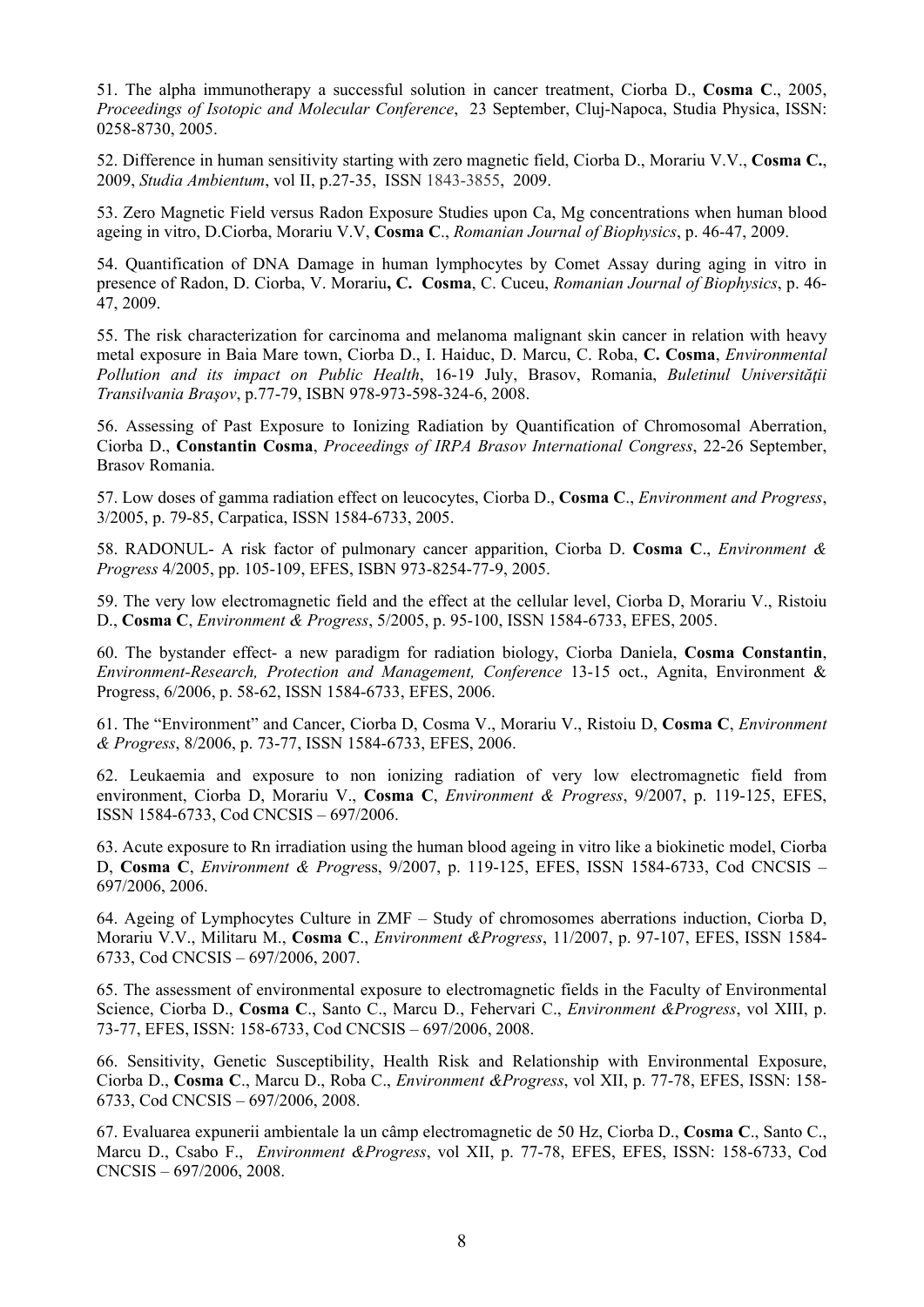51. The alpha immunotherapy a successful solution in cancer treatment, Ciorba D., **Cosma C**., 2005, *Proceedings of Isotopic and Molecular Conference*, 23 September, Cluj-Napoca, Studia Physica, ISSN: 0258-8730, 2005.

52. Difference in human sensitivity starting with zero magnetic field, Ciorba D., Morariu V.V., **Cosma C.**, 2009, *Studia Ambientum*, vol II, p.27-35, ISSN 1843-3855, 2009.

53. Zero Magnetic Field versus Radon Exposure Studies upon Ca, Mg concentrations when human blood ageing in vitro, D.Ciorba, Morariu V.V, **Cosma C**., *Romanian Journal of Biophysics*, p. 46-47, 2009.

54. Quantification of DNA Damage in human lymphocytes by Comet Assay during aging in vitro in presence of Radon, D. Ciorba, V. Morariu**, C. Cosma**, C. Cuceu, *Romanian Journal of Biophysics*, p. 46-47, 2009.

55. The risk characterization for carcinoma and melanoma malignant skin cancer in relation with heavy metal exposure in Baia Mare town, Ciorba D., I. Haiduc, D. Marcu, C. Roba, **C. Cosma**, *Environmental Pollution and its impact on Public Health*, 16-19 July, Brasov, Romania, *Buletinul Universităţii Transilvania Braşov*, p.77-79, ISBN 978-973-598-324-6, 2008.

56. Assessing of Past Exposure to Ionizing Radiation by Quantification of Chromosomal Aberration, Ciorba D., **Constantin Cosma**, *Proceedings of IRPA Brasov International Congress*, 22-26 September, Brasov Romania.

57. Low doses of gamma radiation effect on leucocytes, Ciorba D., **Cosma C**., *Environment and Progress*, 3/2005, p. 79-85, Carpatica, ISSN 1584-6733, 2005.

58. RADONUL- A risk factor of pulmonary cancer apparition, Ciorba D. **Cosma C**., *Environment & Progress* 4/2005, pp. 105-109, EFES, ISBN 973-8254-77-9, 2005.

59. The very low electromagnetic field and the effect at the cellular level, Ciorba D, Morariu V., Ristoiu D., **Cosma C**, *Environment & Progress*, 5/2005, p. 95-100, ISSN 1584-6733, EFES, 2005.

60. The bystander effect- a new paradigm for radiation biology, Ciorba Daniela, **Cosma Constantin**, *Environment-Research, Protection and Management, Conference* 13-15 oct., Agnita, Environment & Progress, 6/2006, p. 58-62, ISSN 1584-6733, EFES, 2006.

61. The "Environment" and Cancer, Ciorba D, Cosma V., Morariu V., Ristoiu D, **Cosma C**, *Environment & Progress*, 8/2006, p. 73-77, ISSN 1584-6733, EFES, 2006.

62. Leukaemia and exposure to non ionizing radiation of very low electromagnetic field from environment, Ciorba D, Morariu V., **Cosma C**, *Environment & Progress*, 9/2007, p. 119-125, EFES, ISSN 1584-6733, Cod CNCSIS – 697/2006.

63. Acute exposure to Rn irradiation using the human blood ageing in vitro like a biokinetic model, Ciorba D, **Cosma C**, *Environment & Progre*ss, 9/2007, p. 119-125, EFES, ISSN 1584-6733, Cod CNCSIS – 697/2006, 2006.

64. Ageing of Lymphocytes Culture in ZMF – Study of chromosomes aberrations induction, Ciorba D, Morariu V.V., Militaru M., **Cosma C**., *Environment &Progress*, 11/2007, p. 97-107, EFES, ISSN 1584-6733, Cod CNCSIS – 697/2006, 2007.

65. The assessment of environmental exposure to electromagnetic fields in the Faculty of Environmental Science, Ciorba D., **Cosma C**., Santo C., Marcu D., Fehervari C., *Environment &Progress*, vol XIII, p. 73-77, EFES, ISSN: 158-6733, Cod CNCSIS – 697/2006, 2008.

66. Sensitivity, Genetic Susceptibility, Health Risk and Relationship with Environmental Exposure, Ciorba D., **Cosma C**., Marcu D., Roba C., *Environment &Progress*, vol XII, p. 77-78, EFES, ISSN: 158-6733, Cod CNCSIS – 697/2006, 2008.

67. Evaluarea expunerii ambientale la un câmp electromagnetic de 50 Hz, Ciorba D., **Cosma C**., Santo C., Marcu D., Csabo F., *Environment &Progress*, vol XII, p. 77-78, EFES, EFES, ISSN: 158-6733, Cod CNCSIS – 697/2006, 2008.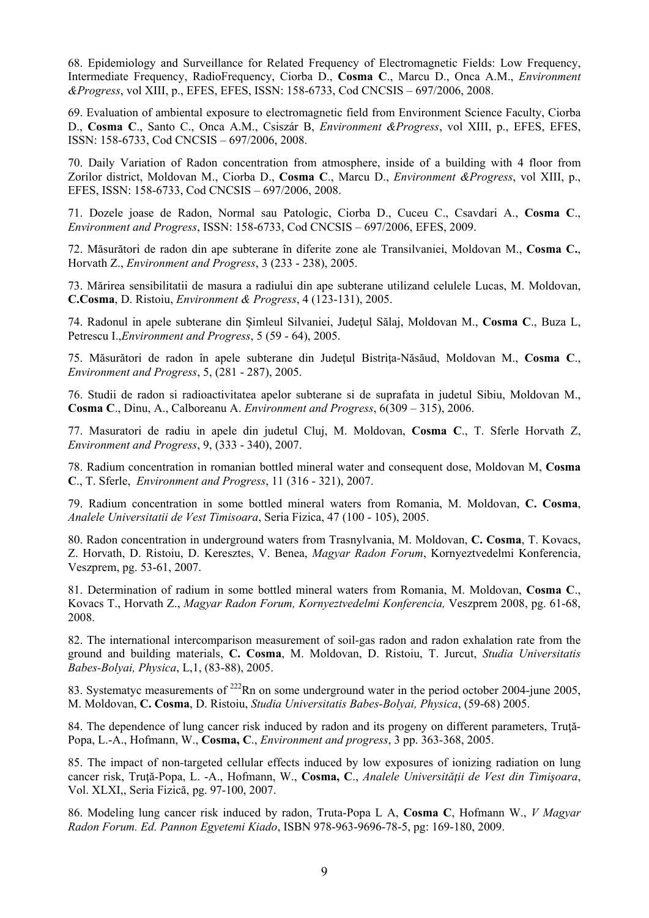68. Epidemiology and Surveillance for Related Frequency of Electromagnetic Fields: Low Frequency, Intermediate Frequency, RadioFrequency, Ciorba D., **Cosma C**., Marcu D., Onca A.M., *Environment &Progress*, vol XIII, p., EFES, EFES, ISSN: 158-6733, Cod CNCSIS – 697/2006, 2008.

69. Evaluation of ambiental exposure to electromagnetic field from Environment Science Faculty, Ciorba D., **Cosma C**., Santo C., Onca A.M., Csiszár B, *Environment &Progress*, vol XIII, p., EFES, EFES, ISSN: 158-6733, Cod CNCSIS – 697/2006, 2008.

70. Daily Variation of Radon concentration from atmosphere, inside of a building with 4 floor from Zorilor district, Moldovan M., Ciorba D., **Cosma C**., Marcu D., *Environment &Progress*, vol XIII, p., EFES, ISSN: 158-6733, Cod CNCSIS – 697/2006, 2008.

71. Dozele joase de Radon, Normal sau Patologic, Ciorba D., Cuceu C., Csavdari A., **Cosma C**., *Environment and Progress*, ISSN: 158-6733, Cod CNCSIS – 697/2006, EFES, 2009.

72. Măsurători de radon din ape subterane în diferite zone ale Transilvaniei, Moldovan M., **Cosma C.**, Horvath Z., *Environment and Progress*, 3 (233 - 238), 2005.

73. Mărirea sensibilitatii de masura a radiului din ape subterane utilizand celulele Lucas, M. Moldovan, **C.Cosma**, D. Ristoiu, *Environment & Progress*, 4 (123-131), 2005.

74. Radonul in apele subterane din Şimleul Silvaniei, Judeţul Sălaj, Moldovan M., **Cosma C**., Buza L, Petrescu I.,*Environment and Progress*, 5 (59 - 64), 2005.

75. Măsurători de radon în apele subterane din Judeţul Bistriţa-Năsăud, Moldovan M., **Cosma C**., *Environment and Progress*, 5, (281 - 287), 2005.

76. Studii de radon si radioactivitatea apelor subterane si de suprafata in judetul Sibiu, Moldovan M., **Cosma C**., Dinu, A., Calboreanu A. *Environment and Progress*, 6(309 – 315), 2006.

77. Masuratori de radiu in apele din judetul Cluj, M. Moldovan, **Cosma C**., T. Sferle Horvath Z, *Environment and Progress*, 9, (333 - 340), 2007.

78. Radium concentration in romanian bottled mineral water and consequent dose, Moldovan M, **Cosma C**., T. Sferle, *Environment and Progress*, 11 (316 - 321), 2007.

79. Radium concentration in some bottled mineral waters from Romania, M. Moldovan, **C. Cosma**, *Analele Universitatii de Vest Timisoara*, Seria Fizica, 47 (100 - 105), 2005.

80. Radon concentration in underground waters from Trasnylvania, M. Moldovan, **C. Cosma**, T. Kovacs, Z. Horvath, D. Ristoiu, D. Keresztes, V. Benea, *Magyar Radon Forum*, Kornyeztvedelmi Konferencia, Veszprem, pg. 53-61, 2007.

81. Determination of radium in some bottled mineral waters from Romania, M. Moldovan, **Cosma C**., Kovacs T., Horvath Z., *Magyar Radon Forum, Kornyeztvedelmi Konferencia,* Veszprem 2008, pg. 61-68, 2008.

82. The international intercomparison measurement of soil-gas radon and radon exhalation rate from the ground and building materials, **C. Cosma**, M. Moldovan, D. Ristoiu, T. Jurcut, *Studia Universitatis Babes-Bolyai, Physica*, L,1, (83-88), 2005.

83. Systematyc measurements of $^{222}$Rn on some underground water in the period october 2004-june 2005, M. Moldovan, **C. Cosma**, D. Ristoiu, *Studia Universitatis Babes-Bolyai, Physica*, (59-68) 2005.

84. The dependence of lung cancer risk induced by radon and its progeny on different parameters, Truţă-Popa, L.-A., Hofmann, W., **Cosma, C**., *Environment and progress*, 3 pp. 363-368, 2005.

85. The impact of non-targeted cellular effects induced by low exposures of ionizing radiation on lung cancer risk, Truţă-Popa, L. -A., Hofmann, W., **Cosma, C**., *Analele Universităţii de Vest din Timişoara*, Vol. XLXI,, Seria Fizică, pg. 97-100, 2007.

86. Modeling lung cancer risk induced by radon, Truta-Popa L A, **Cosma C**, Hofmann W., *V Magyar Radon Forum. Ed. Pannon Egyetemi Kiado*, ISBN 978-963-9696-78-5, pg: 169-180, 2009.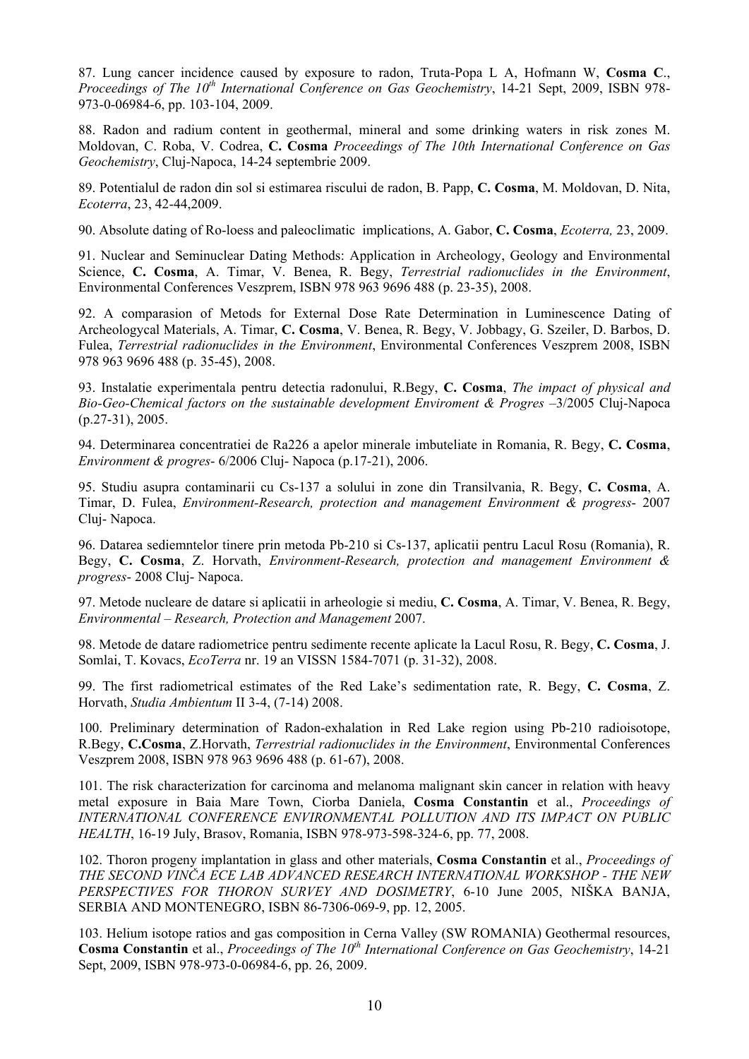87. Lung cancer incidence caused by exposure to radon, Truta-Popa L A, Hofmann W, **Cosma C**., *Proceedings of The 10th International Conference on Gas Geochemistry*, 14-21 Sept, 2009, ISBN 978-973-0-06984-6, pp. 103-104, 2009.

88. Radon and radium content in geothermal, mineral and some drinking waters in risk zones M. Moldovan, C. Roba, V. Codrea, **C. Cosma** *Proceedings of The 10th International Conference on Gas Geochemistry*, Cluj-Napoca, 14-24 septembrie 2009.

89. Potentialul de radon din sol si estimarea riscului de radon, B. Papp, **C. Cosma**, M. Moldovan, D. Nita, *Ecoterra*, 23, 42-44,2009.

90. Absolute dating of Ro-loess and paleoclimatic implications, A. Gabor, **C. Cosma**, *Ecoterra,* 23, 2009.

91. Nuclear and Seminuclear Dating Methods: Application in Archeology, Geology and Environmental Science, **C. Cosma**, A. Timar, V. Benea, R. Begy, *Terrestrial radionuclides in the Environment*, Environmental Conferences Veszprem, ISBN 978 963 9696 488 (p. 23-35), 2008.

92. A comparasion of Metods for External Dose Rate Determination in Luminescence Dating of Archeologycal Materials, A. Timar, **C. Cosma**, V. Benea, R. Begy, V. Jobbagy, G. Szeiler, D. Barbos, D. Fulea, *Terrestrial radionuclides in the Environment*, Environmental Conferences Veszprem 2008, ISBN 978 963 9696 488 (p. 35-45), 2008.

93. Instalatie experimentala pentru detectia radonului, R.Begy, **C. Cosma**, *The impact of physical and Bio-Geo-Chemical factors on the sustainable development Enviroment & Progres* –3/2005 Cluj-Napoca (p.27-31), 2005.

94. Determinarea concentratiei de Ra226 a apelor minerale imbuteliate in Romania, R. Begy, **C. Cosma**, *Environment & progres*- 6/2006 Cluj- Napoca (p.17-21), 2006.

95. Studiu asupra contaminarii cu Cs-137 a solului in zone din Transilvania, R. Begy, **C. Cosma**, A. Timar, D. Fulea, *Environment-Research, protection and management Environment & progress*- 2007 Cluj- Napoca.

96. Datarea sediemntelor tinere prin metoda Pb-210 si Cs-137, aplicatii pentru Lacul Rosu (Romania), R. Begy, **C. Cosma**, Z. Horvath, *Environment-Research, protection and management Environment & progress*- 2008 Cluj- Napoca.

97. Metode nucleare de datare si aplicatii in arheologie si mediu, **C. Cosma**, A. Timar, V. Benea, R. Begy, *Environmental – Research, Protection and Management* 2007.

98. Metode de datare radiometrice pentru sedimente recente aplicate la Lacul Rosu, R. Begy, **C. Cosma**, J. Somlai, T. Kovacs, *EcoTerra* nr. 19 an VISSN 1584-7071 (p. 31-32), 2008.

99. The first radiometrical estimates of the Red Lake's sedimentation rate, R. Begy, **C. Cosma**, Z. Horvath, *Studia Ambientum* II 3-4, (7-14) 2008.

100. Preliminary determination of Radon-exhalation in Red Lake region using Pb-210 radioisotope, R.Begy, **C.Cosma**, Z.Horvath, *Terrestrial radionuclides in the Environment*, Environmental Conferences Veszprem 2008, ISBN 978 963 9696 488 (p. 61-67), 2008.

101. The risk characterization for carcinoma and melanoma malignant skin cancer in relation with heavy metal exposure in Baia Mare Town, Ciorba Daniela, **Cosma Constantin** et al., *Proceedings of INTERNATIONAL CONFERENCE ENVIRONMENTAL POLLUTION AND ITS IMPACT ON PUBLIC HEALTH*, 16-19 July, Brasov, Romania, ISBN 978-973-598-324-6, pp. 77, 2008.

102. Thoron progeny implantation in glass and other materials, **Cosma Constantin** et al., *Proceedings of THE SECOND VINČA ECE LAB ADVANCED RESEARCH INTERNATIONAL WORKSHOP - THE NEW PERSPECTIVES FOR THORON SURVEY AND DOSIMETRY*, 6-10 June 2005, NIŠKA BANJA, SERBIA AND MONTENEGRO, ISBN 86-7306-069-9, pp. 12, 2005.

103. Helium isotope ratios and gas composition in Cerna Valley (SW ROMANIA) Geothermal resources, **Cosma Constantin** et al., *Proceedings of The 10th International Conference on Gas Geochemistry*, 14-21 Sept, 2009, ISBN 978-973-0-06984-6, pp. 26, 2009.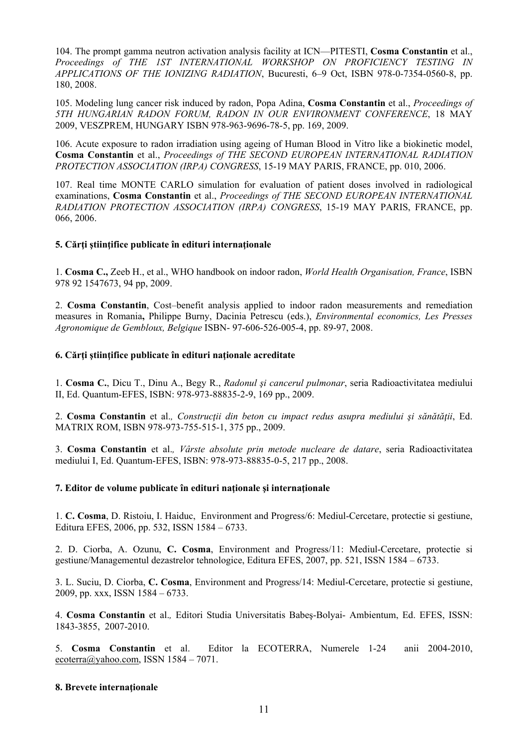104. The prompt gamma neutron activation analysis facility at ICN—PITESTI, **Cosma Constantin** et al., *Proceedings of THE 1ST INTERNATIONAL WORKSHOP ON PROFICIENCY TESTING IN APPLICATIONS OF THE IONIZING RADIATION*, Bucuresti, 6–9 Oct, ISBN 978-0-7354-0560-8, pp. 180, 2008.

105. Modeling lung cancer risk induced by radon, Popa Adina, **Cosma Constantin** et al., *Proceedings of 5TH HUNGARIAN RADON FORUM, RADON IN OUR ENVIRONMENT CONFERENCE*, 18 MAY 2009, VESZPREM, HUNGARY ISBN 978-963-9696-78-5, pp. 169, 2009.

106. Acute exposure to radon irradiation using ageing of Human Blood in Vitro like a biokinetic model, **Cosma Constantin** et al., *Proceedings of THE SECOND EUROPEAN INTERNATIONAL RADIATION PROTECTION ASSOCIATION (IRPA) CONGRESS*, 15-19 MAY PARIS, FRANCE, pp. 010, 2006.

107. Real time MONTE CARLO simulation for evaluation of patient doses involved in radiological examinations, **Cosma Constantin** et al., *Proceedings of THE SECOND EUROPEAN INTERNATIONAL RADIATION PROTECTION ASSOCIATION (IRPA) CONGRESS*, 15-19 MAY PARIS, FRANCE, pp. 066, 2006.

### 5. Cărţi ştiinţifice publicate în edituri internaţionale

1. **Cosma C.,** Zeeb H., et al., WHO handbook on indoor radon, *World Health Organisation, France*, ISBN 978 92 1547673, 94 pp, 2009.

2. **Cosma Constantin**, Cost–benefit analysis applied to indoor radon measurements and remediation measures in Romania**,** Philippe Burny, Dacinia Petrescu (eds.), *Environmental economics, Les Presses Agronomique de Gembloux, Belgique* ISBN- 97-606-526-005-4, pp. 89-97, 2008.

### 6. Cărţi ştiinţifice publicate în edituri naţionale acreditate

1. **Cosma C.**, Dicu T., Dinu A., Begy R., *Radonul şi cancerul pulmonar*, seria Radioactivitatea mediului II, Ed. Quantum-EFES, ISBN: 978-973-88835-2-9, 169 pp., 2009.

2. **Cosma Constantin** et al*., Construcţii din beton cu impact redus asupra mediului şi sănătăţii*, Ed. MATRIX ROM, ISBN 978-973-755-515-1, 375 pp., 2009.

3. **Cosma Constantin** et al*., Vârste absolute prin metode nucleare de datare*, seria Radioactivitatea mediului I, Ed. Quantum-EFES, ISBN: 978-973-88835-0-5, 217 pp., 2008.

### 7. Editor de volume publicate în edituri naţionale şi internaţionale

1. **C. Cosma**, D. Ristoiu, I. Haiduc, Environment and Progress/6: Mediul-Cercetare, protectie si gestiune, Editura EFES, 2006, pp. 532, ISSN 1584 – 6733.

2. D. Ciorba, A. Ozunu, **C. Cosma**, Environment and Progress/11: Mediul-Cercetare, protectie si gestiune/Managementul dezastrelor tehnologice, Editura EFES, 2007, pp. 521, ISSN 1584 – 6733.

3. L. Suciu, D. Ciorba, **C. Cosma**, Environment and Progress/14: Mediul-Cercetare, protectie si gestiune, 2009, pp. xxx, ISSN 1584 – 6733.

4. **Cosma Constantin** et al*.,* Editori Studia Universitatis Babeş-Bolyai- Ambientum, Ed. EFES, ISSN: 1843-3855, 2007-2010.

5. **Cosma Constantin** et al. Editor la ECOTERRA, Numerele 1-24 anii 2004-2010, ecoterra@yahoo.com, ISSN 1584 – 7071.

### 8. Brevete internaţionale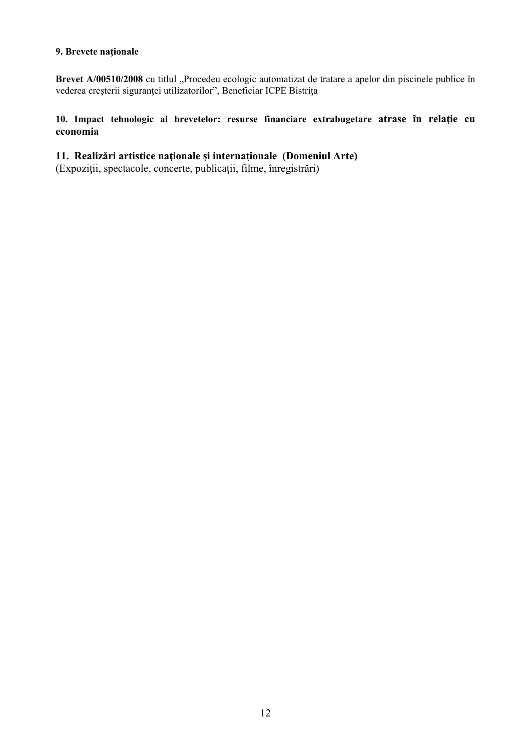**9. Brevete naționale**

**Brevet A/00510/2008** cu titlul „Procedeu ecologic automatizat de tratare a apelor din piscinele publice în vederea creşterii siguranţei utilizatorilor", Beneficiar ICPE Bistriţa

**10. Impact tehnologic al brevetelor: resurse financiare extrabugetare atrase în relație cu economia**

**11. Realizări artistice naţionale şi internaţionale (Domeniul Arte)**
(Expoziţii, spectacole, concerte, publicaţii, filme, înregistrări)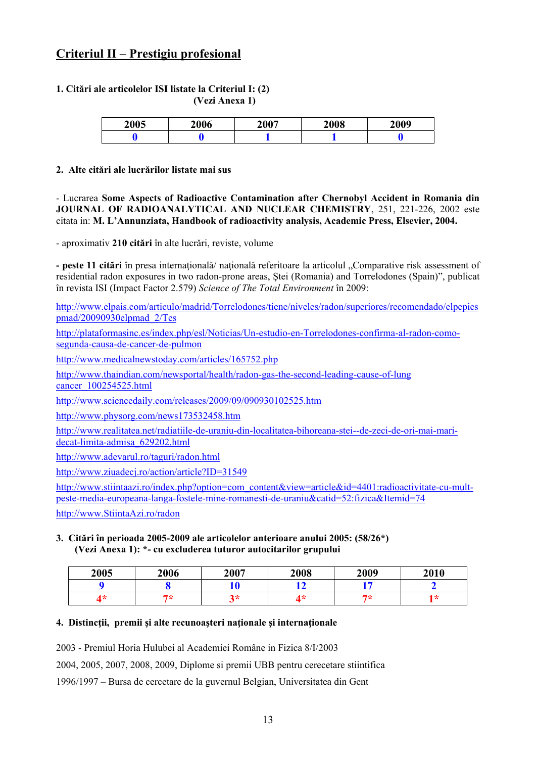## Criteriul II – Prestigiu profesional

**1. Citări ale articolelor ISI listate la Criteriul I: (2)**
**(Vezi Anexa 1)**

| 2005 | 2006 | 2007 | 2008 | 2009 |
|---|---|---|---|---|
| 0 | 0 | 1 | 1 | 0 |

**2. Alte citări ale lucrărilor listate mai sus**

- Lucrarea **Some Aspects of Radioactive Contamination after Chernobyl Accident in Romania din JOURNAL OF RADIOANALYTICAL AND NUCLEAR CHEMISTRY**, 251, 221-226, 2002 este citata in: **M. L'Annunziata, Handbook of radioactivity analysis, Academic Press, Elsevier, 2004.**

- aproximativ **210 citări** în alte lucrări, reviste, volume

**- peste 11 citări** în presa internațională/ națională referitoare la articolul „Comparative risk assessment of residential radon exposures in two radon-prone areas, Ştei (Romania) and Torrelodones (Spain)", publicat în revista ISI (Impact Factor 2.579) *Science of The Total Environment* în 2009:

http://www.elpais.com/articulo/madrid/Torrelodones/tiene/niveles/radon/superiores/recomendado/elpepiespmad/20090930elpmad_2/Tes

http://plataformasinc.es/index.php/esl/Noticias/Un-estudio-en-Torrelodones-confirma-al-radon-como-segunda-causa-de-cancer-de-pulmon

http://www.medicalnewstoday.com/articles/165752.php

http://www.thaindian.com/newsportal/health/radon-gas-the-second-leading-cause-of-lung cancer_100254525.html

http://www.sciencedaily.com/releases/2009/09/090930102525.htm

http://www.physorg.com/news173532458.htm

http://www.realitatea.net/radiatiile-de-uraniu-din-localitatea-bihoreana-stei--de-zeci-de-ori-mai-mari-decat-limita-admisa_629202.html

http://www.adevarul.ro/taguri/radon.html

http://www.ziuadecj.ro/action/article?ID=31549

http://www.stiintaazi.ro/index.php?option=com_content&view=article&id=4401:radioactivitate-cu-mult-peste-media-europeana-langa-fostele-mine-romanesti-de-uraniu&catid=52:fizica&Itemid=74

http://www.StiintaAzi.ro/radon

**3. Citări în perioada 2005-2009 ale articolelor anterioare anului 2005: (58/26*)**
**(Vezi Anexa 1): *- cu excluderea tuturor autocitarilor grupului**

| 2005 | 2006 | 2007 | 2008 | 2009 | 2010 |
|---|---|---|---|---|---|
| 9 | 8 | 10 | 12 | 17 | 2 |
| 4* | 7* | 3* | 4* | 7* | 1* |

**4. Distincții, premii și alte recunoașteri naționale și internaționale**

2003 - Premiul Horia Hulubei al Academiei Române in Fizica 8/I/2003

2004, 2005, 2007, 2008, 2009, Diplome si premii UBB pentru cerecetare stiintifica

1996/1997 – Bursa de cercetare de la guvernul Belgian, Universitatea din Gent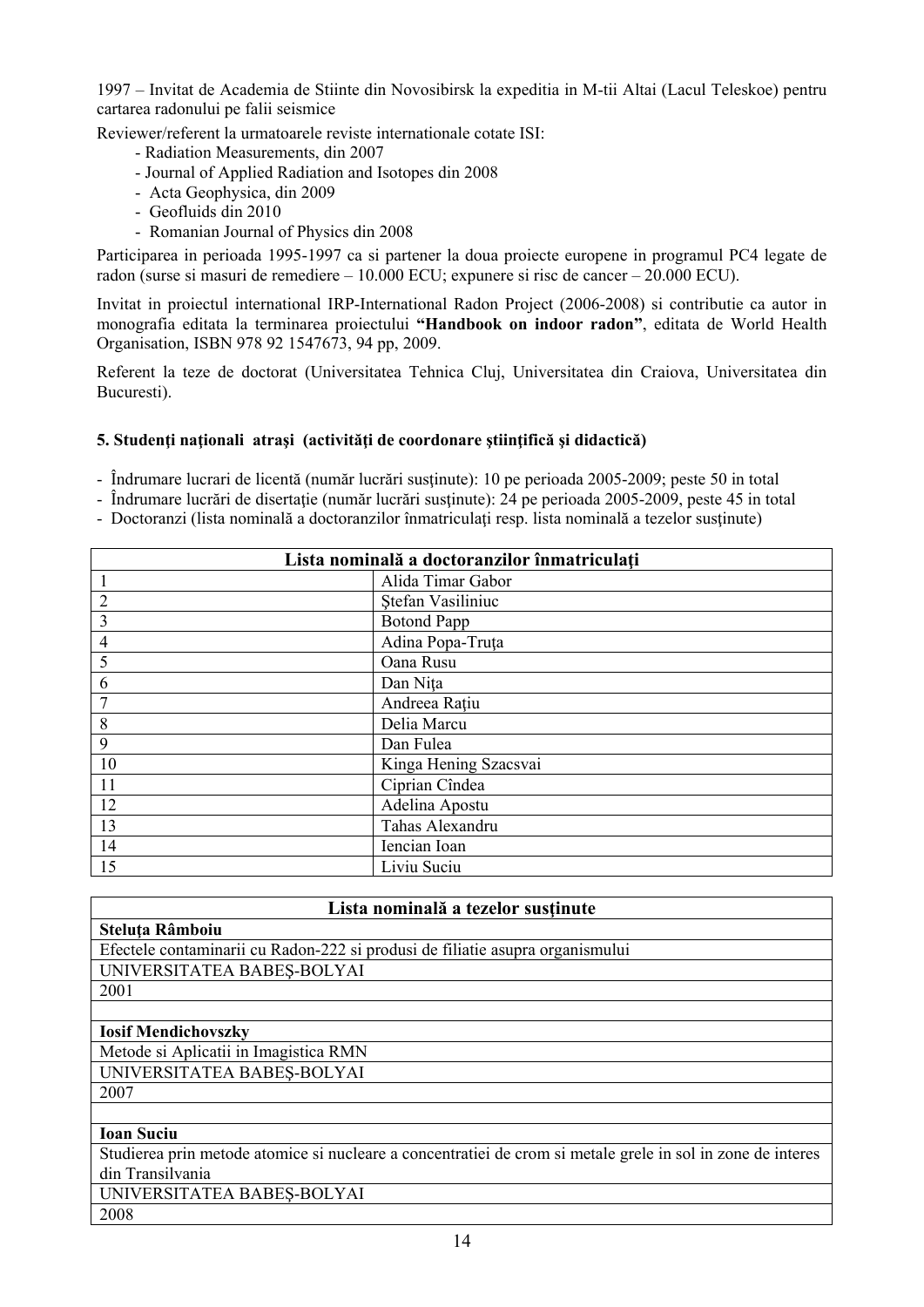1997 – Invitat de Academia de Stiinte din Novosibirsk la expeditia in M-tii Altai (Lacul Teleskoe) pentru cartarea radonului pe falii seismice

Reviewer/referent la urmatoarele reviste internationale cotate ISI:

- Radiation Measurements, din 2007
- Journal of Applied Radiation and Isotopes din 2008
- Acta Geophysica, din 2009
- Geofluids din 2010
- Romanian Journal of Physics din 2008

Participarea in perioada 1995-1997 ca si partener la doua proiecte europene in programul PC4 legate de radon (surse si masuri de remediere – 10.000 ECU; expunere si risc de cancer – 20.000 ECU).

Invitat in proiectul international IRP-International Radon Project (2006-2008) si contributie ca autor in monografia editata la terminarea proiectului **"Handbook on indoor radon"**, editata de World Health Organisation, ISBN 978 92 1547673, 94 pp, 2009.

Referent la teze de doctorat (Universitatea Tehnica Cluj, Universitatea din Craiova, Universitatea din Bucuresti).

### 5. Studenţi naţionali atraşi (activităţi de coordonare ştiinţifică şi didactică)

- Îndrumare lucrari de licentă (număr lucrări susţinute): 10 pe perioada 2005-2009; peste 50 in total
- Îndrumare lucrări de disertaţie (număr lucrări susţinute): 24 pe perioada 2005-2009, peste 45 in total
- Doctoranzi (lista nominală a doctoranzilor înmatriculaţi resp. lista nominală a tezelor susţinute)

| Lista nominală a doctoranzilor înmatriculaţi | |
|---|---|
| 1 | Alida Timar Gabor |
| 2 | Ştefan Vasiliniuc |
| 3 | Botond Papp |
| 4 | Adina Popa-Truţa |
| 5 | Oana Rusu |
| 6 | Dan Niţa |
| 7 | Andreea Raţiu |
| 8 | Delia Marcu |
| 9 | Dan Fulea |
| 10 | Kinga Hening Szacsvai |
| 11 | Ciprian Cîndea |
| 12 | Adelina Apostu |
| 13 | Tahas Alexandru |
| 14 | Iencian Ioan |
| 15 | Liviu Suciu |

| Lista nominală a tezelor susţinute |
|---|
| **Steluţa Râmboiu** |
| Efectele contaminarii cu Radon-222 si produsi de filiatie asupra organismului |
| UNIVERSITATEA BABEŞ-BOLYAI |
| 2001 |
| |
| **Iosif Mendichovszky** |
| Metode si Aplicatii in Imagistica RMN |
| UNIVERSITATEA BABEŞ-BOLYAI |
| 2007 |
| |
| **Ioan Suciu** |
| Studierea prin metode atomice si nucleare a concentratiei de crom si metale grele in sol in zone de interes din Transilvania |
| UNIVERSITATEA BABEŞ-BOLYAI |
| 2008 |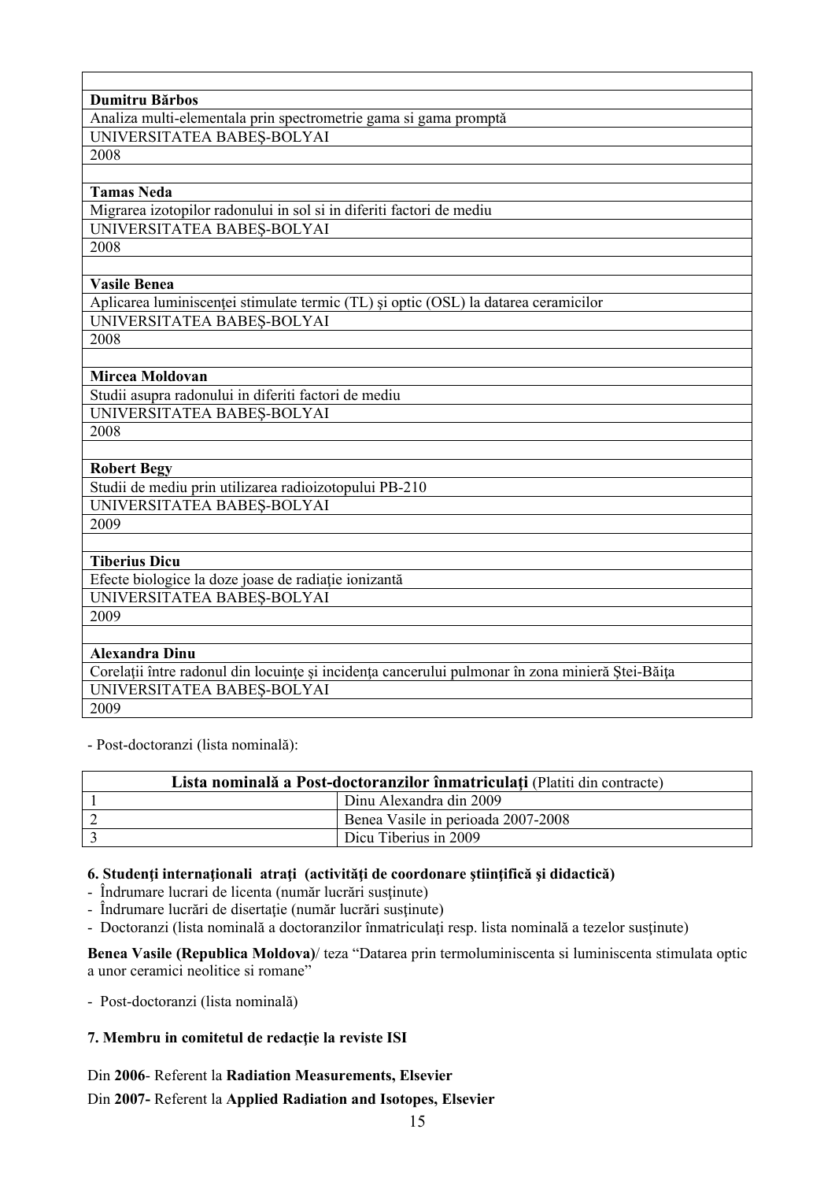| |
|---|
| **Dumitru Bărbos** |
| Analiza multi-elementala prin spectrometrie gama si gama promptă |
| UNIVERSITATEA BABEŞ-BOLYAI |
| 2008 |
| |
| **Tamas Neda** |
| Migrarea izotopilor radonului in sol si in diferiti factori de mediu |
| UNIVERSITATEA BABEŞ-BOLYAI |
| 2008 |
| |
| **Vasile Benea** |
| Aplicarea luminiscenţei stimulate termic (TL) şi optic (OSL) la datarea ceramicilor |
| UNIVERSITATEA BABEŞ-BOLYAI |
| 2008 |
| |
| **Mircea Moldovan** |
| Studii asupra radonului in diferiti factori de mediu |
| UNIVERSITATEA BABEŞ-BOLYAI |
| 2008 |
| |
| **Robert Begy** |
| Studii de mediu prin utilizarea radioizotopului PB-210 |
| UNIVERSITATEA BABEŞ-BOLYAI |
| 2009 |
| |
| **Tiberius Dicu** |
| Efecte biologice la doze joase de radiaţie ionizantă |
| UNIVERSITATEA BABEŞ-BOLYAI |
| 2009 |
| |
| **Alexandra Dinu** |
| Corelaţii între radonul din locuinţe şi incidenţa cancerului pulmonar în zona minieră Ştei-Băiţa |
| UNIVERSITATEA BABEŞ-BOLYAI |
| 2009 |

- Post-doctoranzi (lista nominală):

| **Lista nominală a Post-doctoranzilor înmatriculaţi** (Platiti din contracte) | |
|---|---|
| 1 | Dinu Alexandra din 2009 |
| 2 | Benea Vasile in perioada 2007-2008 |
| 3 | Dicu Tiberius in 2009 |

**6. Studenţi internaţionali atraţi (activităţi de coordonare ştiinţifică şi didactică)**

- Îndrumare lucrari de licenta (număr lucrări susţinute)
- Îndrumare lucrări de disertaţie (număr lucrări susţinute)
- Doctoranzi (lista nominală a doctoranzilor înmatriculaţi resp. lista nominală a tezelor susţinute)

**Benea Vasile (Republica Moldova)**/ teza "Datarea prin termoluminiscenta si luminiscenta stimulata optic a unor ceramici neolitice si romane"

- Post-doctoranzi (lista nominală)

**7. Membru in comitetul de redacţie la reviste ISI**

Din **2006**- Referent la **Radiation Measurements, Elsevier**

Din **2007-** Referent la **Applied Radiation and Isotopes, Elsevier**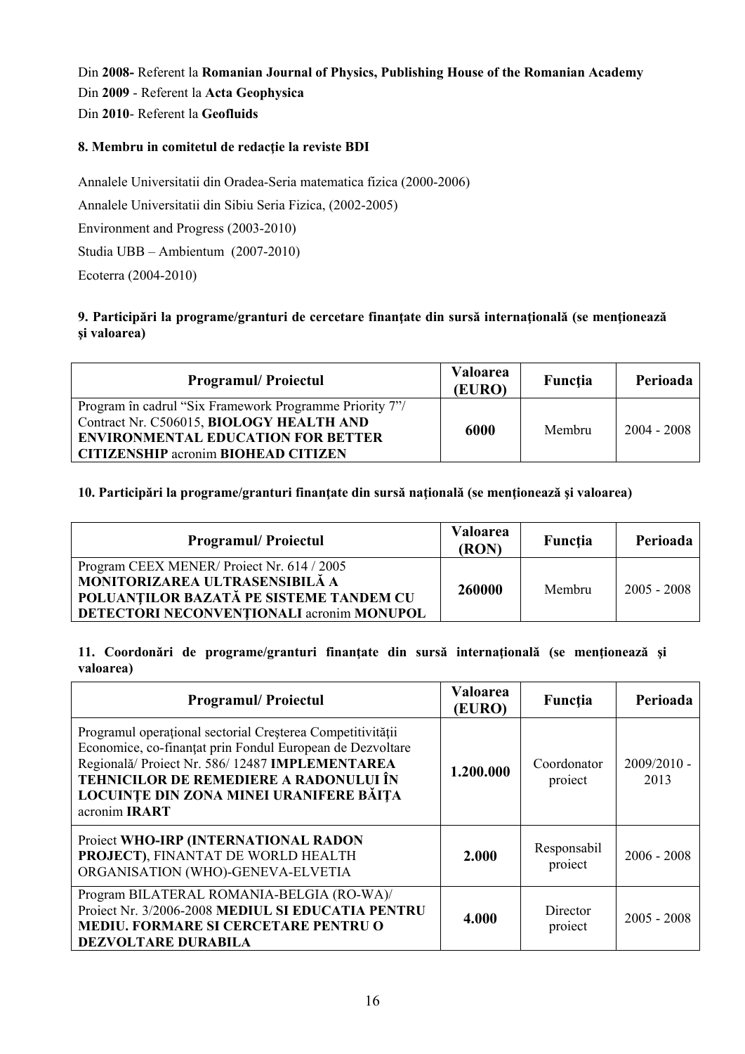Din **2008-** Referent la **Romanian Journal of Physics, Publishing House of the Romanian Academy**
Din **2009** - Referent la **Acta Geophysica**
Din **2010**- Referent la **Geofluids**

#### 8. Membru in comitetul de redacție la reviste BDI

Annalele Universitatii din Oradea-Seria matematica fizica (2000-2006)

Annalele Universitatii din Sibiu Seria Fizica, (2002-2005)

Environment and Progress (2003-2010)

Studia UBB – Ambientum (2007-2010)

Ecoterra (2004-2010)

#### 9. Participări la programe/granturi de cercetare finanțate din sursă internațională (se menționează şi valoarea)

| Programul/ Proiectul | Valoarea (EURO) | Funcţia | Perioada |
|---|---|---|---|
| Program în cadrul "Six Framework Programme Priority 7"/ Contract Nr. C506015, **BIOLOGY HEALTH AND ENVIRONMENTAL EDUCATION FOR BETTER CITIZENSHIP** acronim **BIOHEAD CITIZEN** | **6000** | Membru | 2004 - 2008 |

#### 10. Participări la programe/granturi finanțate din sursă națională (se menționează şi valoarea)

| Programul/ Proiectul | Valoarea (RON) | Funcţia | Perioada |
|---|---|---|---|
| Program CEEX MENER/ Proiect Nr. 614 / 2005 **MONITORIZAREA ULTRASENSIBILĂ A POLUANȚILOR BAZATĂ PE SISTEME TANDEM CU DETECTORI NECONVENȚIONALI** acronim **MONUPOL** | **260000** | Membru | 2005 - 2008 |

#### 11. Coordonări de programe/granturi finanțate din sursă internațională (se menționează şi valoarea)

| Programul/ Proiectul | Valoarea (EURO) | Funcţia | Perioada |
|---|---|---|---|
| Programul operaţional sectorial Creşterea Competitivităţii Economice, co-finanţat prin Fondul European de Dezvoltare Regională/ Proiect Nr. 586/ 12487 **IMPLEMENTAREA TEHNICILOR DE REMEDIERE A RADONULUI ÎN LOCUINȚE DIN ZONA MINEI URANIFERE BĂIȚA** acronim **IRART** | **1.200.000** | Coordonator proiect | 2009/2010 - 2013 |
| Proiect **WHO-IRP (INTERNATIONAL RADON PROJECT)**, FINANTAT DE WORLD HEALTH ORGANISATION (WHO)-GENEVA-ELVETIA | **2.000** | Responsabil proiect | 2006 - 2008 |
| Program BILATERAL ROMANIA-BELGIA (RO-WA)/ Proiect Nr. 3/2006-2008 **MEDIUL SI EDUCATIA PENTRU MEDIU. FORMARE SI CERCETARE PENTRU O DEZVOLTARE DURABILA** | **4.000** | Director proiect | 2005 - 2008 |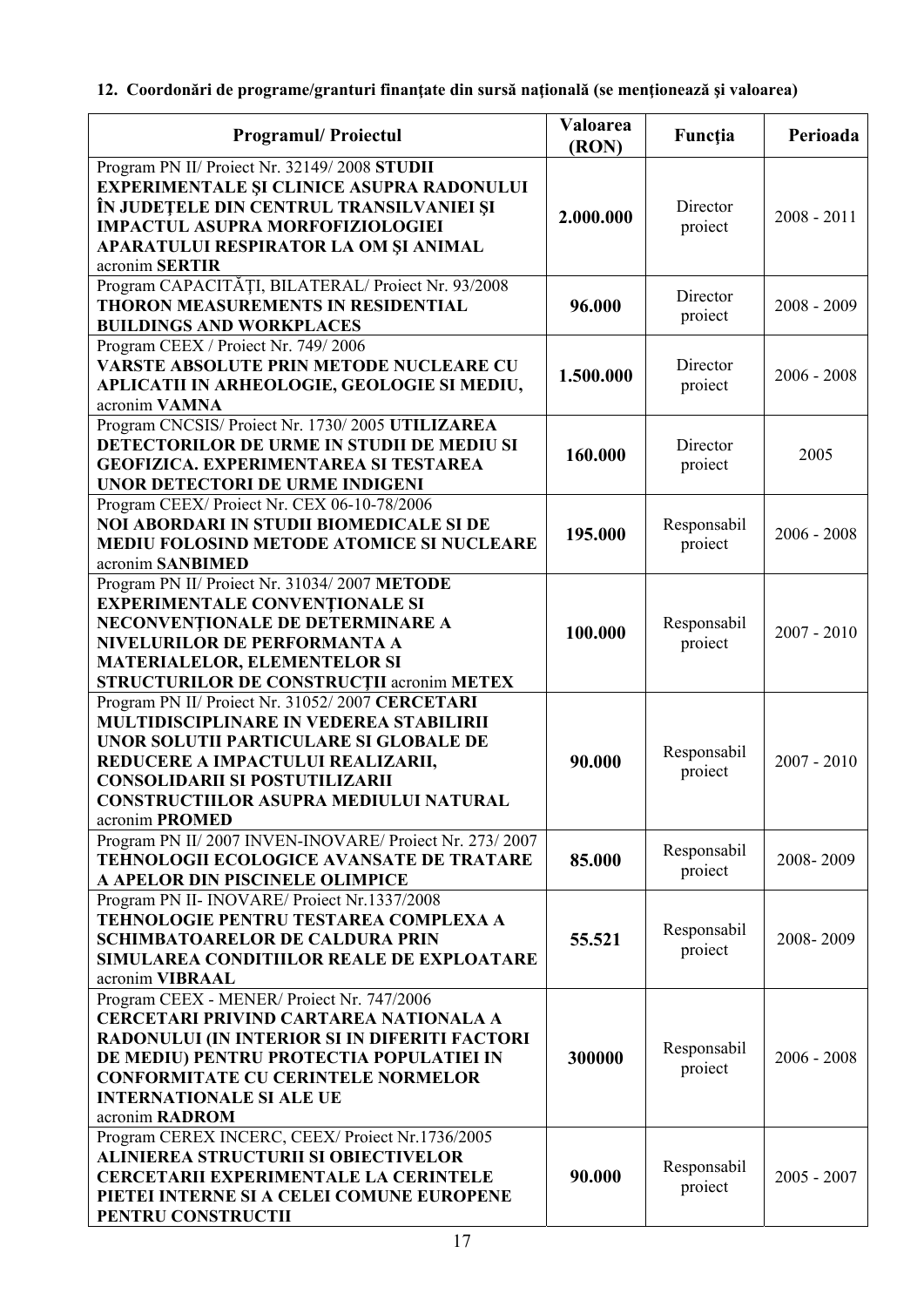**12. Coordonări de programe/granturi finanţate din sursă naţională (se menţionează şi valoarea)**

| Programul/ Proiectul | Valoarea (RON) | Funcţia | Perioada |
|---|---|---|---|
| Program PN II/ Proiect Nr. 32149/ 2008 **STUDII EXPERIMENTALE ŞI CLINICE ASUPRA RADONULUI ÎN JUDEŢELE DIN CENTRUL TRANSILVANIEI ŞI IMPACTUL ASUPRA MORFOFIZIOLOGIEI APARATULUI RESPIRATOR LA OM ŞI ANIMAL** acronim **SERTIR** | **2.000.000** | Director proiect | 2008 - 2011 |
| Program CAPACITĂŢI, BILATERAL/ Proiect Nr. 93/2008 **THORON MEASUREMENTS IN RESIDENTIAL BUILDINGS AND WORKPLACES** | **96.000** | Director proiect | 2008 - 2009 |
| Program CEEX / Proiect Nr. 749/ 2006 **VARSTE ABSOLUTE PRIN METODE NUCLEARE CU APLICATII IN ARHEOLOGIE, GEOLOGIE SI MEDIU,** acronim **VAMNA** | **1.500.000** | Director proiect | 2006 - 2008 |
| Program CNCSIS/ Proiect Nr. 1730/ 2005 **UTILIZAREA DETECTORILOR DE URME IN STUDII DE MEDIU SI GEOFIZICA. EXPERIMENTAREA SI TESTAREA UNOR DETECTORI DE URME INDIGENI** | **160.000** | Director proiect | 2005 |
| Program CEEX/ Proiect Nr. CEX 06-10-78/2006 **NOI ABORDARI IN STUDII BIOMEDICALE SI DE MEDIU FOLOSIND METODE ATOMICE SI NUCLEARE** acronim **SANBIMED** | **195.000** | Responsabil proiect | 2006 - 2008 |
| Program PN II/ Proiect Nr. 31034/ 2007 **METODE EXPERIMENTALE CONVENŢIONALE SI NECONVENŢIONALE DE DETERMINARE A NIVELURILOR DE PERFORMANTA A MATERIALELOR, ELEMENTELOR SI STRUCTURILOR DE CONSTRUCŢII** acronim **METEX** | **100.000** | Responsabil proiect | 2007 - 2010 |
| Program PN II/ Proiect Nr. 31052/ 2007 **CERCETARI MULTIDISCIPLINARE IN VEDEREA STABILIRII UNOR SOLUTII PARTICULARE SI GLOBALE DE REDUCERE A IMPACTULUI REALIZARII, CONSOLIDARII SI POSTUTILIZARII CONSTRUCTIILOR ASUPRA MEDIULUI NATURAL** acronim **PROMED** | **90.000** | Responsabil proiect | 2007 - 2010 |
| Program PN II/ 2007 INVEN-INOVARE/ Proiect Nr. 273/ 2007 **TEHNOLOGII ECOLOGICE AVANSATE DE TRATARE A APELOR DIN PISCINELE OLIMPICE** | **85.000** | Responsabil proiect | 2008- 2009 |
| Program PN II- INOVARE/ Proiect Nr.1337/2008 **TEHNOLOGIE PENTRU TESTAREA COMPLEXA A SCHIMBATOARELOR DE CALDURA PRIN SIMULAREA CONDITIILOR REALE DE EXPLOATARE** acronim **VIBRAAL** | **55.521** | Responsabil proiect | 2008- 2009 |
| Program CEEX - MENER/ Proiect Nr. 747/2006 **CERCETARI PRIVIND CARTAREA NATIONALA A RADONULUI (IN INTERIOR SI IN DIFERITI FACTORI DE MEDIU) PENTRU PROTECTIA POPULATIEI IN CONFORMITATE CU CERINTELE NORMELOR INTERNATIONALE SI ALE UE** acronim **RADROM** | **300000** | Responsabil proiect | 2006 - 2008 |
| Program CEREX INCERC, CEEX/ Proiect Nr.1736/2005 **ALINIEREA STRUCTURII SI OBIECTIVELOR CERCETARII EXPERIMENTALE LA CERINTELE PIETEI INTERNE SI A CELEI COMUNE EUROPENE PENTRU CONSTRUCTII** | **90.000** | Responsabil proiect | 2005 - 2007 |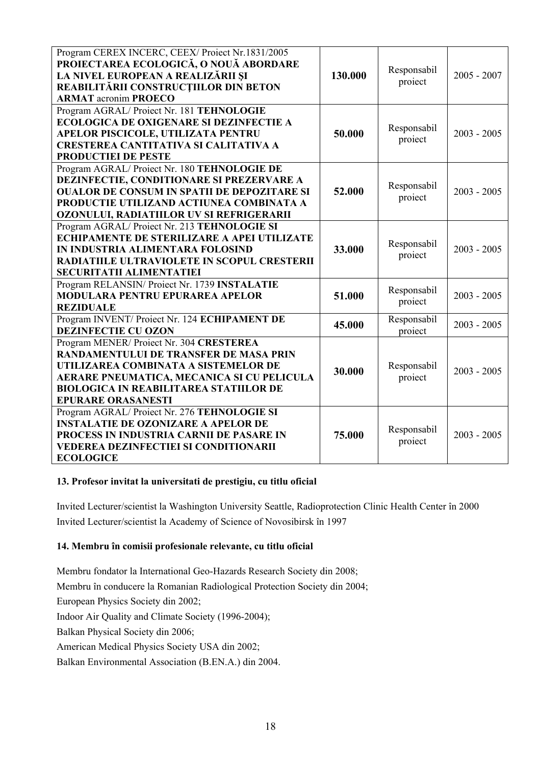| | | | |
|---|---|---|---|
| Program CEREX INCERC, CEEX/ Proiect Nr.1831/2005 **PROIECTAREA ECOLOGICĂ, O NOUĂ ABORDARE LA NIVEL EUROPEAN A REALIZĂRII ŞI REABILITĂRII CONSTRUCŢIILOR DIN BETON ARMAT** acronim **PROECO** | **130.000** | Responsabil proiect | 2005 - 2007 |
| Program AGRAL/ Proiect Nr. 181 **TEHNOLOGIE ECOLOGICA DE OXIGENARE SI DEZINFECTIE A APELOR PISCICOLE, UTILIZATA PENTRU CRESTEREA CANTITATIVA SI CALITATIVA A PRODUCTIEI DE PESTE** | **50.000** | Responsabil proiect | 2003 - 2005 |
| Program AGRAL/ Proiect Nr. 180 **TEHNOLOGIE DE DEZINFECTIE, CONDITIONARE SI PREZERVARE A OUALOR DE CONSUM IN SPATII DE DEPOZITARE SI PRODUCTIE UTILIZAND ACTIUNEA COMBINATA A OZONULUI, RADIATIILOR UV SI REFRIGERARII** | **52.000** | Responsabil proiect | 2003 - 2005 |
| Program AGRAL/ Proiect Nr. 213 **TEHNOLOGIE SI ECHIPAMENTE DE STERILIZARE A APEI UTILIZATE IN INDUSTRIA ALIMENTARA FOLOSIND RADIATIILE ULTRAVIOLETE IN SCOPUL CRESTERII SECURITATII ALIMENTATIEI** | **33.000** | Responsabil proiect | 2003 - 2005 |
| Program RELANSIN/ Proiect Nr. 1739 **INSTALATIE MODULARA PENTRU EPURAREA APELOR REZIDUALE** | **51.000** | Responsabil proiect | 2003 - 2005 |
| Program INVENT/ Proiect Nr. 124 **ECHIPAMENT DE DEZINFECTIE CU OZON** | **45.000** | Responsabil proiect | 2003 - 2005 |
| Program MENER/ Proiect Nr. 304 **CRESTEREA RANDAMENTULUI DE TRANSFER DE MASA PRIN UTILIZAREA COMBINATA A SISTEMELOR DE AERARE PNEUMATICA, MECANICA SI CU PELICULA BIOLOGICA IN REABILITAREA STATIILOR DE EPURARE ORASANESTI** | **30.000** | Responsabil proiect | 2003 - 2005 |
| Program AGRAL/ Proiect Nr. 276 **TEHNOLOGIE SI INSTALATIE DE OZONIZARE A APELOR DE PROCESS IN INDUSTRIA CARNII DE PASARE IN VEDEREA DEZINFECTIEI SI CONDITIONARII ECOLOGICE** | **75.000** | Responsabil proiect | 2003 - 2005 |

**13. Profesor invitat la universitati de prestigiu, cu titlu oficial**

Invited Lecturer/scientist la Washington University Seattle, Radioprotection Clinic Health Center în 2000

Invited Lecturer/scientist la Academy of Science of Novosibirsk în 1997

**14. Membru în comisii profesionale relevante, cu titlu oficial**

Membru fondator la International Geo-Hazards Research Society din 2008;

Membru în conducere la Romanian Radiological Protection Society din 2004;

European Physics Society din 2002;

Indoor Air Quality and Climate Society (1996-2004);

Balkan Physical Society din 2006;

American Medical Physics Society USA din 2002;

Balkan Environmental Association (B.EN.A.) din 2004.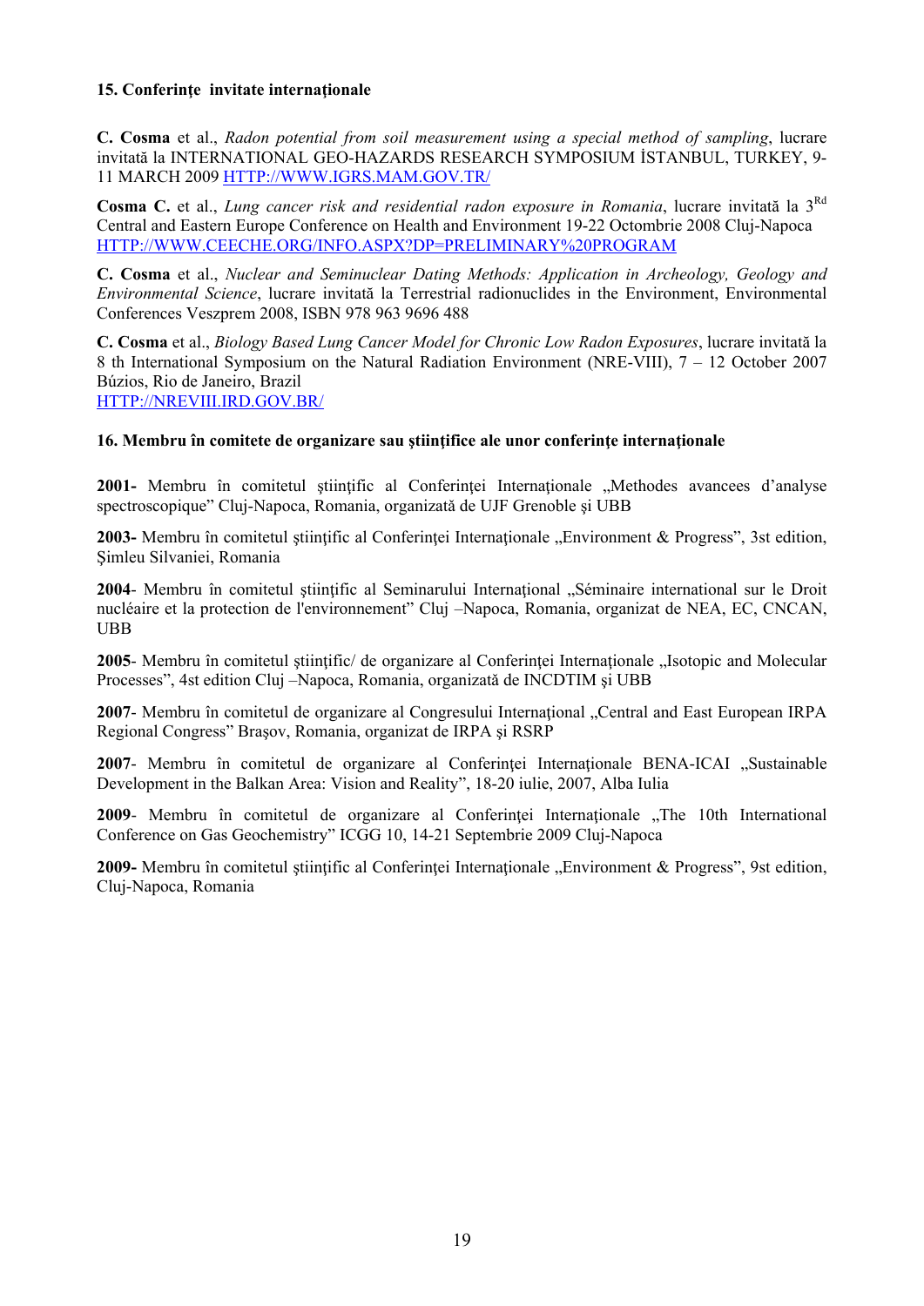**15. Conferinţe invitate internaţionale**

**C. Cosma** et al., *Radon potential from soil measurement using a special method of sampling*, lucrare invitată la INTERNATIONAL GEO-HAZARDS RESEARCH SYMPOSIUM İSTANBUL, TURKEY, 9-11 MARCH 2009 HTTP://WWW.IGRS.MAM.GOV.TR/

**Cosma C.** et al., *Lung cancer risk and residential radon exposure in Romania*, lucrare invitată la 3[Rd] Central and Eastern Europe Conference on Health and Environment 19-22 Octombrie 2008 Cluj-Napoca HTTP://WWW.CEECHE.ORG/INFO.ASPX?DP=PRELIMINARY%20PROGRAM

**C. Cosma** et al., *Nuclear and Seminuclear Dating Methods: Application in Archeology, Geology and Environmental Science*, lucrare invitată la Terrestrial radionuclides in the Environment, Environmental Conferences Veszprem 2008, ISBN 978 963 9696 488

**C. Cosma** et al., *Biology Based Lung Cancer Model for Chronic Low Radon Exposures*, lucrare invitată la 8 th International Symposium on the Natural Radiation Environment (NRE-VIII), 7 – 12 October 2007 Búzios, Rio de Janeiro, Brazil
HTTP://NREVIII.IRD.GOV.BR/

**16. Membru în comitete de organizare sau ştiinţifice ale unor conferinţe internaţionale**

**2001-** Membru în comitetul ştiinţific al Conferinţei Internaţionale „Methodes avancees d'analyse spectroscopique" Cluj-Napoca, Romania, organizată de UJF Grenoble şi UBB

**2003-** Membru în comitetul ştiinţific al Conferinţei Internaţionale „Environment & Progress", 3st edition, Şimleu Silvaniei, Romania

**2004**- Membru în comitetul ştiinţific al Seminarului Internaţional „Séminaire international sur le Droit nucléaire et la protection de l'environnement" Cluj –Napoca, Romania, organizat de NEA, EC, CNCAN, UBB

**2005**- Membru în comitetul ştiinţific/ de organizare al Conferinţei Internaţionale „Isotopic and Molecular Processes", 4st edition Cluj –Napoca, Romania, organizată de INCDTIM şi UBB

**2007**- Membru în comitetul de organizare al Congresului Internaţional „Central and East European IRPA Regional Congress" Braşov, Romania, organizat de IRPA şi RSRP

**2007**- Membru în comitetul de organizare al Conferinţei Internaţionale BENA-ICAI „Sustainable Development in the Balkan Area: Vision and Reality", 18-20 iulie, 2007, Alba Iulia

**2009**- Membru în comitetul de organizare al Conferinţei Internaţionale „The 10th International Conference on Gas Geochemistry" ICGG 10, 14-21 Septembrie 2009 Cluj-Napoca

**2009-** Membru în comitetul ştiinţific al Conferinţei Internaţionale „Environment & Progress", 9st edition, Cluj-Napoca, Romania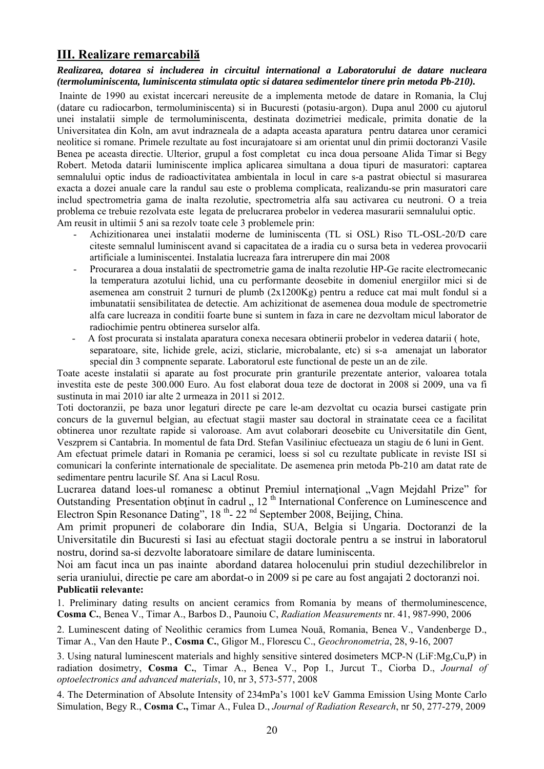## III. Realizare remarcabilă

***Realizarea, dotarea si includerea in circuitul international a Laboratorului de datare nucleara (termoluminiscenta, luminiscenta stimulata optic si datarea sedimentelor tinere prin metoda Pb-210).***

Inainte de 1990 au existat incercari nereusite de a implementa metode de datare in Romania, la Cluj (datare cu radiocarbon, termoluminiscenta) si in Bucuresti (potasiu-argon). Dupa anul 2000 cu ajutorul unei instalatii simple de termoluminiscenta, destinata dozimetriei medicale, primita donatie de la Universitatea din Koln, am avut indrazneala de a adapta aceasta aparatura pentru datarea unor ceramici neolitice si romane. Primele rezultate au fost incurajatoare si am orientat unul din primii doctoranzi Vasile Benea pe aceasta directie. Ulterior, grupul a fost completat cu inca doua persoane Alida Timar si Begy Robert. Metoda datarii luminiscente implica aplicarea simultana a doua tipuri de masuratori: captarea semnalului optic indus de radioactivitatea ambientala in locul in care s-a pastrat obiectul si masurarea exacta a dozei anuale care la randul sau este o problema complicata, realizandu-se prin masuratori care includ spectrometria gama de inalta rezolutie, spectrometria alfa sau activarea cu neutroni. O a treia problema ce trebuie rezolvata este legata de prelucrarea probelor in vederea masurarii semnalului optic.
Am reusit in ultimii 5 ani sa rezolv toate cele 3 problemele prin:

- Achizitionarea unei instalatii moderne de luminiscenta (TL si OSL) Riso TL-OSL-20/D care citeste semnalul luminiscent avand si capacitatea de a iradia cu o sursa beta in vederea provocarii artificiale a luminiscentei. Instalatia lucreaza fara intrerupere din mai 2008
- Procurarea a doua instalatii de spectrometrie gama de inalta rezolutie HP-Ge racite electromecanic la temperatura azotului lichid, una cu performante deosebite in domeniul energiilor mici si de asemenea am construit 2 turnuri de plumb (2x1200Kg) pentru a reduce cat mai mult fondul si a imbunatatii sensibilitatea de detectie. Am achizitionat de asemenea doua module de spectrometrie alfa care lucreaza in conditii foarte bune si suntem in faza in care ne dezvoltam micul laborator de radiochimie pentru obtinerea surselor alfa.
- A fost procurata si instalata aparatura conexa necesara obtinerii probelor in vederea datarii ( hote, separatoare, site, lichide grele, acizi, sticlarie, microbalante, etc) si s-a amenajat un laborator special din 3 compnente separate. Laboratorul este functional de peste un an de zile.

Toate aceste instalatii si aparate au fost procurate prin granturile prezentate anterior, valoarea totala investita este de peste 300.000 Euro. Au fost elaborat doua teze de doctorat in 2008 si 2009, una va fi sustinuta in mai 2010 iar alte 2 urmeaza in 2011 si 2012.

Toti doctoranzii, pe baza unor legaturi directe pe care le-am dezvoltat cu ocazia bursei castigate prin concurs de la guvernul belgian, au efectuat stagii master sau doctoral in strainatate ceea ce a facilitat obtinerea unor rezultate rapide si valoroase. Am avut colaborari deosebite cu Universitatile din Gent, Veszprem si Cantabria. In momentul de fata Drd. Stefan Vasiliniuc efectueaza un stagiu de 6 luni in Gent.

Am efectuat primele datari in Romania pe ceramici, loess si sol cu rezultate publicate in reviste ISI si comunicari la conferinte internationale de specialitate. De asemenea prin metoda Pb-210 am datat rate de sedimentare pentru lacurile Sf. Ana si Lacul Rosu.

Lucrarea datand loes-ul romanesc a obtinut Premiul internaţional „Vagn Mejdahl Prize" for Outstanding Presentation obţinut în cadrul „ 12 th International Conference on Luminescence and Electron Spin Resonance Dating", 18 th- 22 nd September 2008, Beijing, China.

Am primit propuneri de colaborare din India, SUA, Belgia si Ungaria. Doctoranzi de la Universitatile din Bucuresti si Iasi au efectuat stagii doctorale pentru a se instrui in laboratorul nostru, dorind sa-si dezvolte laboratoare similare de datare luminiscenta.

Noi am facut inca un pas inainte abordand datarea holocenului prin studiul dezechilibrelor in seria uraniului, directie pe care am abordat-o in 2009 si pe care au fost angajati 2 doctoranzi noi.

**Publicatii relevante:**

1. Preliminary dating results on ancient ceramics from Romania by means of thermoluminescence, **Cosma C.**, Benea V., Timar A., Barbos D., Paunoiu C, *Radiation Measurements* nr. 41, 987-990, 2006

2. Luminescent dating of Neolithic ceramics from Lumea Nouă, Romania, Benea V., Vandenberge D., Timar A., Van den Haute P., **Cosma C.**, Gligor M., Florescu C., *Geochronometria*, 28, 9-16, 2007

3. Using natural luminescent materials and highly sensitive sintered dosimeters MCP-N (LiF:Mg,Cu,P) in radiation dosimetry, **Cosma C.**, Timar A., Benea V., Pop I., Jurcut T., Ciorba D., *Journal of optoelectronics and advanced materials*, 10, nr 3, 573-577, 2008

4. The Determination of Absolute Intensity of 234mPa's 1001 keV Gamma Emission Using Monte Carlo Simulation, Begy R., **Cosma C.,** Timar A., Fulea D., *Journal of Radiation Research*, nr 50, 277-279, 2009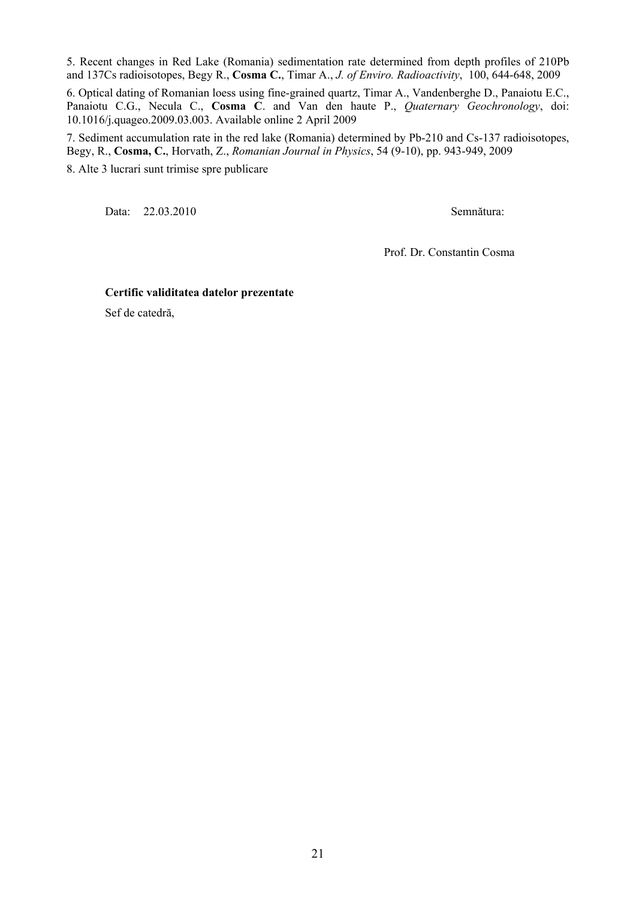5. Recent changes in Red Lake (Romania) sedimentation rate determined from depth profiles of 210Pb and 137Cs radioisotopes, Begy R., **Cosma C.**, Timar A., *J. of Enviro. Radioactivity*, 100, 644-648, 2009

6. Optical dating of Romanian loess using fine-grained quartz, Timar A., Vandenberghe D., Panaiotu E.C., Panaiotu C.G., Necula C., **Cosma C**. and Van den haute P., *Quaternary Geochronology*, doi: 10.1016/j.quageo.2009.03.003. Available online 2 April 2009

7. Sediment accumulation rate in the red lake (Romania) determined by Pb-210 and Cs-137 radioisotopes, Begy, R., **Cosma, C.**, Horvath, Z., *Romanian Journal in Physics*, 54 (9-10), pp. 943-949, 2009

8. Alte 3 lucrari sunt trimise spre publicare

Data: 22.03.2010

Semnătura:

Prof. Dr. Constantin Cosma

**Certific validitatea datelor prezentate**

Sef de catedră,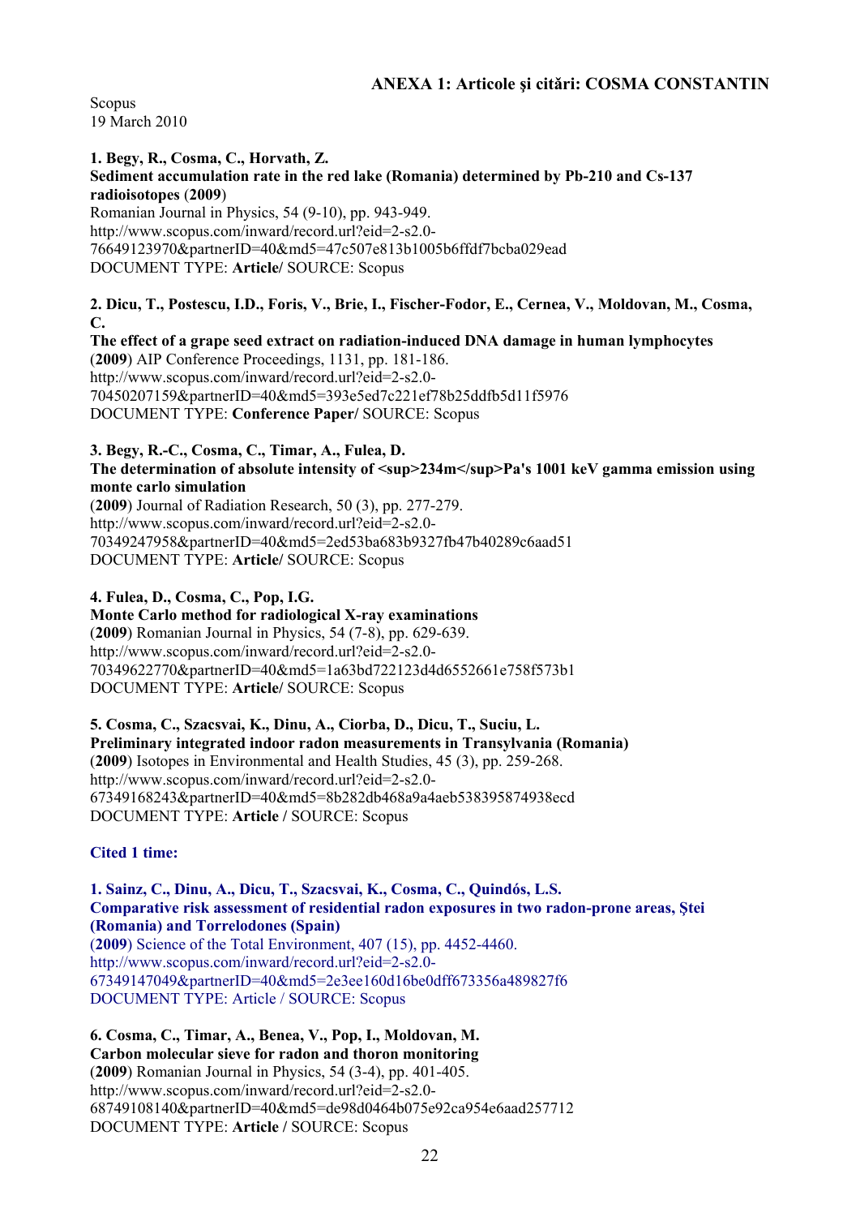**ANEXA 1: Articole şi citări: COSMA CONSTANTIN**

Scopus
19 March 2010

**1. Begy, R., Cosma, C., Horvath, Z.**
**Sediment accumulation rate in the red lake (Romania) determined by Pb-210 and Cs-137 radioisotopes** (**2009**)
Romanian Journal in Physics, 54 (9-10), pp. 943-949.
http://www.scopus.com/inward/record.url?eid=2-s2.0-76649123970&partnerID=40&md5=47c507e813b1005b6ffdf7bcba029ead
DOCUMENT TYPE: **Article/** SOURCE: Scopus

**2. Dicu, T., Postescu, I.D., Foris, V., Brie, I., Fischer-Fodor, E., Cernea, V., Moldovan, M., Cosma, C.**
**The effect of a grape seed extract on radiation-induced DNA damage in human lymphocytes**
(**2009**) AIP Conference Proceedings, 1131, pp. 181-186.
http://www.scopus.com/inward/record.url?eid=2-s2.0-70450207159&partnerID=40&md5=393e5ed7c221ef78b25ddfb5d11f5976
DOCUMENT TYPE: **Conference Paper/** SOURCE: Scopus

**3. Begy, R.-C., Cosma, C., Timar, A., Fulea, D.**
**The determination of absolute intensity of <sup>234m</sup>Pa's 1001 keV gamma emission using monte carlo simulation**
(**2009**) Journal of Radiation Research, 50 (3), pp. 277-279.
http://www.scopus.com/inward/record.url?eid=2-s2.0-70349247958&partnerID=40&md5=2ed53ba683b9327fb47b40289c6aad51
DOCUMENT TYPE: **Article/** SOURCE: Scopus

**4. Fulea, D., Cosma, C., Pop, I.G.**
**Monte Carlo method for radiological X-ray examinations**
(**2009**) Romanian Journal in Physics, 54 (7-8), pp. 629-639.
http://www.scopus.com/inward/record.url?eid=2-s2.0-70349622770&partnerID=40&md5=1a63bd722123d4d6552661e758f573b1
DOCUMENT TYPE: **Article/** SOURCE: Scopus

**5. Cosma, C., Szacsvai, K., Dinu, A., Ciorba, D., Dicu, T., Suciu, L.**
**Preliminary integrated indoor radon measurements in Transylvania (Romania)**
(**2009**) Isotopes in Environmental and Health Studies, 45 (3), pp. 259-268.
http://www.scopus.com/inward/record.url?eid=2-s2.0-67349168243&partnerID=40&md5=8b282db468a9a4aeb538395874938ecd
DOCUMENT TYPE: **Article /** SOURCE: Scopus

**Cited 1 time:**

**1. Sainz, C., Dinu, A., Dicu, T., Szacsvai, K., Cosma, C., Quindós, L.S.**
**Comparative risk assessment of residential radon exposures in two radon-prone areas, Ştei (Romania) and Torrelodones (Spain)**
(**2009**) Science of the Total Environment, 407 (15), pp. 4452-4460.
http://www.scopus.com/inward/record.url?eid=2-s2.0-67349147049&partnerID=40&md5=2e3ee160d16be0dff673356a489827f6
DOCUMENT TYPE: Article / SOURCE: Scopus

**6. Cosma, C., Timar, A., Benea, V., Pop, I., Moldovan, M.**
**Carbon molecular sieve for radon and thoron monitoring**
(**2009**) Romanian Journal in Physics, 54 (3-4), pp. 401-405.
http://www.scopus.com/inward/record.url?eid=2-s2.0-68749108140&partnerID=40&md5=de98d0464b075e92ca954e6aad257712
DOCUMENT TYPE: **Article /** SOURCE: Scopus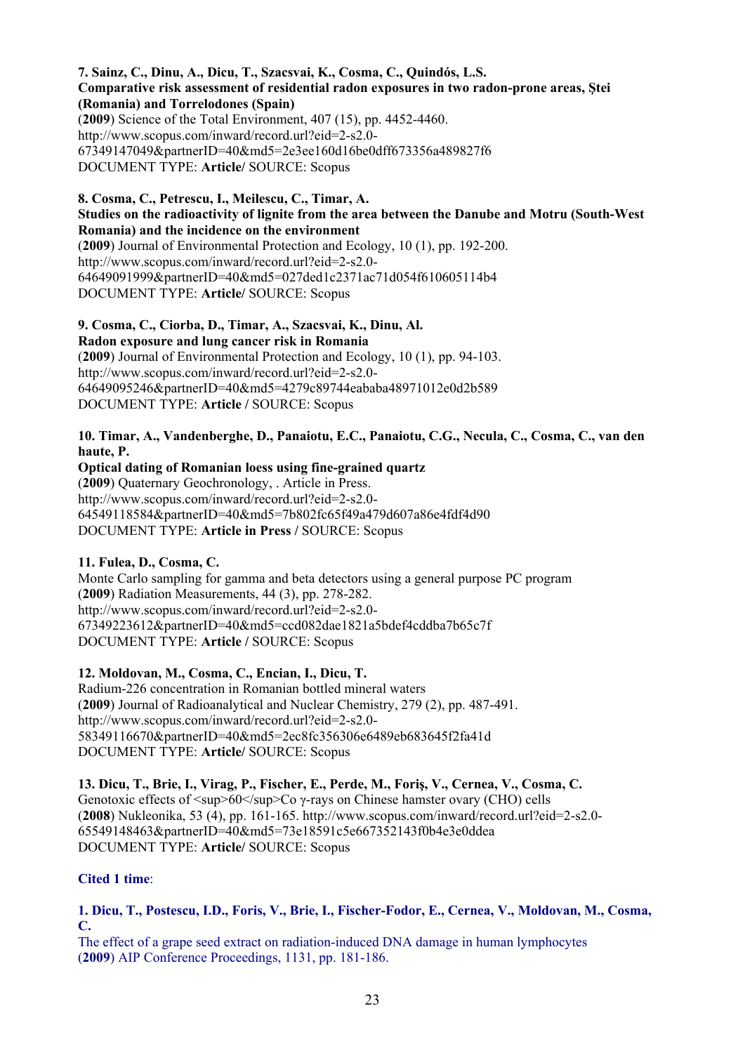**7. Sainz, C., Dinu, A., Dicu, T., Szacsvai, K., Cosma, C., Quindós, L.S.**
**Comparative risk assessment of residential radon exposures in two radon-prone areas, Ştei (Romania) and Torrelodones (Spain)**
(**2009**) Science of the Total Environment, 407 (15), pp. 4452-4460.
http://www.scopus.com/inward/record.url?eid=2-s2.0-67349147049&partnerID=40&md5=2e3ee160d16be0dff673356a489827f6
DOCUMENT TYPE: **Article/** SOURCE: Scopus

**8. Cosma, C., Petrescu, I., Meilescu, C., Timar, A.**
**Studies on the radioactivity of lignite from the area between the Danube and Motru (South-West Romania) and the incidence on the environment**
(**2009**) Journal of Environmental Protection and Ecology, 10 (1), pp. 192-200.
http://www.scopus.com/inward/record.url?eid=2-s2.0-64649091999&partnerID=40&md5=027ded1c2371ac71d054f610605114b4
DOCUMENT TYPE: **Article/** SOURCE: Scopus

**9. Cosma, C., Ciorba, D., Timar, A., Szacsvai, K., Dinu, Al.**
**Radon exposure and lung cancer risk in Romania**
(**2009**) Journal of Environmental Protection and Ecology, 10 (1), pp. 94-103.
http://www.scopus.com/inward/record.url?eid=2-s2.0-64649095246&partnerID=40&md5=4279c89744eababa48971012e0d2b589
DOCUMENT TYPE: **Article /** SOURCE: Scopus

**10. Timar, A., Vandenberghe, D., Panaiotu, E.C., Panaiotu, C.G., Necula, C., Cosma, C., van den haute, P.**
**Optical dating of Romanian loess using fine-grained quartz**
(**2009**) Quaternary Geochronology, . Article in Press.
http://www.scopus.com/inward/record.url?eid=2-s2.0-64549118584&partnerID=40&md5=7b802fc65f49a479d607a86e4fdf4d90
DOCUMENT TYPE: **Article in Press /** SOURCE: Scopus

**11. Fulea, D., Cosma, C.**
Monte Carlo sampling for gamma and beta detectors using a general purpose PC program
(**2009**) Radiation Measurements, 44 (3), pp. 278-282.
http://www.scopus.com/inward/record.url?eid=2-s2.0-67349223612&partnerID=40&md5=ccd082dae1821a5bdef4cddba7b65c7f
DOCUMENT TYPE: **Article /** SOURCE: Scopus

**12. Moldovan, M., Cosma, C., Encian, I., Dicu, T.**
Radium-226 concentration in Romanian bottled mineral waters
(**2009**) Journal of Radioanalytical and Nuclear Chemistry, 279 (2), pp. 487-491.
http://www.scopus.com/inward/record.url?eid=2-s2.0-58349116670&partnerID=40&md5=2ec8fc356306e6489eb683645f2fa41d
DOCUMENT TYPE: **Article/** SOURCE: Scopus

**13. Dicu, T., Brie, I., Virag, P., Fischer, E., Perde, M., Foriş, V., Cernea, V., Cosma, C.**
Genotoxic effects of <sup>60</sup>Co γ-rays on Chinese hamster ovary (CHO) cells
(**2008**) Nukleonika, 53 (4), pp. 161-165. http://www.scopus.com/inward/record.url?eid=2-s2.0-65549148463&partnerID=40&md5=73e18591c5e667352143f0b4e3e0ddea
DOCUMENT TYPE: **Article/** SOURCE: Scopus

**Cited 1 time**:

**1. Dicu, T., Postescu, I.D., Foris, V., Brie, I., Fischer-Fodor, E., Cernea, V., Moldovan, M., Cosma, C.**
The effect of a grape seed extract on radiation-induced DNA damage in human lymphocytes
(**2009**) AIP Conference Proceedings, 1131, pp. 181-186.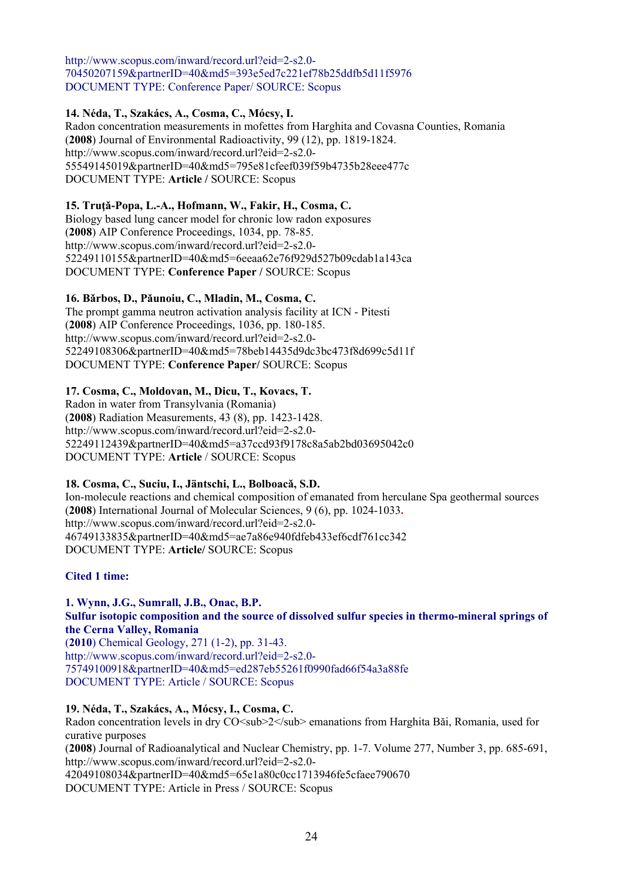http://www.scopus.com/inward/record.url?eid=2-s2.0-70450207159&partnerID=40&md5=393e5ed7c221ef78b25ddfb5d11f5976
DOCUMENT TYPE: Conference Paper/ SOURCE: Scopus

**14. Néda, T., Szakács, A., Cosma, C., Mócsy, I.**
Radon concentration measurements in mofettes from Harghita and Covasna Counties, Romania
(**2008**) Journal of Environmental Radioactivity, 99 (12), pp. 1819-1824.
http://www.scopus.com/inward/record.url?eid=2-s2.0-55549145019&partnerID=40&md5=795e81cfeef039f59b4735b28eee477c
DOCUMENT TYPE: **Article /** SOURCE: Scopus

**15. Truţă-Popa, L.-A., Hofmann, W., Fakir, H., Cosma, C.**
Biology based lung cancer model for chronic low radon exposures
(**2008**) AIP Conference Proceedings, 1034, pp. 78-85.
http://www.scopus.com/inward/record.url?eid=2-s2.0-52249110155&partnerID=40&md5=6eeaa62e76f929d527b09cdab1a143ca
DOCUMENT TYPE: **Conference Paper /** SOURCE: Scopus

**16. Bărbos, D., Păunoiu, C., Mladin, M., Cosma, C.**
The prompt gamma neutron activation analysis facility at ICN - Pitesti
(**2008**) AIP Conference Proceedings, 1036, pp. 180-185.
http://www.scopus.com/inward/record.url?eid=2-s2.0-52249108306&partnerID=40&md5=78beb14435d9dc3bc473f8d699c5d11f
DOCUMENT TYPE: **Conference Paper/** SOURCE: Scopus

**17. Cosma, C., Moldovan, M., Dicu, T., Kovacs, T.**
Radon in water from Transylvania (Romania)
(**2008**) Radiation Measurements, 43 (8), pp. 1423-1428.
http://www.scopus.com/inward/record.url?eid=2-s2.0-52249112439&partnerID=40&md5=a37ccd93f9178c8a5ab2bd03695042c0
DOCUMENT TYPE: **Article** / SOURCE: Scopus

**18. Cosma, C., Suciu, I., Jäntschi, L., Bolboacă, S.D.**
Ion-molecule reactions and chemical composition of emanated from herculane Spa geothermal sources
(**2008**) International Journal of Molecular Sciences, 9 (6), pp. 1024-1033.
http://www.scopus.com/inward/record.url?eid=2-s2.0-46749133835&partnerID=40&md5=ae7a86e940fdfeb433ef6cdf761cc342
DOCUMENT TYPE: **Article/** SOURCE: Scopus

**Cited 1 time:**

**1. Wynn, J.G., Sumrall, J.B., Onac, B.P.**
**Sulfur isotopic composition and the source of dissolved sulfur species in thermo-mineral springs of the Cerna Valley, Romania**
(**2010**) Chemical Geology, 271 (1-2), pp. 31-43.
http://www.scopus.com/inward/record.url?eid=2-s2.0-75749100918&partnerID=40&md5=ed287eb55261f0990fad66f54a3a88fe
DOCUMENT TYPE: Article / SOURCE: Scopus

**19. Néda, T., Szakács, A., Mócsy, I., Cosma, C.**
Radon concentration levels in dry $CO_2$ emanations from Harghita Băi, Romania, used for curative purposes
(**2008**) Journal of Radioanalytical and Nuclear Chemistry, pp. 1-7. Volume 277, Number 3, pp. 685-691,
http://www.scopus.com/inward/record.url?eid=2-s2.0-42049108034&partnerID=40&md5=65e1a80c0cc1713946fe5cfaee790670
DOCUMENT TYPE: Article in Press / SOURCE: Scopus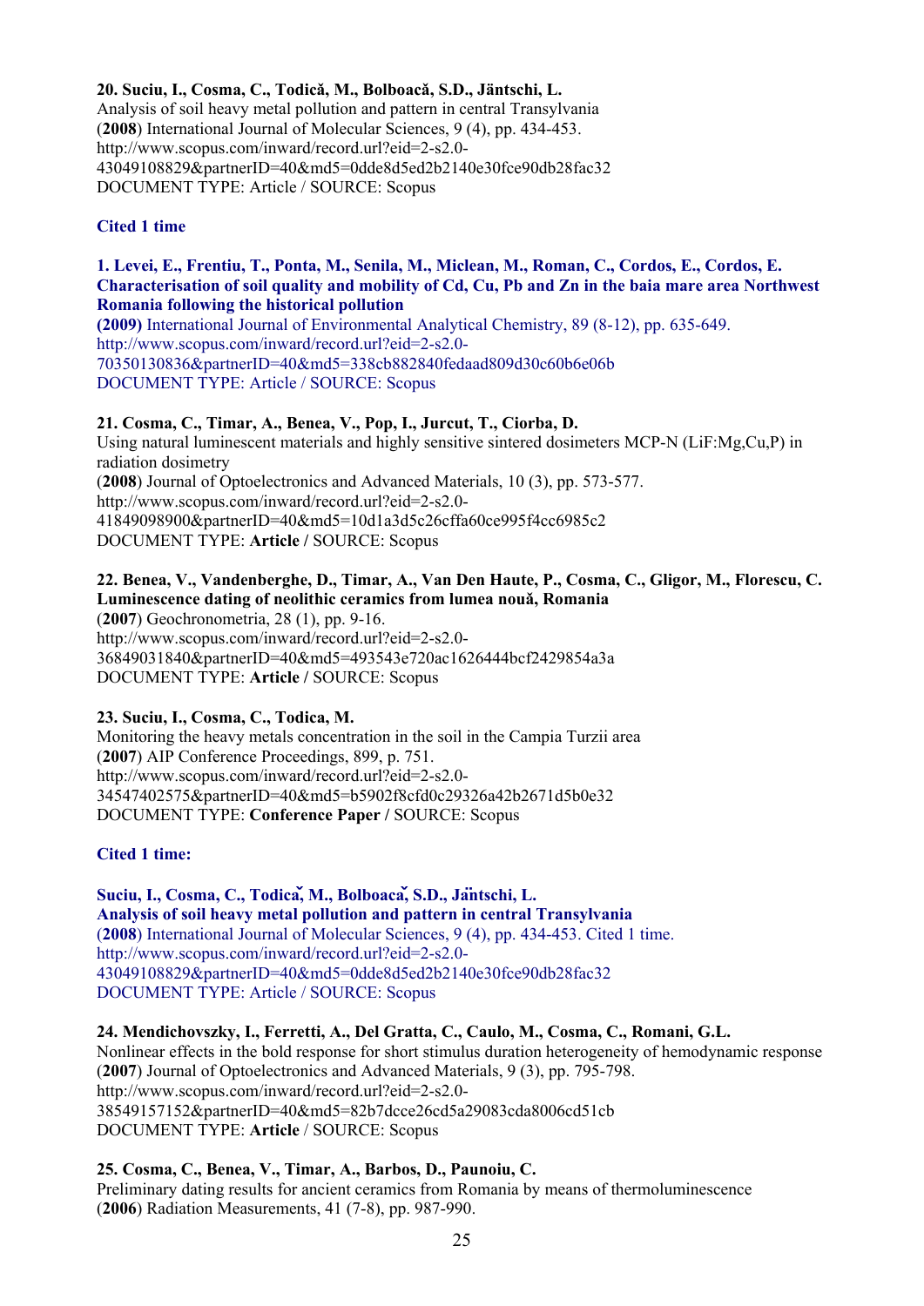**20. Suciu, I., Cosma, C., Todică, M., Bolboacă, S.D., Jäntschi, L.**
Analysis of soil heavy metal pollution and pattern in central Transylvania
(**2008**) International Journal of Molecular Sciences, 9 (4), pp. 434-453.
http://www.scopus.com/inward/record.url?eid=2-s2.0-43049108829&partnerID=40&md5=0dde8d5ed2b2140e30fce90db28fac32
DOCUMENT TYPE: Article / SOURCE: Scopus

**Cited 1 time**

**1. Levei, E., Frentiu, T., Ponta, M., Senila, M., Miclean, M., Roman, C., Cordos, E., Cordos, E.**
**Characterisation of soil quality and mobility of Cd, Cu, Pb and Zn in the baia mare area Northwest Romania following the historical pollution**
**(2009)** International Journal of Environmental Analytical Chemistry, 89 (8-12), pp. 635-649.
http://www.scopus.com/inward/record.url?eid=2-s2.0-70350130836&partnerID=40&md5=338cb882840fedaad809d30c60b6e06b
DOCUMENT TYPE: Article / SOURCE: Scopus

**21. Cosma, C., Timar, A., Benea, V., Pop, I., Jurcut, T., Ciorba, D.**
Using natural luminescent materials and highly sensitive sintered dosimeters MCP-N (LiF:Mg,Cu,P) in radiation dosimetry
(**2008**) Journal of Optoelectronics and Advanced Materials, 10 (3), pp. 573-577.
http://www.scopus.com/inward/record.url?eid=2-s2.0-41849098900&partnerID=40&md5=10d1a3d5c26cffa60ce995f4cc6985c2
DOCUMENT TYPE: **Article /** SOURCE: Scopus

**22. Benea, V., Vandenberghe, D., Timar, A., Van Den Haute, P., Cosma, C., Gligor, M., Florescu, C.**
**Luminescence dating of neolithic ceramics from lumea nouă, Romania**
(**2007**) Geochronometria, 28 (1), pp. 9-16.
http://www.scopus.com/inward/record.url?eid=2-s2.0-36849031840&partnerID=40&md5=493543e720ac1626444bcf2429854a3a
DOCUMENT TYPE: **Article /** SOURCE: Scopus

**23. Suciu, I., Cosma, C., Todica, M.**
Monitoring the heavy metals concentration in the soil in the Campia Turzii area
(**2007**) AIP Conference Proceedings, 899, p. 751.
http://www.scopus.com/inward/record.url?eid=2-s2.0-34547402575&partnerID=40&md5=b5902f8cfd0c29326a42b2671d5b0e32
DOCUMENT TYPE: **Conference Paper /** SOURCE: Scopus

**Cited 1 time:**

**Suciu, I., Cosma, C., Todică, M., Bolboacă, S.D., Jäntschi, L.**
**Analysis of soil heavy metal pollution and pattern in central Transylvania**
(**2008**) International Journal of Molecular Sciences, 9 (4), pp. 434-453. Cited 1 time.
http://www.scopus.com/inward/record.url?eid=2-s2.0-43049108829&partnerID=40&md5=0dde8d5ed2b2140e30fce90db28fac32
DOCUMENT TYPE: Article / SOURCE: Scopus

**24. Mendichovszky, I., Ferretti, A., Del Gratta, C., Caulo, M., Cosma, C., Romani, G.L.**
Nonlinear effects in the bold response for short stimulus duration heterogeneity of hemodynamic response
(**2007**) Journal of Optoelectronics and Advanced Materials, 9 (3), pp. 795-798.
http://www.scopus.com/inward/record.url?eid=2-s2.0-38549157152&partnerID=40&md5=82b7dcce26cd5a29083cda8006cd51cb
DOCUMENT TYPE: **Article** / SOURCE: Scopus

**25. Cosma, C., Benea, V., Timar, A., Barbos, D., Paunoiu, C.**
Preliminary dating results for ancient ceramics from Romania by means of thermoluminescence
(**2006**) Radiation Measurements, 41 (7-8), pp. 987-990.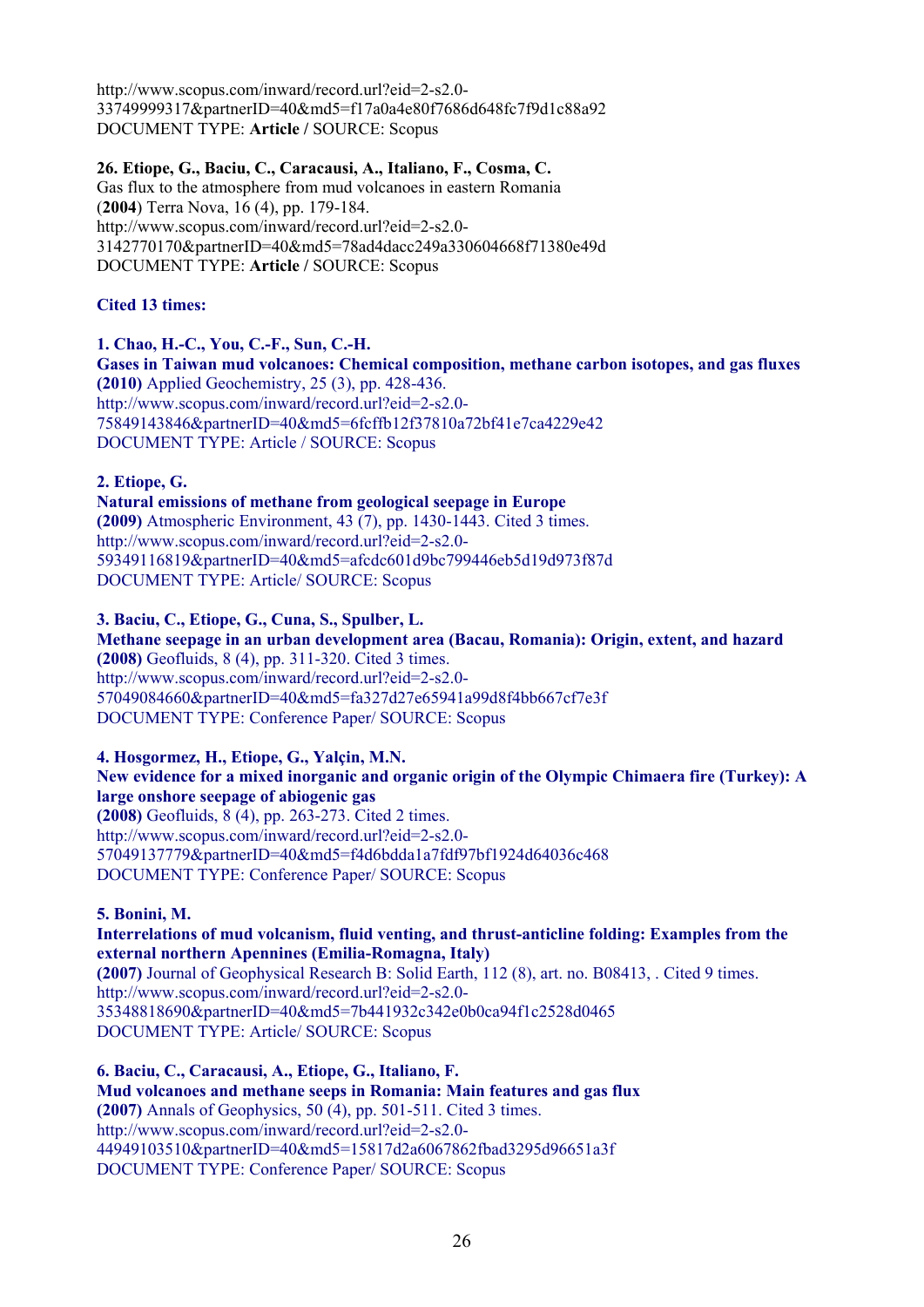http://www.scopus.com/inward/record.url?eid=2-s2.0-33749999317&partnerID=40&md5=f17a0a4e80f7686d648fc7f9d1c88a92
DOCUMENT TYPE: **Article /** SOURCE: Scopus

**26. Etiope, G., Baciu, C., Caracausi, A., Italiano, F., Cosma, C.**
Gas flux to the atmosphere from mud volcanoes in eastern Romania
(**2004**) Terra Nova, 16 (4), pp. 179-184.
http://www.scopus.com/inward/record.url?eid=2-s2.0-3142770170&partnerID=40&md5=78ad4dacc249a330604668f71380e49d
DOCUMENT TYPE: **Article /** SOURCE: Scopus

**Cited 13 times:**

**1. Chao, H.-C., You, C.-F., Sun, C.-H.**
**Gases in Taiwan mud volcanoes: Chemical composition, methane carbon isotopes, and gas fluxes**
**(2010)** Applied Geochemistry, 25 (3), pp. 428-436.
http://www.scopus.com/inward/record.url?eid=2-s2.0-75849143846&partnerID=40&md5=6fcffb12f37810a72bf41e7ca4229e42
DOCUMENT TYPE: Article / SOURCE: Scopus

**2. Etiope, G.**
**Natural emissions of methane from geological seepage in Europe**
**(2009)** Atmospheric Environment, 43 (7), pp. 1430-1443. Cited 3 times.
http://www.scopus.com/inward/record.url?eid=2-s2.0-59349116819&partnerID=40&md5=afcdc601d9bc799446eb5d19d973f87d
DOCUMENT TYPE: Article/ SOURCE: Scopus

**3. Baciu, C., Etiope, G., Cuna, S., Spulber, L.**
**Methane seepage in an urban development area (Bacau, Romania): Origin, extent, and hazard**
**(2008)** Geofluids, 8 (4), pp. 311-320. Cited 3 times.
http://www.scopus.com/inward/record.url?eid=2-s2.0-57049084660&partnerID=40&md5=fa327d27e65941a99d8f4bb667cf7e3f
DOCUMENT TYPE: Conference Paper/ SOURCE: Scopus

**4. Hosgormez, H., Etiope, G., Yalçin, M.N.**
**New evidence for a mixed inorganic and organic origin of the Olympic Chimaera fire (Turkey): A large onshore seepage of abiogenic gas**
**(2008)** Geofluids, 8 (4), pp. 263-273. Cited 2 times.
http://www.scopus.com/inward/record.url?eid=2-s2.0-57049137779&partnerID=40&md5=f4d6bdda1a7fdf97bf1924d64036c468
DOCUMENT TYPE: Conference Paper/ SOURCE: Scopus

**5. Bonini, M.**
**Interrelations of mud volcanism, fluid venting, and thrust-anticline folding: Examples from the external northern Apennines (Emilia-Romagna, Italy)**
**(2007)** Journal of Geophysical Research B: Solid Earth, 112 (8), art. no. B08413, . Cited 9 times.
http://www.scopus.com/inward/record.url?eid=2-s2.0-35348818690&partnerID=40&md5=7b441932c342e0b0ca94f1c2528d0465
DOCUMENT TYPE: Article/ SOURCE: Scopus

**6. Baciu, C., Caracausi, A., Etiope, G., Italiano, F.**
**Mud volcanoes and methane seeps in Romania: Main features and gas flux**
**(2007)** Annals of Geophysics, 50 (4), pp. 501-511. Cited 3 times.
http://www.scopus.com/inward/record.url?eid=2-s2.0-44949103510&partnerID=40&md5=15817d2a6067862fbad3295d96651a3f
DOCUMENT TYPE: Conference Paper/ SOURCE: Scopus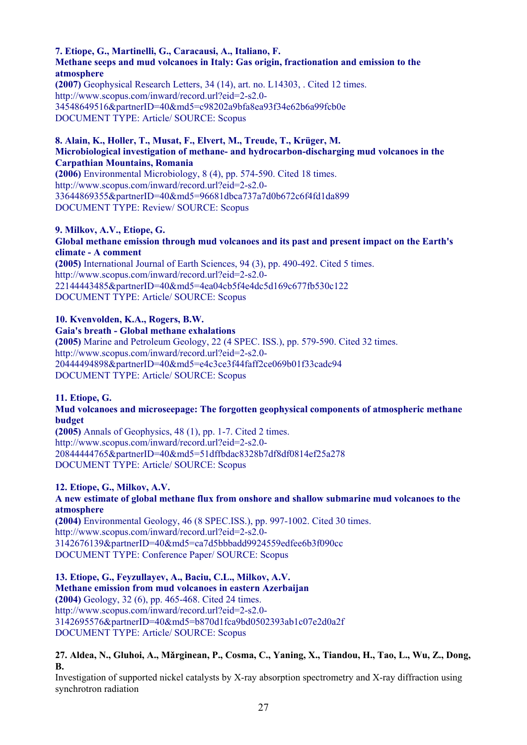**7. Etiope, G., Martinelli, G., Caracausi, A., Italiano, F.**
**Methane seeps and mud volcanoes in Italy: Gas origin, fractionation and emission to the atmosphere**
**(2007)** Geophysical Research Letters, 34 (14), art. no. L14303, . Cited 12 times.
http://www.scopus.com/inward/record.url?eid=2-s2.0-34548649516&partnerID=40&md5=c98202a9bfa8ea93f34e62b6a99fcb0e
DOCUMENT TYPE: Article/ SOURCE: Scopus

**8. Alain, K., Holler, T., Musat, F., Elvert, M., Treude, T., Krüger, M.**
**Microbiological investigation of methane- and hydrocarbon-discharging mud volcanoes in the Carpathian Mountains, Romania**
**(2006)** Environmental Microbiology, 8 (4), pp. 574-590. Cited 18 times.
http://www.scopus.com/inward/record.url?eid=2-s2.0-33644869355&partnerID=40&md5=96681dbca737a7d0b672c6f4fd1da899
DOCUMENT TYPE: Review/ SOURCE: Scopus

**9. Milkov, A.V., Etiope, G.**
**Global methane emission through mud volcanoes and its past and present impact on the Earth's climate - A comment**
**(2005)** International Journal of Earth Sciences, 94 (3), pp. 490-492. Cited 5 times.
http://www.scopus.com/inward/record.url?eid=2-s2.0-22144443485&partnerID=40&md5=4ea04cb5f4e4dc5d169c677fb530c122
DOCUMENT TYPE: Article/ SOURCE: Scopus

**10. Kvenvolden, K.A., Rogers, B.W.**
**Gaia's breath - Global methane exhalations**
**(2005)** Marine and Petroleum Geology, 22 (4 SPEC. ISS.), pp. 579-590. Cited 32 times.
http://www.scopus.com/inward/record.url?eid=2-s2.0-20444494898&partnerID=40&md5=e4c3ce3f44faff2ce069b01f33cadc94
DOCUMENT TYPE: Article/ SOURCE: Scopus

**11. Etiope, G.**
**Mud volcanoes and microseepage: The forgotten geophysical components of atmospheric methane budget**
**(2005)** Annals of Geophysics, 48 (1), pp. 1-7. Cited 2 times.
http://www.scopus.com/inward/record.url?eid=2-s2.0-20844444765&partnerID=40&md5=51dffbdac8328b7df8df0814ef25a278
DOCUMENT TYPE: Article/ SOURCE: Scopus

**12. Etiope, G., Milkov, A.V.**
**A new estimate of global methane flux from onshore and shallow submarine mud volcanoes to the atmosphere**
**(2004)** Environmental Geology, 46 (8 SPEC.ISS.), pp. 997-1002. Cited 30 times.
http://www.scopus.com/inward/record.url?eid=2-s2.0-3142676139&partnerID=40&md5=ca7d5bbbadd9924559edfee6b3f090cc
DOCUMENT TYPE: Conference Paper/ SOURCE: Scopus

**13. Etiope, G., Feyzullayev, A., Baciu, C.L., Milkov, A.V.**
**Methane emission from mud volcanoes in eastern Azerbaijan**
**(2004)** Geology, 32 (6), pp. 465-468. Cited 24 times.
http://www.scopus.com/inward/record.url?eid=2-s2.0-3142695576&partnerID=40&md5=b870d1fca9bd0502393ab1c07e2d0a2f
DOCUMENT TYPE: Article/ SOURCE: Scopus

**27. Aldea, N., Gluhoi, A., Mărginean, P., Cosma, C., Yaning, X., Tiandou, H., Tao, L., Wu, Z., Dong, B.**
Investigation of supported nickel catalysts by X-ray absorption spectrometry and X-ray diffraction using synchrotron radiation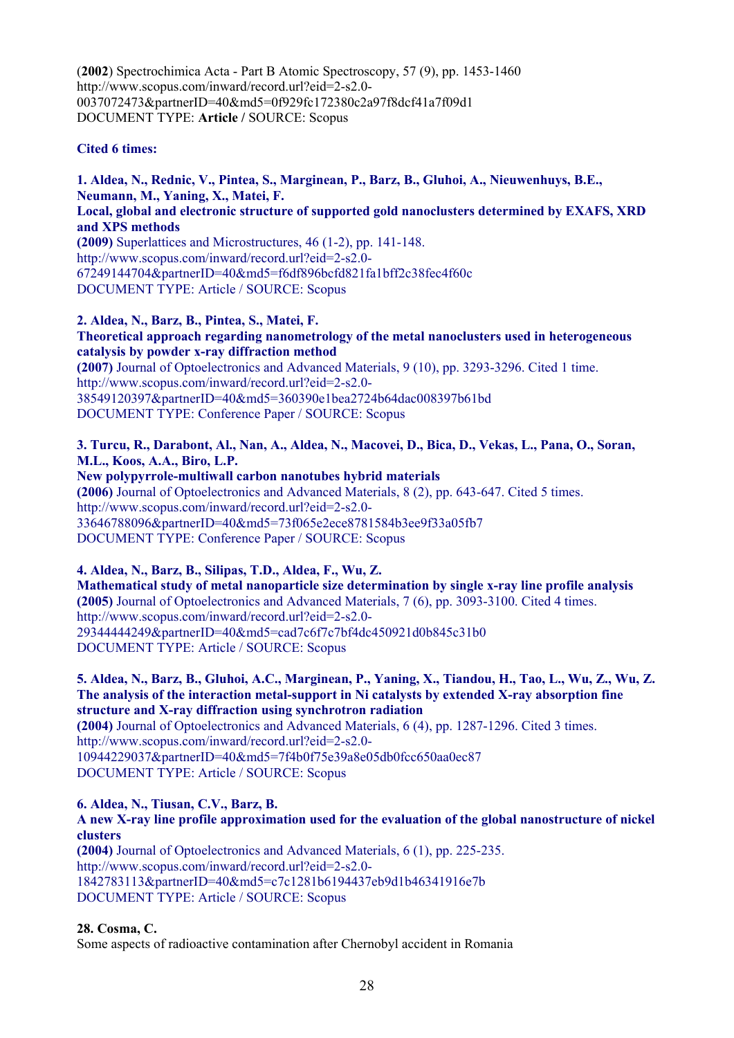(**2002**) Spectrochimica Acta - Part B Atomic Spectroscopy, 57 (9), pp. 1453-1460
http://www.scopus.com/inward/record.url?eid=2-s2.0-0037072473&partnerID=40&md5=0f929fc172380c2a97f8dcf41a7f09d1
DOCUMENT TYPE: **Article /** SOURCE: Scopus

**Cited 6 times:**

**1. Aldea, N., Rednic, V., Pintea, S., Marginean, P., Barz, B., Gluhoi, A., Nieuwenhuys, B.E., Neumann, M., Yaning, X., Matei, F.**
**Local, global and electronic structure of supported gold nanoclusters determined by EXAFS, XRD and XPS methods**
**(2009)** Superlattices and Microstructures, 46 (1-2), pp. 141-148.
http://www.scopus.com/inward/record.url?eid=2-s2.0-67249144704&partnerID=40&md5=f6df896bcfd821fa1bff2c38fec4f60c
DOCUMENT TYPE: Article / SOURCE: Scopus

**2. Aldea, N., Barz, B., Pintea, S., Matei, F.**
**Theoretical approach regarding nanometrology of the metal nanoclusters used in heterogeneous catalysis by powder x-ray diffraction method**
**(2007)** Journal of Optoelectronics and Advanced Materials, 9 (10), pp. 3293-3296. Cited 1 time.
http://www.scopus.com/inward/record.url?eid=2-s2.0-38549120397&partnerID=40&md5=360390e1bea2724b64dac008397b61bd
DOCUMENT TYPE: Conference Paper / SOURCE: Scopus

**3. Turcu, R., Darabont, Al., Nan, A., Aldea, N., Macovei, D., Bica, D., Vekas, L., Pana, O., Soran, M.L., Koos, A.A., Biro, L.P.**
**New polypyrrole-multiwall carbon nanotubes hybrid materials**
**(2006)** Journal of Optoelectronics and Advanced Materials, 8 (2), pp. 643-647. Cited 5 times.
http://www.scopus.com/inward/record.url?eid=2-s2.0-33646788096&partnerID=40&md5=73f065e2ece8781584b3ee9f33a05fb7
DOCUMENT TYPE: Conference Paper / SOURCE: Scopus

**4. Aldea, N., Barz, B., Silipas, T.D., Aldea, F., Wu, Z.**
**Mathematical study of metal nanoparticle size determination by single x-ray line profile analysis**
**(2005)** Journal of Optoelectronics and Advanced Materials, 7 (6), pp. 3093-3100. Cited 4 times.
http://www.scopus.com/inward/record.url?eid=2-s2.0-29344444249&partnerID=40&md5=cad7c6f7c7bf4dc450921d0b845c31b0
DOCUMENT TYPE: Article / SOURCE: Scopus

**5. Aldea, N., Barz, B., Gluhoi, A.C., Marginean, P., Yaning, X., Tiandou, H., Tao, L., Wu, Z., Wu, Z.**
**The analysis of the interaction metal-support in Ni catalysts by extended X-ray absorption fine structure and X-ray diffraction using synchrotron radiation**
**(2004)** Journal of Optoelectronics and Advanced Materials, 6 (4), pp. 1287-1296. Cited 3 times.
http://www.scopus.com/inward/record.url?eid=2-s2.0-10944229037&partnerID=40&md5=7f4b0f75e39a8e05db0fcc650aa0ec87
DOCUMENT TYPE: Article / SOURCE: Scopus

**6. Aldea, N., Tiusan, C.V., Barz, B.**
**A new X-ray line profile approximation used for the evaluation of the global nanostructure of nickel clusters**
**(2004)** Journal of Optoelectronics and Advanced Materials, 6 (1), pp. 225-235.
http://www.scopus.com/inward/record.url?eid=2-s2.0-1842783113&partnerID=40&md5=c7c1281b6194437eb9d1b46341916e7b
DOCUMENT TYPE: Article / SOURCE: Scopus

**28. Cosma, C.**
Some aspects of radioactive contamination after Chernobyl accident in Romania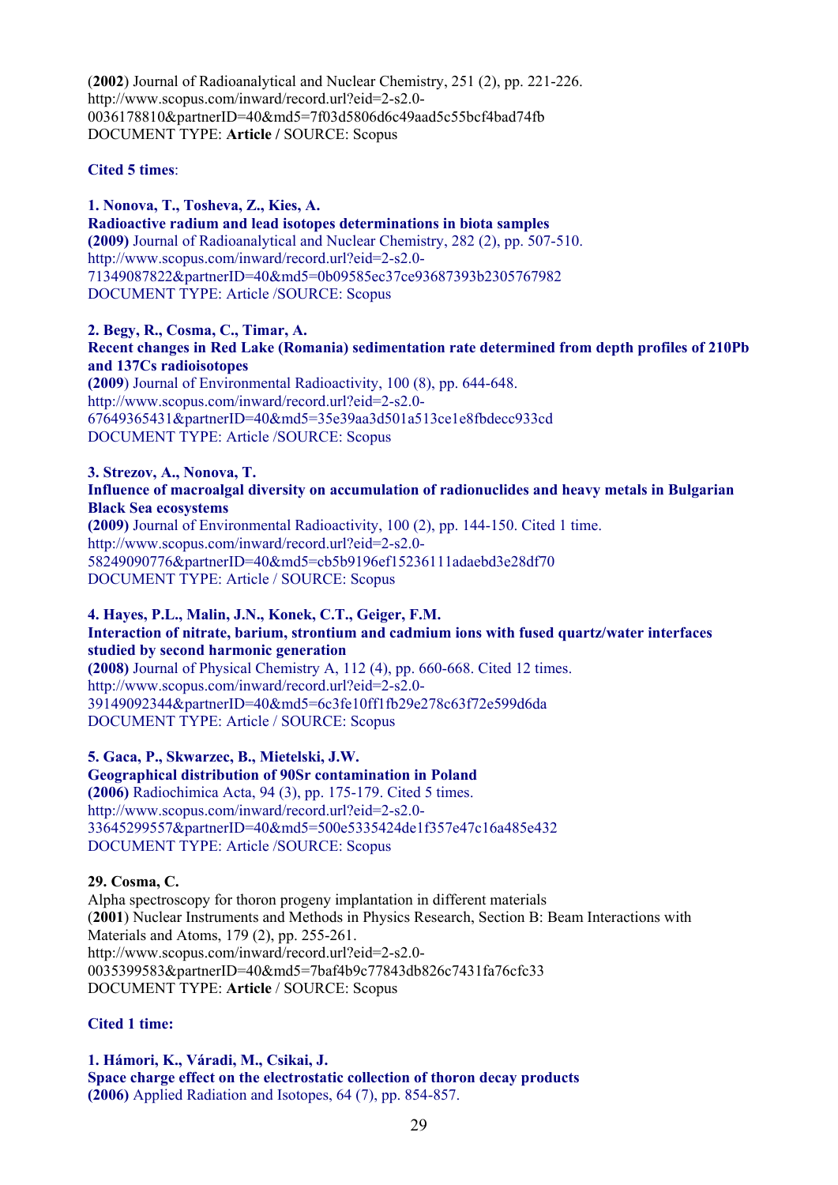(**2002**) Journal of Radioanalytical and Nuclear Chemistry, 251 (2), pp. 221-226.
http://www.scopus.com/inward/record.url?eid=2-s2.0-0036178810&partnerID=40&md5=7f03d5806d6c49aad5c55bcf4bad74fb
DOCUMENT TYPE: **Article /** SOURCE: Scopus

**Cited 5 times**:

**1. Nonova, T., Tosheva, Z., Kies, A.**
**Radioactive radium and lead isotopes determinations in biota samples**
**(2009)** Journal of Radioanalytical and Nuclear Chemistry, 282 (2), pp. 507-510.
http://www.scopus.com/inward/record.url?eid=2-s2.0-71349087822&partnerID=40&md5=0b09585ec37ce93687393b2305767982
DOCUMENT TYPE: Article /SOURCE: Scopus

**2. Begy, R., Cosma, C., Timar, A.**
**Recent changes in Red Lake (Romania) sedimentation rate determined from depth profiles of 210Pb and 137Cs radioisotopes**
**(2009**) Journal of Environmental Radioactivity, 100 (8), pp. 644-648.
http://www.scopus.com/inward/record.url?eid=2-s2.0-67649365431&partnerID=40&md5=35e39aa3d501a513ce1e8fbdecc933cd
DOCUMENT TYPE: Article /SOURCE: Scopus

**3. Strezov, A., Nonova, T.**
**Influence of macroalgal diversity on accumulation of radionuclides and heavy metals in Bulgarian Black Sea ecosystems**
**(2009)** Journal of Environmental Radioactivity, 100 (2), pp. 144-150. Cited 1 time.
http://www.scopus.com/inward/record.url?eid=2-s2.0-58249090776&partnerID=40&md5=cb5b9196ef15236111adaebd3e28df70
DOCUMENT TYPE: Article / SOURCE: Scopus

**4. Hayes, P.L., Malin, J.N., Konek, C.T., Geiger, F.M.**
**Interaction of nitrate, barium, strontium and cadmium ions with fused quartz/water interfaces studied by second harmonic generation**
**(2008)** Journal of Physical Chemistry A, 112 (4), pp. 660-668. Cited 12 times.
http://www.scopus.com/inward/record.url?eid=2-s2.0-39149092344&partnerID=40&md5=6c3fe10ff1fb29e278c63f72e599d6da
DOCUMENT TYPE: Article / SOURCE: Scopus

**5. Gaca, P., Skwarzec, B., Mietelski, J.W.**
**Geographical distribution of 90Sr contamination in Poland**
**(2006)** Radiochimica Acta, 94 (3), pp. 175-179. Cited 5 times.
http://www.scopus.com/inward/record.url?eid=2-s2.0-33645299557&partnerID=40&md5=500e5335424de1f357e47c16a485e432
DOCUMENT TYPE: Article /SOURCE: Scopus

**29. Cosma, C.**
Alpha spectroscopy for thoron progeny implantation in different materials
(**2001**) Nuclear Instruments and Methods in Physics Research, Section B: Beam Interactions with Materials and Atoms, 179 (2), pp. 255-261.
http://www.scopus.com/inward/record.url?eid=2-s2.0-0035399583&partnerID=40&md5=7baf4b9c77843db826c7431fa76cfc33
DOCUMENT TYPE: **Article** / SOURCE: Scopus

**Cited 1 time:**

**1. Hámori, K., Váradi, M., Csikai, J.**
**Space charge effect on the electrostatic collection of thoron decay products**
**(2006)** Applied Radiation and Isotopes, 64 (7), pp. 854-857.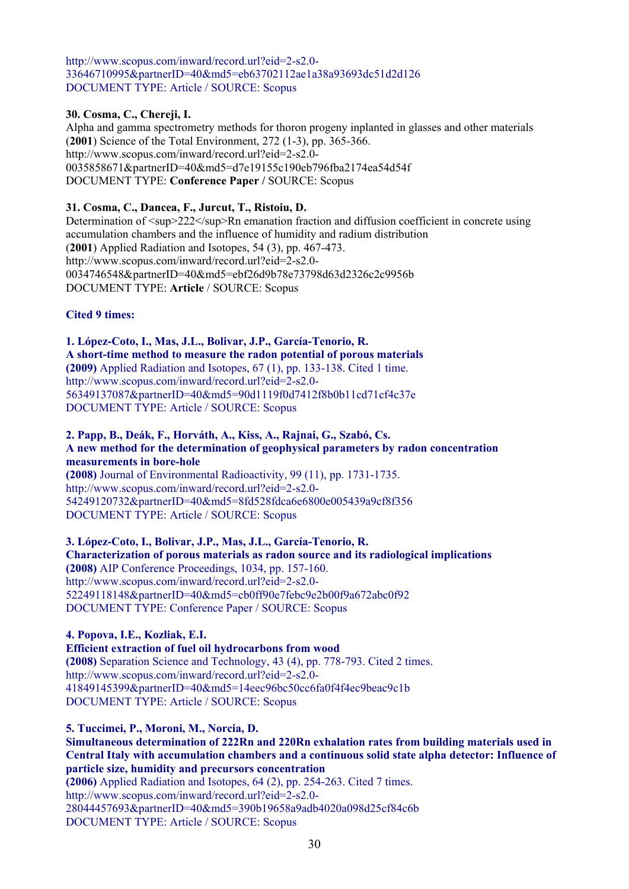http://www.scopus.com/inward/record.url?eid=2-s2.0-33646710995&partnerID=40&md5=eb63702112ae1a38a93693dc51d2d126
DOCUMENT TYPE: Article / SOURCE: Scopus

**30. Cosma, C., Chereji, I.**
Alpha and gamma spectrometry methods for thoron progeny inplanted in glasses and other materials
(**2001**) Science of the Total Environment, 272 (1-3), pp. 365-366.
http://www.scopus.com/inward/record.url?eid=2-s2.0-0035858671&partnerID=40&md5=d7e19155c190eb796fba2174ea54d54f
DOCUMENT TYPE: **Conference Paper /** SOURCE: Scopus

**31. Cosma, C., Dancea, F., Jurcut, T., Ristoiu, D.**
Determination of <sup>222</sup>Rn emanation fraction and diffusion coefficient in concrete using accumulation chambers and the influence of humidity and radium distribution
(**2001**) Applied Radiation and Isotopes, 54 (3), pp. 467-473.
http://www.scopus.com/inward/record.url?eid=2-s2.0-0034746548&partnerID=40&md5=ebf26d9b78e73798d63d2326c2c9956b
DOCUMENT TYPE: **Article** / SOURCE: Scopus

**Cited 9 times:**

**1. López-Coto, I., Mas, J.L., Bolivar, J.P., García-Tenorio, R.**
**A short-time method to measure the radon potential of porous materials**
**(2009)** Applied Radiation and Isotopes, 67 (1), pp. 133-138. Cited 1 time.
http://www.scopus.com/inward/record.url?eid=2-s2.0-56349137087&partnerID=40&md5=90d1119f0d7412f8b0b11cd71cf4c37e
DOCUMENT TYPE: Article / SOURCE: Scopus

**2. Papp, B., Deák, F., Horváth, A., Kiss, A., Rajnai, G., Szabó, Cs.**
**A new method for the determination of geophysical parameters by radon concentration measurements in bore-hole**
**(2008)** Journal of Environmental Radioactivity, 99 (11), pp. 1731-1735.
http://www.scopus.com/inward/record.url?eid=2-s2.0-54249120732&partnerID=40&md5=8fd528fdca6e6800e005439a9cf8f356
DOCUMENT TYPE: Article / SOURCE: Scopus

**3. López-Coto, I., Bolivar, J.P., Mas, J.L., García-Tenorio, R.**
**Characterization of porous materials as radon source and its radiological implications**
**(2008)** AIP Conference Proceedings, 1034, pp. 157-160.
http://www.scopus.com/inward/record.url?eid=2-s2.0-52249118148&partnerID=40&md5=cb0ff90e7febc9e2b00f9a672abc0f92
DOCUMENT TYPE: Conference Paper / SOURCE: Scopus

**4. Popova, I.E., Kozliak, E.I.**
**Efficient extraction of fuel oil hydrocarbons from wood**
**(2008)** Separation Science and Technology, 43 (4), pp. 778-793. Cited 2 times.
http://www.scopus.com/inward/record.url?eid=2-s2.0-41849145399&partnerID=40&md5=14eec96bc50cc6fa0f4f4ec9beac9c1b
DOCUMENT TYPE: Article / SOURCE: Scopus

**5. Tuccimei, P., Moroni, M., Norcia, D.**
**Simultaneous determination of 222Rn and 220Rn exhalation rates from building materials used in Central Italy with accumulation chambers and a continuous solid state alpha detector: Influence of particle size, humidity and precursors concentration**
**(2006)** Applied Radiation and Isotopes, 64 (2), pp. 254-263. Cited 7 times.
http://www.scopus.com/inward/record.url?eid=2-s2.0-28044457693&partnerID=40&md5=390b19658a9adb4020a098d25cf84c6b
DOCUMENT TYPE: Article / SOURCE: Scopus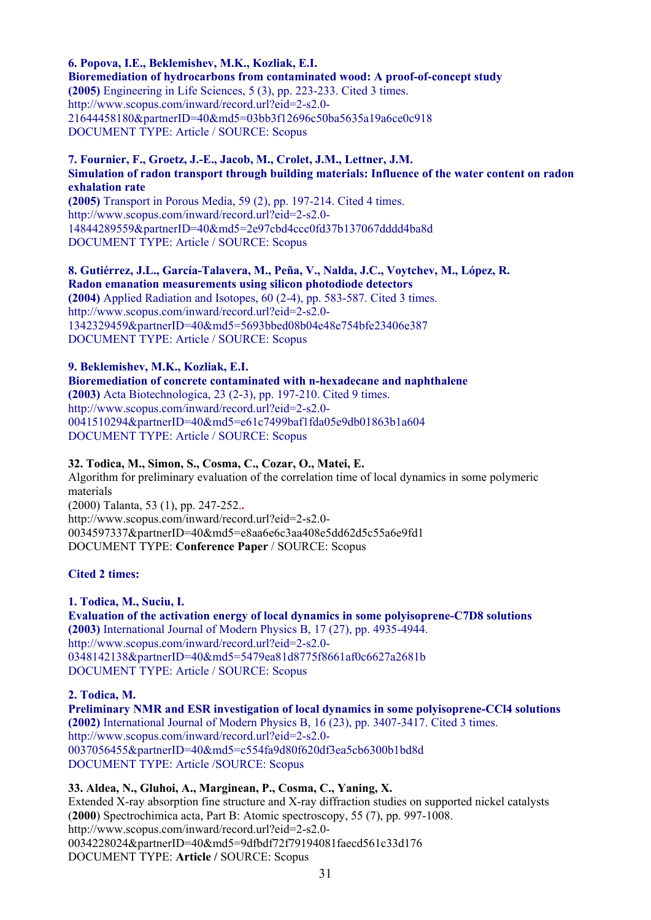**6. Popova, I.E., Beklemishev, M.K., Kozliak, E.I.**
**Bioremediation of hydrocarbons from contaminated wood: A proof-of-concept study**
**(2005)** Engineering in Life Sciences, 5 (3), pp. 223-233. Cited 3 times.
http://www.scopus.com/inward/record.url?eid=2-s2.0-21644458180&partnerID=40&md5=03bb3f12696c50ba5635a19a6ce0c918
DOCUMENT TYPE: Article / SOURCE: Scopus

**7. Fournier, F., Groetz, J.-E., Jacob, M., Crolet, J.M., Lettner, J.M.**
**Simulation of radon transport through building materials: Influence of the water content on radon exhalation rate**
**(2005)** Transport in Porous Media, 59 (2), pp. 197-214. Cited 4 times.
http://www.scopus.com/inward/record.url?eid=2-s2.0-14844289559&partnerID=40&md5=2e97cbd4ccc0fd37b137067dddd4ba8d
DOCUMENT TYPE: Article / SOURCE: Scopus

**8. Gutiérrez, J.L., García-Talavera, M., Peña, V., Nalda, J.C., Voytchev, M., López, R.**
**Radon emanation measurements using silicon photodiode detectors**
**(2004)** Applied Radiation and Isotopes, 60 (2-4), pp. 583-587. Cited 3 times.
http://www.scopus.com/inward/record.url?eid=2-s2.0-1342329459&partnerID=40&md5=5693bbed08b04e48e754bfe23406e387
DOCUMENT TYPE: Article / SOURCE: Scopus

**9. Beklemishev, M.K., Kozliak, E.I.**
**Bioremediation of concrete contaminated with n-hexadecane and naphthalene**
**(2003)** Acta Biotechnologica, 23 (2-3), pp. 197-210. Cited 9 times.
http://www.scopus.com/inward/record.url?eid=2-s2.0-0041510294&partnerID=40&md5=e61c7499baf1fda05e9db01863b1a604
DOCUMENT TYPE: Article / SOURCE: Scopus

**32. Todica, M., Simon, S., Cosma, C., Cozar, O., Matei, E.**
Algorithm for preliminary evaluation of the correlation time of local dynamics in some polymeric materials
(2000) Talanta, 53 (1), pp. 247-252..
http://www.scopus.com/inward/record.url?eid=2-s2.0-0034597337&partnerID=40&md5=e8aa6e6c3aa408e5dd62d5c55a6e9fd1
DOCUMENT TYPE: **Conference Paper** / SOURCE: Scopus

**Cited 2 times:**

**1. Todica, M., Suciu, I.**
**Evaluation of the activation energy of local dynamics in some polyisoprene-C7D8 solutions**
**(2003)** International Journal of Modern Physics B, 17 (27), pp. 4935-4944.
http://www.scopus.com/inward/record.url?eid=2-s2.0-0348142138&partnerID=40&md5=5479ea81d8775f8661af0c6627a2681b
DOCUMENT TYPE: Article / SOURCE: Scopus

**2. Todica, M.**
**Preliminary NMR and ESR investigation of local dynamics in some polyisoprene-CCl4 solutions**
**(2002)** International Journal of Modern Physics B, 16 (23), pp. 3407-3417. Cited 3 times.
http://www.scopus.com/inward/record.url?eid=2-s2.0-0037056455&partnerID=40&md5=c554fa9d80f620df3ea5cb6300b1bd8d
DOCUMENT TYPE: Article /SOURCE: Scopus

**33. Aldea, N., Gluhoi, A., Marginean, P., Cosma, C., Yaning, X.**
Extended X-ray absorption fine structure and X-ray diffraction studies on supported nickel catalysts
(**2000**) Spectrochimica acta, Part B: Atomic spectroscopy, 55 (7), pp. 997-1008.
http://www.scopus.com/inward/record.url?eid=2-s2.0-0034228024&partnerID=40&md5=9dfbdf72f79194081faecd561c33d176
DOCUMENT TYPE: **Article /** SOURCE: Scopus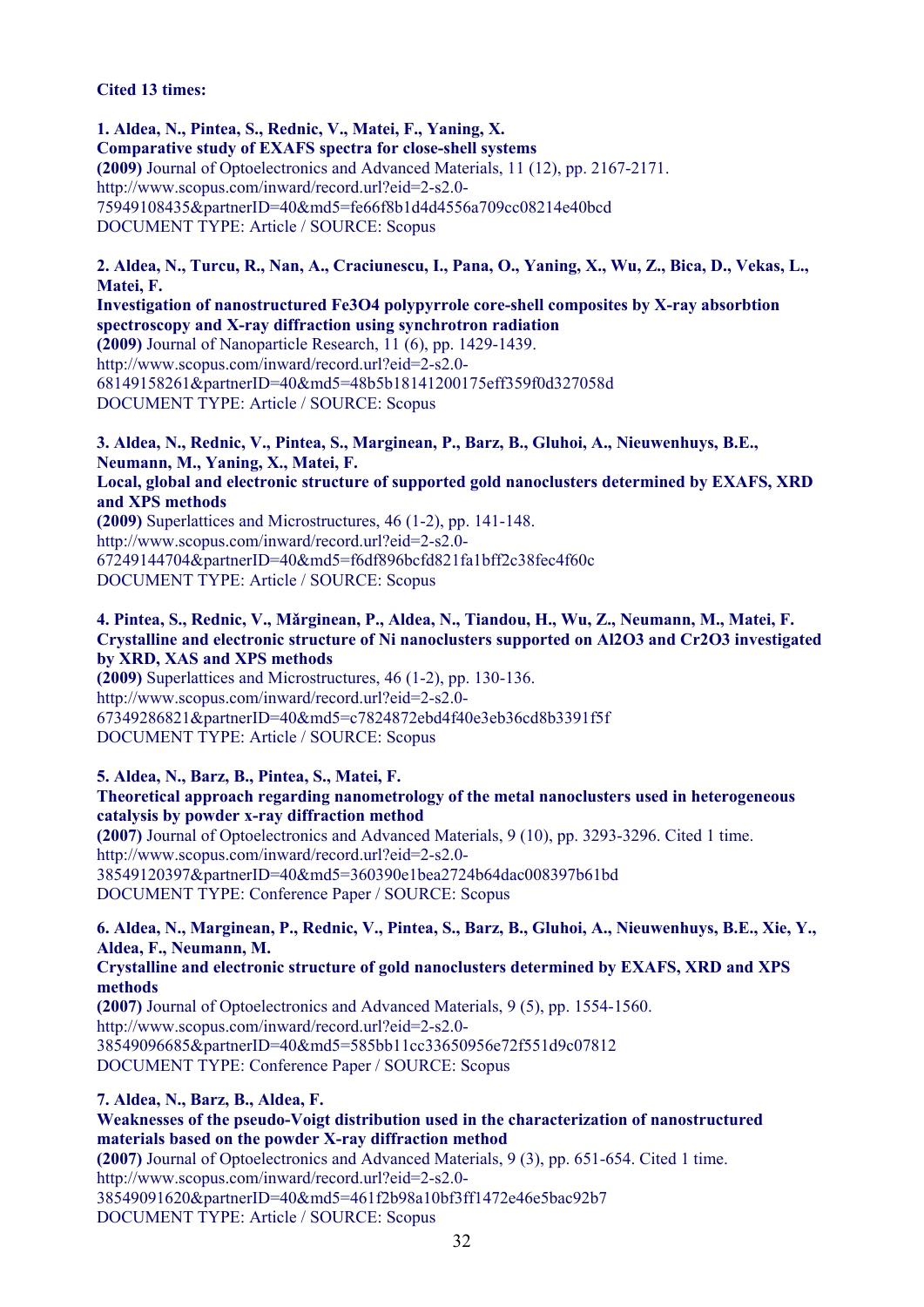**Cited 13 times:**

**1. Aldea, N., Pintea, S., Rednic, V., Matei, F., Yaning, X.**
**Comparative study of EXAFS spectra for close-shell systems**
**(2009)** Journal of Optoelectronics and Advanced Materials, 11 (12), pp. 2167-2171.
http://www.scopus.com/inward/record.url?eid=2-s2.0-75949108435&partnerID=40&md5=fe66f8b1d4d4556a709cc08214e40bcd
DOCUMENT TYPE: Article / SOURCE: Scopus

**2. Aldea, N., Turcu, R., Nan, A., Craciunescu, I., Pana, O., Yaning, X., Wu, Z., Bica, D., Vekas, L., Matei, F.**
**Investigation of nanostructured Fe3O4 polypyrrole core-shell composites by X-ray absorbtion spectroscopy and X-ray diffraction using synchrotron radiation**
**(2009)** Journal of Nanoparticle Research, 11 (6), pp. 1429-1439.
http://www.scopus.com/inward/record.url?eid=2-s2.0-68149158261&partnerID=40&md5=48b5b18141200175eff359f0d327058d
DOCUMENT TYPE: Article / SOURCE: Scopus

**3. Aldea, N., Rednic, V., Pintea, S., Marginean, P., Barz, B., Gluhoi, A., Nieuwenhuys, B.E., Neumann, M., Yaning, X., Matei, F.**
**Local, global and electronic structure of supported gold nanoclusters determined by EXAFS, XRD and XPS methods**
**(2009)** Superlattices and Microstructures, 46 (1-2), pp. 141-148.
http://www.scopus.com/inward/record.url?eid=2-s2.0-67249144704&partnerID=40&md5=f6df896bcfd821fa1bff2c38fec4f60c
DOCUMENT TYPE: Article / SOURCE: Scopus

**4. Pintea, S., Rednic, V., Mărginean, P., Aldea, N., Tiandou, H., Wu, Z., Neumann, M., Matei, F.**
**Crystalline and electronic structure of Ni nanoclusters supported on Al2O3 and Cr2O3 investigated by XRD, XAS and XPS methods**
**(2009)** Superlattices and Microstructures, 46 (1-2), pp. 130-136.
http://www.scopus.com/inward/record.url?eid=2-s2.0-67349286821&partnerID=40&md5=c7824872ebd4f40e3eb36cd8b3391f5f
DOCUMENT TYPE: Article / SOURCE: Scopus

**5. Aldea, N., Barz, B., Pintea, S., Matei, F.**
**Theoretical approach regarding nanometrology of the metal nanoclusters used in heterogeneous catalysis by powder x-ray diffraction method**
**(2007)** Journal of Optoelectronics and Advanced Materials, 9 (10), pp. 3293-3296. Cited 1 time.
http://www.scopus.com/inward/record.url?eid=2-s2.0-38549120397&partnerID=40&md5=360390e1bea2724b64dac008397b61bd
DOCUMENT TYPE: Conference Paper / SOURCE: Scopus

**6. Aldea, N., Marginean, P., Rednic, V., Pintea, S., Barz, B., Gluhoi, A., Nieuwenhuys, B.E., Xie, Y., Aldea, F., Neumann, M.**
**Crystalline and electronic structure of gold nanoclusters determined by EXAFS, XRD and XPS methods**
**(2007)** Journal of Optoelectronics and Advanced Materials, 9 (5), pp. 1554-1560.
http://www.scopus.com/inward/record.url?eid=2-s2.0-38549096685&partnerID=40&md5=585bb11cc33650956e72f551d9c07812
DOCUMENT TYPE: Conference Paper / SOURCE: Scopus

**7. Aldea, N., Barz, B., Aldea, F.**
**Weaknesses of the pseudo-Voigt distribution used in the characterization of nanostructured materials based on the powder X-ray diffraction method**
**(2007)** Journal of Optoelectronics and Advanced Materials, 9 (3), pp. 651-654. Cited 1 time.
http://www.scopus.com/inward/record.url?eid=2-s2.0-38549091620&partnerID=40&md5=461f2b98a10bf3ff1472e46e5bac92b7
DOCUMENT TYPE: Article / SOURCE: Scopus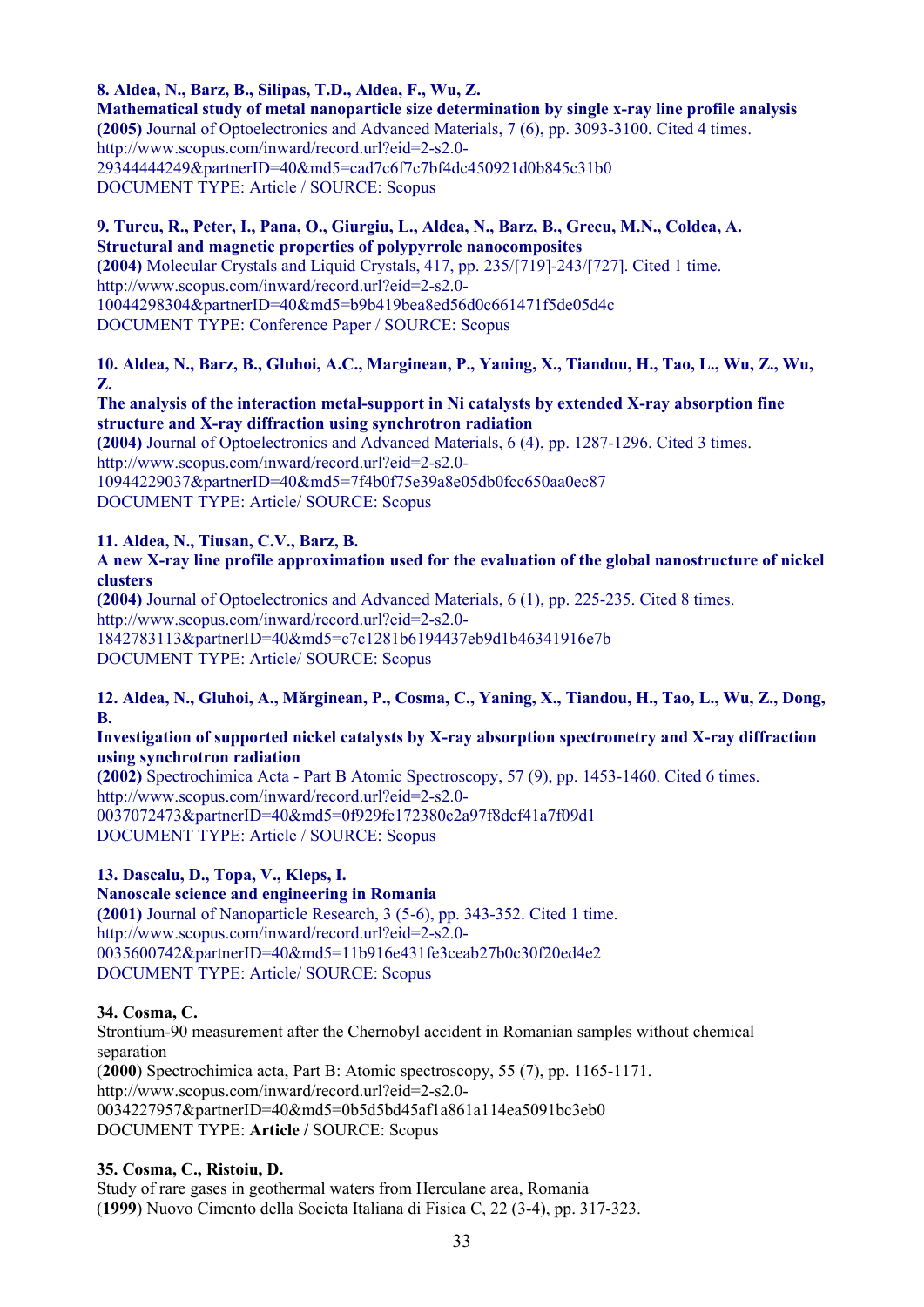**8. Aldea, N., Barz, B., Silipas, T.D., Aldea, F., Wu, Z.**
**Mathematical study of metal nanoparticle size determination by single x-ray line profile analysis**
**(2005)** Journal of Optoelectronics and Advanced Materials, 7 (6), pp. 3093-3100. Cited 4 times.
http://www.scopus.com/inward/record.url?eid=2-s2.0-29344444249&partnerID=40&md5=cad7c6f7c7bf4dc450921d0b845c31b0
DOCUMENT TYPE: Article / SOURCE: Scopus

**9. Turcu, R., Peter, I., Pana, O., Giurgiu, L., Aldea, N., Barz, B., Grecu, M.N., Coldea, A.**
**Structural and magnetic properties of polypyrrole nanocomposites**
**(2004)** Molecular Crystals and Liquid Crystals, 417, pp. 235/[719]-243/[727]. Cited 1 time.
http://www.scopus.com/inward/record.url?eid=2-s2.0-10044298304&partnerID=40&md5=b9b419bea8ed56d0c661471f5de05d4c
DOCUMENT TYPE: Conference Paper / SOURCE: Scopus

**10. Aldea, N., Barz, B., Gluhoi, A.C., Marginean, P., Yaning, X., Tiandou, H., Tao, L., Wu, Z., Wu, Z.**
**The analysis of the interaction metal-support in Ni catalysts by extended X-ray absorption fine structure and X-ray diffraction using synchrotron radiation**
**(2004)** Journal of Optoelectronics and Advanced Materials, 6 (4), pp. 1287-1296. Cited 3 times.
http://www.scopus.com/inward/record.url?eid=2-s2.0-10944229037&partnerID=40&md5=7f4b0f75e39a8e05db0fcc650aa0ec87
DOCUMENT TYPE: Article/ SOURCE: Scopus

**11. Aldea, N., Tiusan, C.V., Barz, B.**
**A new X-ray line profile approximation used for the evaluation of the global nanostructure of nickel clusters**
**(2004)** Journal of Optoelectronics and Advanced Materials, 6 (1), pp. 225-235. Cited 8 times.
http://www.scopus.com/inward/record.url?eid=2-s2.0-1842783113&partnerID=40&md5=c7c1281b6194437eb9d1b46341916e7b
DOCUMENT TYPE: Article/ SOURCE: Scopus

**12. Aldea, N., Gluhoi, A., Mărginean, P., Cosma, C., Yaning, X., Tiandou, H., Tao, L., Wu, Z., Dong, B.**
**Investigation of supported nickel catalysts by X-ray absorption spectrometry and X-ray diffraction using synchrotron radiation**
**(2002)** Spectrochimica Acta - Part B Atomic Spectroscopy, 57 (9), pp. 1453-1460. Cited 6 times.
http://www.scopus.com/inward/record.url?eid=2-s2.0-0037072473&partnerID=40&md5=0f929fc172380c2a97f8dcf41a7f09d1
DOCUMENT TYPE: Article / SOURCE: Scopus

**13. Dascalu, D., Topa, V., Kleps, I.**
**Nanoscale science and engineering in Romania**
**(2001)** Journal of Nanoparticle Research, 3 (5-6), pp. 343-352. Cited 1 time.
http://www.scopus.com/inward/record.url?eid=2-s2.0-0035600742&partnerID=40&md5=11b916e431fe3ceab27b0c30f20ed4e2
DOCUMENT TYPE: Article/ SOURCE: Scopus

**34. Cosma, C.**
Strontium-90 measurement after the Chernobyl accident in Romanian samples without chemical separation
(**2000**) Spectrochimica acta, Part B: Atomic spectroscopy, 55 (7), pp. 1165-1171.
http://www.scopus.com/inward/record.url?eid=2-s2.0-0034227957&partnerID=40&md5=0b5d5bd45af1a861a114ea5091bc3eb0
DOCUMENT TYPE: **Article /** SOURCE: Scopus

**35. Cosma, C., Ristoiu, D.**
Study of rare gases in geothermal waters from Herculane area, Romania
(**1999**) Nuovo Cimento della Societa Italiana di Fisica C, 22 (3-4), pp. 317-323.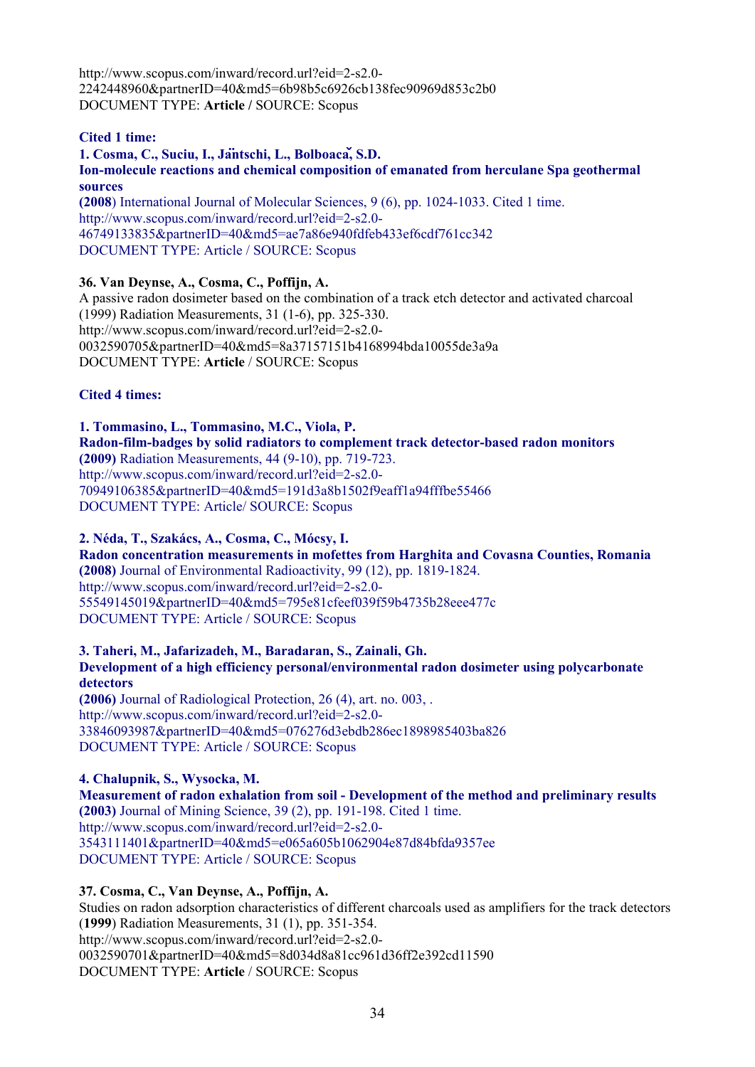http://www.scopus.com/inward/record.url?eid=2-s2.0-2242448960&partnerID=40&md5=6b98b5c6926cb138fec90969d853c2b0
DOCUMENT TYPE: **Article /** SOURCE: Scopus

**Cited 1 time:**

**1. Cosma, C., Suciu, I., Jäntschi, L., Bolboacă, S.D.**
**Ion-molecule reactions and chemical composition of emanated from herculane Spa geothermal sources**
**(2008**) International Journal of Molecular Sciences, 9 (6), pp. 1024-1033. Cited 1 time.
http://www.scopus.com/inward/record.url?eid=2-s2.0-46749133835&partnerID=40&md5=ae7a86e940fdfeb433ef6cdf761cc342
DOCUMENT TYPE: Article / SOURCE: Scopus

**36. Van Deynse, A., Cosma, C., Poffijn, A.**
A passive radon dosimeter based on the combination of a track etch detector and activated charcoal (1999) Radiation Measurements, 31 (1-6), pp. 325-330.
http://www.scopus.com/inward/record.url?eid=2-s2.0-0032590705&partnerID=40&md5=8a37157151b4168994bda10055de3a9a
DOCUMENT TYPE: **Article** / SOURCE: Scopus

**Cited 4 times:**

**1. Tommasino, L., Tommasino, M.C., Viola, P.**
**Radon-film-badges by solid radiators to complement track detector-based radon monitors**
**(2009)** Radiation Measurements, 44 (9-10), pp. 719-723.
http://www.scopus.com/inward/record.url?eid=2-s2.0-70949106385&partnerID=40&md5=191d3a8b1502f9eaff1a94fffbe55466
DOCUMENT TYPE: Article/ SOURCE: Scopus

**2. Néda, T., Szakács, A., Cosma, C., Mócsy, I.**
**Radon concentration measurements in mofettes from Harghita and Covasna Counties, Romania**
**(2008)** Journal of Environmental Radioactivity, 99 (12), pp. 1819-1824.
http://www.scopus.com/inward/record.url?eid=2-s2.0-55549145019&partnerID=40&md5=795e81cfeef039f59b4735b28eee477c
DOCUMENT TYPE: Article / SOURCE: Scopus

**3. Taheri, M., Jafarizadeh, M., Baradaran, S., Zainali, Gh.**
**Development of a high efficiency personal/environmental radon dosimeter using polycarbonate detectors**
**(2006)** Journal of Radiological Protection, 26 (4), art. no. 003, .
http://www.scopus.com/inward/record.url?eid=2-s2.0-33846093987&partnerID=40&md5=076276d3ebdb286ec1898985403ba826
DOCUMENT TYPE: Article / SOURCE: Scopus

**4. Chalupnik, S., Wysocka, M.**
**Measurement of radon exhalation from soil - Development of the method and preliminary results**
**(2003)** Journal of Mining Science, 39 (2), pp. 191-198. Cited 1 time.
http://www.scopus.com/inward/record.url?eid=2-s2.0-3543111401&partnerID=40&md5=e065a605b1062904e87d84bfda9357ee
DOCUMENT TYPE: Article / SOURCE: Scopus

**37. Cosma, C., Van Deynse, A., Poffijn, A.**
Studies on radon adsorption characteristics of different charcoals used as amplifiers for the track detectors (**1999**) Radiation Measurements, 31 (1), pp. 351-354.
http://www.scopus.com/inward/record.url?eid=2-s2.0-0032590701&partnerID=40&md5=8d034d8a81cc961d36ff2e392cd11590
DOCUMENT TYPE: **Article** / SOURCE: Scopus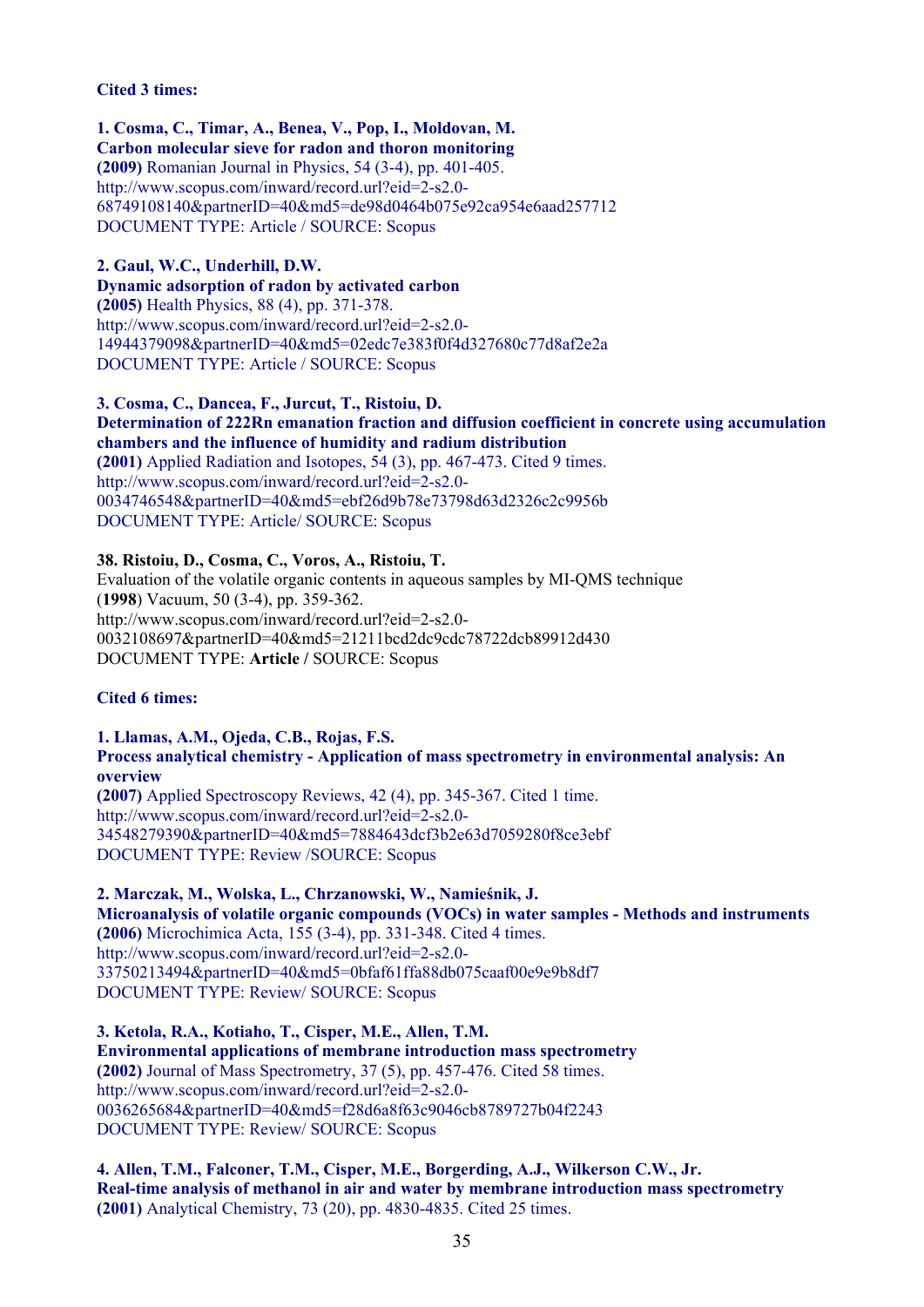**Cited 3 times:**

**1. Cosma, C., Timar, A., Benea, V., Pop, I., Moldovan, M.**
**Carbon molecular sieve for radon and thoron monitoring**
**(2009)** Romanian Journal in Physics, 54 (3-4), pp. 401-405.
http://www.scopus.com/inward/record.url?eid=2-s2.0-68749108140&partnerID=40&md5=de98d0464b075e92ca954e6aad257712
DOCUMENT TYPE: Article / SOURCE: Scopus

**2. Gaul, W.C., Underhill, D.W.**
**Dynamic adsorption of radon by activated carbon**
**(2005)** Health Physics, 88 (4), pp. 371-378.
http://www.scopus.com/inward/record.url?eid=2-s2.0-14944379098&partnerID=40&md5=02edc7e383f0f4d327680c77d8af2e2a
DOCUMENT TYPE: Article / SOURCE: Scopus

**3. Cosma, C., Dancea, F., Jurcut, T., Ristoiu, D.**
**Determination of 222Rn emanation fraction and diffusion coefficient in concrete using accumulation chambers and the influence of humidity and radium distribution**
**(2001)** Applied Radiation and Isotopes, 54 (3), pp. 467-473. Cited 9 times.
http://www.scopus.com/inward/record.url?eid=2-s2.0-0034746548&partnerID=40&md5=ebf26d9b78e73798d63d2326c2c9956b
DOCUMENT TYPE: Article/ SOURCE: Scopus

**38. Ristoiu, D., Cosma, C., Voros, A., Ristoiu, T.**
Evaluation of the volatile organic contents in aqueous samples by MI-QMS technique
(**1998**) Vacuum, 50 (3-4), pp. 359-362.
http://www.scopus.com/inward/record.url?eid=2-s2.0-0032108697&partnerID=40&md5=21211bcd2dc9cdc78722dcb89912d430
DOCUMENT TYPE: **Article /** SOURCE: Scopus

**Cited 6 times:**

**1. Llamas, A.M., Ojeda, C.B., Rojas, F.S.**
**Process analytical chemistry - Application of mass spectrometry in environmental analysis: An overview**
**(2007)** Applied Spectroscopy Reviews, 42 (4), pp. 345-367. Cited 1 time.
http://www.scopus.com/inward/record.url?eid=2-s2.0-34548279390&partnerID=40&md5=7884643dcf3b2e63d7059280f8ce3ebf
DOCUMENT TYPE: Review /SOURCE: Scopus

**2. Marczak, M., Wolska, L., Chrzanowski, W., Namieśnik, J.**
**Microanalysis of volatile organic compounds (VOCs) in water samples - Methods and instruments**
**(2006)** Microchimica Acta, 155 (3-4), pp. 331-348. Cited 4 times.
http://www.scopus.com/inward/record.url?eid=2-s2.0-33750213494&partnerID=40&md5=0bfaf61ffa88db075caaf00e9e9b8df7
DOCUMENT TYPE: Review/ SOURCE: Scopus

**3. Ketola, R.A., Kotiaho, T., Cisper, M.E., Allen, T.M.**
**Environmental applications of membrane introduction mass spectrometry**
**(2002)** Journal of Mass Spectrometry, 37 (5), pp. 457-476. Cited 58 times.
http://www.scopus.com/inward/record.url?eid=2-s2.0-0036265684&partnerID=40&md5=f28d6a8f63c9046cb8789727b04f2243
DOCUMENT TYPE: Review/ SOURCE: Scopus

**4. Allen, T.M., Falconer, T.M., Cisper, M.E., Borgerding, A.J., Wilkerson C.W., Jr.**
**Real-time analysis of methanol in air and water by membrane introduction mass spectrometry**
**(2001)** Analytical Chemistry, 73 (20), pp. 4830-4835. Cited 25 times.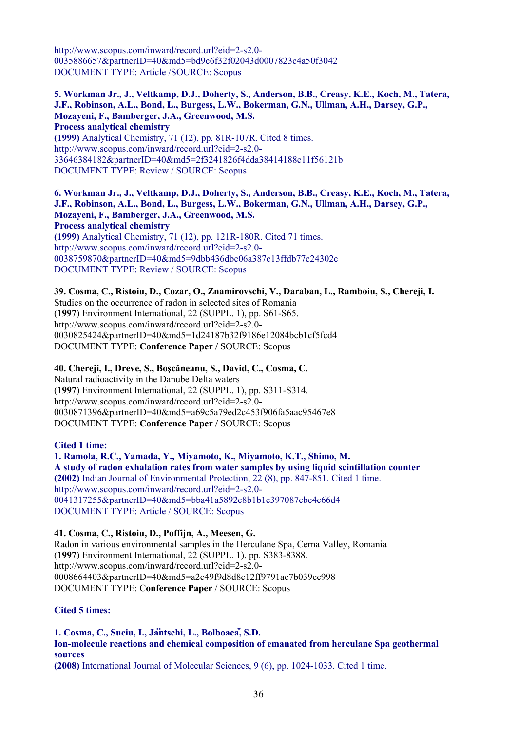http://www.scopus.com/inward/record.url?eid=2-s2.0-0035886657&partnerID=40&md5=bd9c6f32f02043d0007823c4a50f3042
DOCUMENT TYPE: Article /SOURCE: Scopus

**5. Workman Jr., J., Veltkamp, D.J., Doherty, S., Anderson, B.B., Creasy, K.E., Koch, M., Tatera, J.F., Robinson, A.L., Bond, L., Burgess, L.W., Bokerman, G.N., Ullman, A.H., Darsey, G.P., Mozayeni, F., Bamberger, J.A., Greenwood, M.S.**
**Process analytical chemistry**
**(1999)** Analytical Chemistry, 71 (12), pp. 81R-107R. Cited 8 times.
http://www.scopus.com/inward/record.url?eid=2-s2.0-33646384182&partnerID=40&md5=2f3241826f4dda38414188c11f56121b
DOCUMENT TYPE: Review / SOURCE: Scopus

**6. Workman Jr., J., Veltkamp, D.J., Doherty, S., Anderson, B.B., Creasy, K.E., Koch, M., Tatera, J.F., Robinson, A.L., Bond, L., Burgess, L.W., Bokerman, G.N., Ullman, A.H., Darsey, G.P., Mozayeni, F., Bamberger, J.A., Greenwood, M.S.**
**Process analytical chemistry**
**(1999)** Analytical Chemistry, 71 (12), pp. 121R-180R. Cited 71 times.
http://www.scopus.com/inward/record.url?eid=2-s2.0-0038759870&partnerID=40&md5=9dbb436dbc06a387c13ffdb77c24302c
DOCUMENT TYPE: Review / SOURCE: Scopus

**39. Cosma, C., Ristoiu, D., Cozar, O., Znamirovschi, V., Daraban, L., Ramboiu, S., Chereji, I.**
Studies on the occurrence of radon in selected sites of Romania
(**1997**) Environment International, 22 (SUPPL. 1), pp. S61-S65.
http://www.scopus.com/inward/record.url?eid=2-s2.0-0030825424&partnerID=40&md5=1d24187b32f9186e12084bcb1cf5fcd4
DOCUMENT TYPE: **Conference Paper /** SOURCE: Scopus

**40. Chereji, I., Dreve, S., Boşcăneanu, S., David, C., Cosma, C.**
Natural radioactivity in the Danube Delta waters
(**1997**) Environment International, 22 (SUPPL. 1), pp. S311-S314.
http://www.scopus.com/inward/record.url?eid=2-s2.0-0030871396&partnerID=40&md5=a69c5a79ed2c453f906fa5aac95467e8
DOCUMENT TYPE: **Conference Paper /** SOURCE: Scopus

**Cited 1 time:**

**1. Ramola, R.C., Yamada, Y., Miyamoto, K., Miyamoto, K.T., Shimo, M.**
**A study of radon exhalation rates from water samples by using liquid scintillation counter**
**(2002)** Indian Journal of Environmental Protection, 22 (8), pp. 847-851. Cited 1 time.
http://www.scopus.com/inward/record.url?eid=2-s2.0-0041317255&partnerID=40&md5=bba41a5892c8b1b1e397087cbe4c66d4
DOCUMENT TYPE: Article / SOURCE: Scopus

**41. Cosma, C., Ristoiu, D., Poffijn, A., Meesen, G.**
Radon in various environmental samples in the Herculane Spa, Cerna Valley, Romania
(**1997**) Environment International, 22 (SUPPL. 1), pp. S383-8388.
http://www.scopus.com/inward/record.url?eid=2-s2.0-0008664403&partnerID=40&md5=a2c49f9d8d8c12ff9791ae7b039cc998
DOCUMENT TYPE: C**onference Paper** / SOURCE: Scopus

**Cited 5 times:**

**1. Cosma, C., Suciu, I., Jäntschi, L., Bolboacă, S.D.**
**Ion-molecule reactions and chemical composition of emanated from herculane Spa geothermal sources**
**(2008)** International Journal of Molecular Sciences, 9 (6), pp. 1024-1033. Cited 1 time.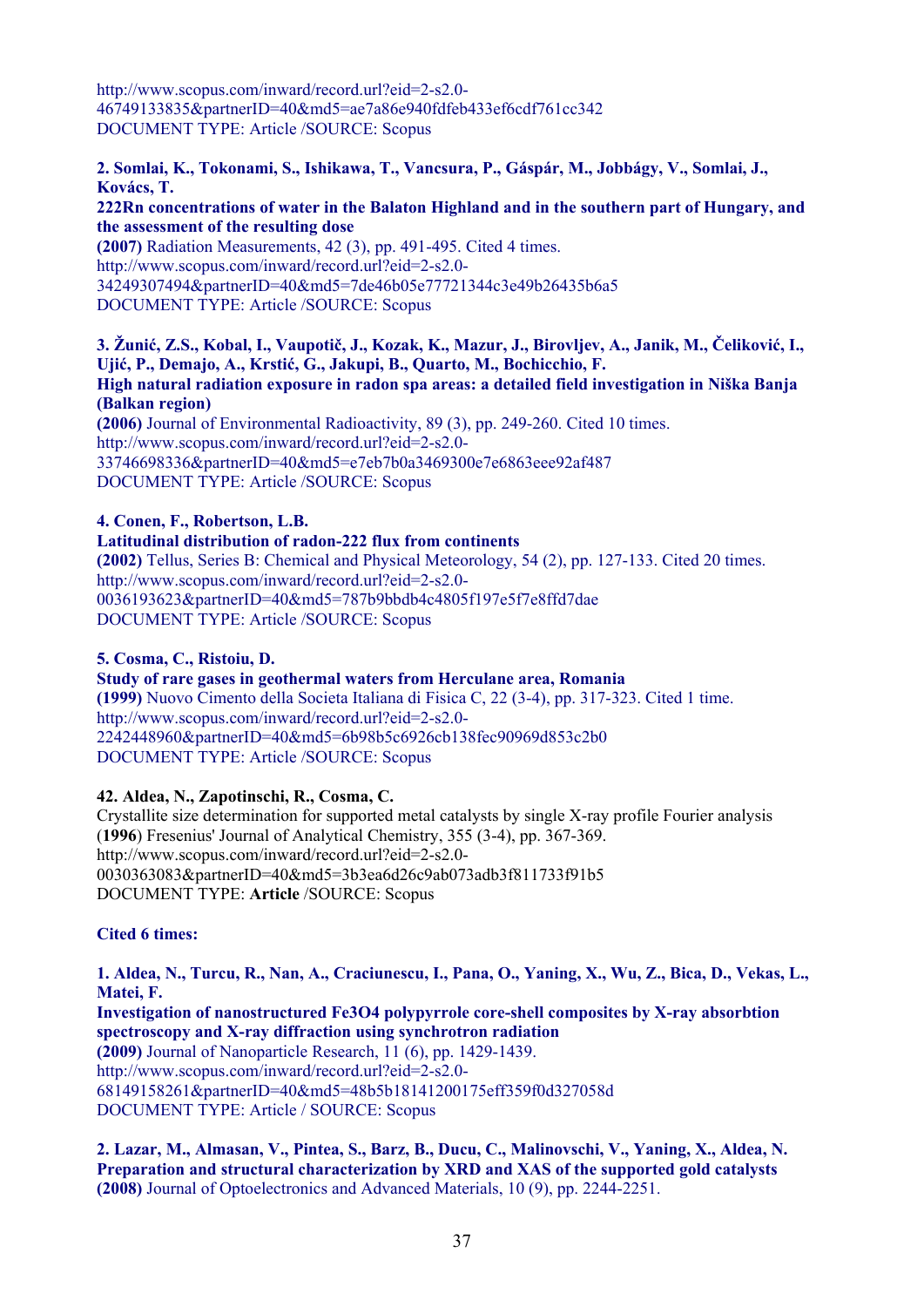http://www.scopus.com/inward/record.url?eid=2-s2.0-46749133835&partnerID=40&md5=ae7a86e940fdfeb433ef6cdf761cc342
DOCUMENT TYPE: Article /SOURCE: Scopus

**2. Somlai, K., Tokonami, S., Ishikawa, T., Vancsura, P., Gáspár, M., Jobbágy, V., Somlai, J., Kovács, T.**
**222Rn concentrations of water in the Balaton Highland and in the southern part of Hungary, and the assessment of the resulting dose**
**(2007)** Radiation Measurements, 42 (3), pp. 491-495. Cited 4 times.
http://www.scopus.com/inward/record.url?eid=2-s2.0-34249307494&partnerID=40&md5=7de46b05e77721344c3e49b26435b6a5
DOCUMENT TYPE: Article /SOURCE: Scopus

**3. Žunić, Z.S., Kobal, I., Vaupotič, J., Kozak, K., Mazur, J., Birovljev, A., Janik, M., Čeliković, I., Ujić, P., Demajo, A., Krstić, G., Jakupi, B., Quarto, M., Bochicchio, F.**
**High natural radiation exposure in radon spa areas: a detailed field investigation in Niška Banja (Balkan region)**
**(2006)** Journal of Environmental Radioactivity, 89 (3), pp. 249-260. Cited 10 times.
http://www.scopus.com/inward/record.url?eid=2-s2.0-33746698336&partnerID=40&md5=e7eb7b0a3469300e7e6863eee92af487
DOCUMENT TYPE: Article /SOURCE: Scopus

**4. Conen, F., Robertson, L.B.**
**Latitudinal distribution of radon-222 flux from continents**
**(2002)** Tellus, Series B: Chemical and Physical Meteorology, 54 (2), pp. 127-133. Cited 20 times.
http://www.scopus.com/inward/record.url?eid=2-s2.0-0036193623&partnerID=40&md5=787b9bbdb4c4805f197e5f7e8ffd7dae
DOCUMENT TYPE: Article /SOURCE: Scopus

**5. Cosma, C., Ristoiu, D.**
**Study of rare gases in geothermal waters from Herculane area, Romania**
**(1999)** Nuovo Cimento della Societa Italiana di Fisica C, 22 (3-4), pp. 317-323. Cited 1 time.
http://www.scopus.com/inward/record.url?eid=2-s2.0-2242448960&partnerID=40&md5=6b98b5c6926cb138fec90969d853c2b0
DOCUMENT TYPE: Article /SOURCE: Scopus

**42. Aldea, N., Zapotinschi, R., Cosma, C.**
Crystallite size determination for supported metal catalysts by single X-ray profile Fourier analysis
(**1996**) Fresenius' Journal of Analytical Chemistry, 355 (3-4), pp. 367-369.
http://www.scopus.com/inward/record.url?eid=2-s2.0-0030363083&partnerID=40&md5=3b3ea6d26c9ab073adb3f811733f91b5
DOCUMENT TYPE: **Article** /SOURCE: Scopus

**Cited 6 times:**

**1. Aldea, N., Turcu, R., Nan, A., Craciunescu, I., Pana, O., Yaning, X., Wu, Z., Bica, D., Vekas, L., Matei, F.**
**Investigation of nanostructured Fe3O4 polypyrrole core-shell composites by X-ray absorbtion spectroscopy and X-ray diffraction using synchrotron radiation**
**(2009)** Journal of Nanoparticle Research, 11 (6), pp. 1429-1439.
http://www.scopus.com/inward/record.url?eid=2-s2.0-68149158261&partnerID=40&md5=48b5b18141200175eff359f0d327058d
DOCUMENT TYPE: Article / SOURCE: Scopus

**2. Lazar, M., Almasan, V., Pintea, S., Barz, B., Ducu, C., Malinovschi, V., Yaning, X., Aldea, N.**
**Preparation and structural characterization by XRD and XAS of the supported gold catalysts**
**(2008)** Journal of Optoelectronics and Advanced Materials, 10 (9), pp. 2244-2251.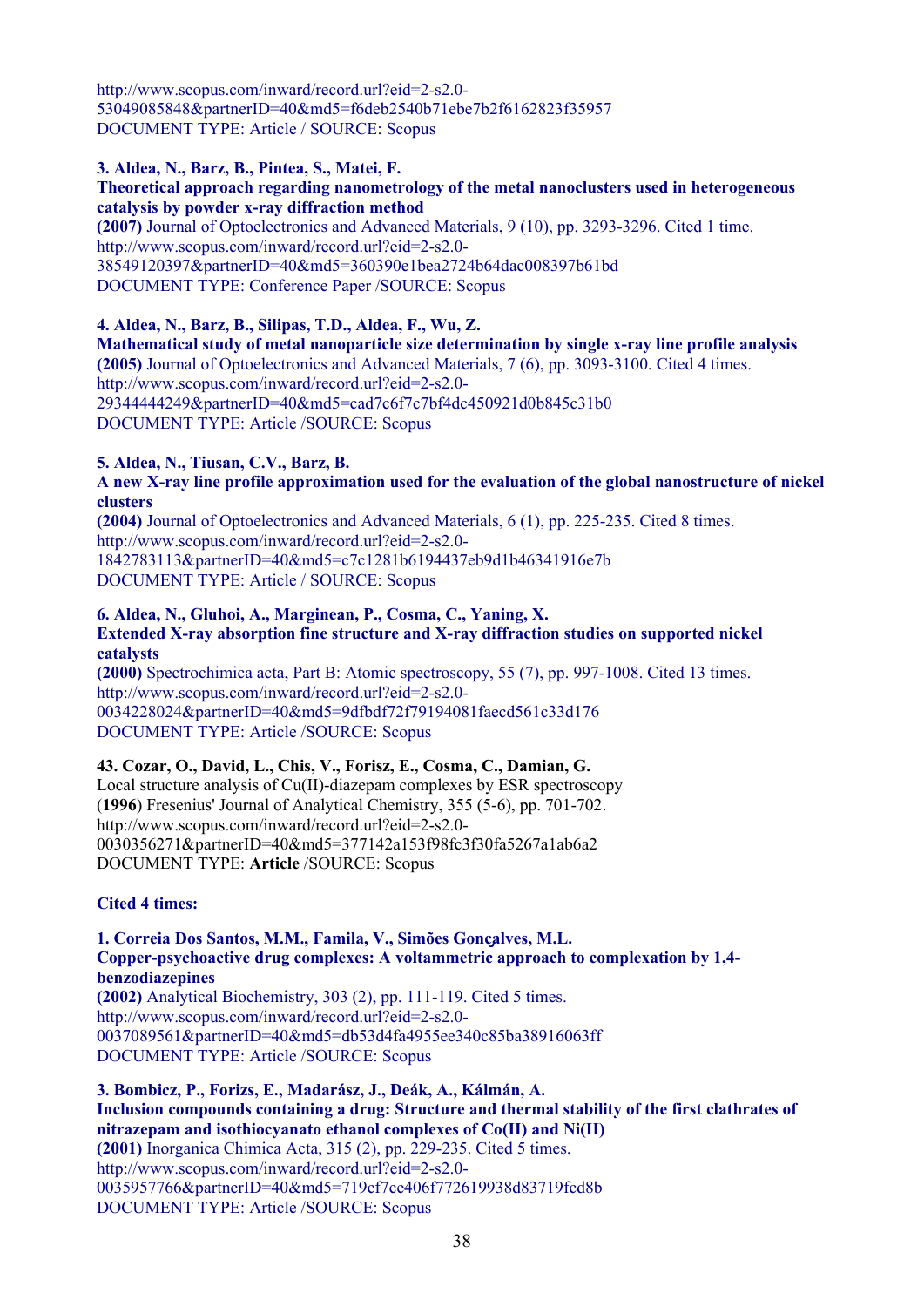http://www.scopus.com/inward/record.url?eid=2-s2.0-53049085848&partnerID=40&md5=f6deb2540b71ebe7b2f6162823f35957
DOCUMENT TYPE: Article / SOURCE: Scopus

**3. Aldea, N., Barz, B., Pintea, S., Matei, F.**
**Theoretical approach regarding nanometrology of the metal nanoclusters used in heterogeneous catalysis by powder x-ray diffraction method**
**(2007)** Journal of Optoelectronics and Advanced Materials, 9 (10), pp. 3293-3296. Cited 1 time.
http://www.scopus.com/inward/record.url?eid=2-s2.0-38549120397&partnerID=40&md5=360390e1bea2724b64dac008397b61bd
DOCUMENT TYPE: Conference Paper /SOURCE: Scopus

**4. Aldea, N., Barz, B., Silipas, T.D., Aldea, F., Wu, Z.**
**Mathematical study of metal nanoparticle size determination by single x-ray line profile analysis**
**(2005)** Journal of Optoelectronics and Advanced Materials, 7 (6), pp. 3093-3100. Cited 4 times.
http://www.scopus.com/inward/record.url?eid=2-s2.0-29344444249&partnerID=40&md5=cad7c6f7c7bf4dc450921d0b845c31b0
DOCUMENT TYPE: Article /SOURCE: Scopus

**5. Aldea, N., Tiusan, C.V., Barz, B.**
**A new X-ray line profile approximation used for the evaluation of the global nanostructure of nickel clusters**
**(2004)** Journal of Optoelectronics and Advanced Materials, 6 (1), pp. 225-235. Cited 8 times.
http://www.scopus.com/inward/record.url?eid=2-s2.0-1842783113&partnerID=40&md5=c7c1281b6194437eb9d1b46341916e7b
DOCUMENT TYPE: Article / SOURCE: Scopus

**6. Aldea, N., Gluhoi, A., Marginean, P., Cosma, C., Yaning, X.**
**Extended X-ray absorption fine structure and X-ray diffraction studies on supported nickel catalysts**
**(2000)** Spectrochimica acta, Part B: Atomic spectroscopy, 55 (7), pp. 997-1008. Cited 13 times.
http://www.scopus.com/inward/record.url?eid=2-s2.0-0034228024&partnerID=40&md5=9dfbdf72f79194081faecd561c33d176
DOCUMENT TYPE: Article /SOURCE: Scopus

**43. Cozar, O., David, L., Chis, V., Forisz, E., Cosma, C., Damian, G.**
Local structure analysis of Cu(II)-diazepam complexes by ESR spectroscopy
(**1996**) Fresenius' Journal of Analytical Chemistry, 355 (5-6), pp. 701-702.
http://www.scopus.com/inward/record.url?eid=2-s2.0-0030356271&partnerID=40&md5=377142a153f98fc3f30fa5267a1ab6a2
DOCUMENT TYPE: **Article** /SOURCE: Scopus

**Cited 4 times:**

**1. Correia Dos Santos, M.M., Famila, V., Simões Gonçalves, M.L.**
**Copper-psychoactive drug complexes: A voltammetric approach to complexation by 1,4-benzodiazepines**
**(2002)** Analytical Biochemistry, 303 (2), pp. 111-119. Cited 5 times.
http://www.scopus.com/inward/record.url?eid=2-s2.0-0037089561&partnerID=40&md5=db53d4fa4955ee340c85ba38916063ff
DOCUMENT TYPE: Article /SOURCE: Scopus

**3. Bombicz, P., Forizs, E., Madarász, J., Deák, A., Kálmán, A.**
**Inclusion compounds containing a drug: Structure and thermal stability of the first clathrates of nitrazepam and isothiocyanato ethanol complexes of Co(II) and Ni(II)**
**(2001)** Inorganica Chimica Acta, 315 (2), pp. 229-235. Cited 5 times.
http://www.scopus.com/inward/record.url?eid=2-s2.0-0035957766&partnerID=40&md5=719cf7ce406f772619938d83719fcd8b
DOCUMENT TYPE: Article /SOURCE: Scopus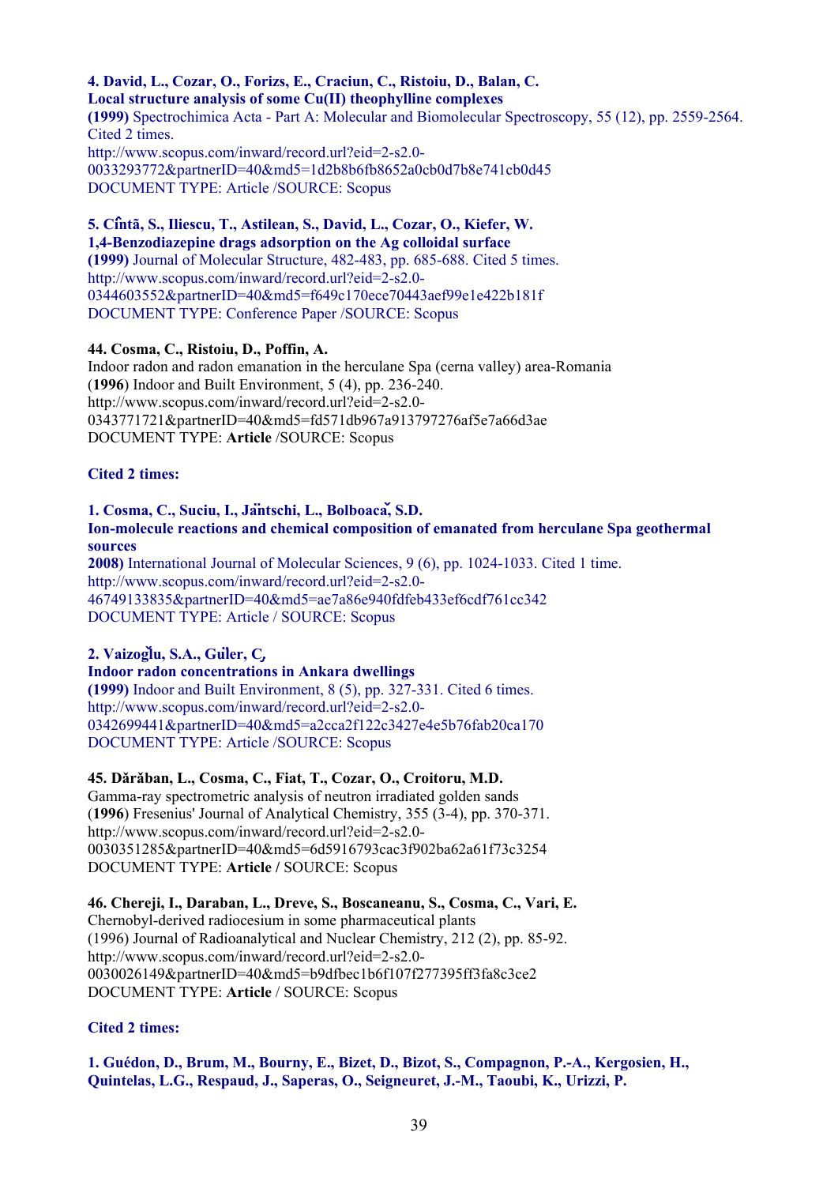**4. David, L., Cozar, O., Forizs, E., Craciun, C., Ristoiu, D., Balan, C.**
**Local structure analysis of some Cu(II) theophylline complexes**
**(1999)** Spectrochimica Acta - Part A: Molecular and Biomolecular Spectroscopy, 55 (12), pp. 2559-2564. Cited 2 times.
http://www.scopus.com/inward/record.url?eid=2-s2.0-0033293772&partnerID=40&md5=1d2b8b6fb8652a0cb0d7b8e741cb0d45
DOCUMENT TYPE: Article /SOURCE: Scopus

**5. Cîntã, S., Iliescu, T., Astilean, S., David, L., Cozar, O., Kiefer, W.**
**1,4-Benzodiazepine drags adsorption on the Ag colloidal surface**
**(1999)** Journal of Molecular Structure, 482-483, pp. 685-688. Cited 5 times.
http://www.scopus.com/inward/record.url?eid=2-s2.0-0344603552&partnerID=40&md5=f649c170ece70443aef99e1e422b181f
DOCUMENT TYPE: Conference Paper /SOURCE: Scopus

**44. Cosma, C., Ristoiu, D., Poffin, A.**
Indoor radon and radon emanation in the herculane Spa (cerna valley) area-Romania
(**1996**) Indoor and Built Environment, 5 (4), pp. 236-240.
http://www.scopus.com/inward/record.url?eid=2-s2.0-0343771721&partnerID=40&md5=fd571db967a913797276af5e7a66d3ae
DOCUMENT TYPE: **Article** /SOURCE: Scopus

**Cited 2 times:**

**1. Cosma, C., Suciu, I., Jäntschi, L., Bolboacă, S.D.**
**Ion-molecule reactions and chemical composition of emanated from herculane Spa geothermal sources**
**2008)** International Journal of Molecular Sciences, 9 (6), pp. 1024-1033. Cited 1 time.
http://www.scopus.com/inward/record.url?eid=2-s2.0-46749133835&partnerID=40&md5=ae7a86e940fdfeb433ef6cdf761cc342
DOCUMENT TYPE: Article / SOURCE: Scopus

**2. Vaizoğlu, S.A., Güler, Ç.**
**Indoor radon concentrations in Ankara dwellings**
**(1999)** Indoor and Built Environment, 8 (5), pp. 327-331. Cited 6 times.
http://www.scopus.com/inward/record.url?eid=2-s2.0-0342699441&partnerID=40&md5=a2cca2f122c3427e4e5b76fab20ca170
DOCUMENT TYPE: Article /SOURCE: Scopus

**45. Dărăban, L., Cosma, C., Fiat, T., Cozar, O., Croitoru, M.D.**
Gamma-ray spectrometric analysis of neutron irradiated golden sands
(**1996**) Fresenius' Journal of Analytical Chemistry, 355 (3-4), pp. 370-371.
http://www.scopus.com/inward/record.url?eid=2-s2.0-0030351285&partnerID=40&md5=6d5916793cac3f902ba62a61f73c3254
DOCUMENT TYPE: **Article /** SOURCE: Scopus

**46. Chereji, I., Daraban, L., Dreve, S., Boscaneanu, S., Cosma, C., Vari, E.**
Chernobyl-derived radiocesium in some pharmaceutical plants
(1996) Journal of Radioanalytical and Nuclear Chemistry, 212 (2), pp. 85-92.
http://www.scopus.com/inward/record.url?eid=2-s2.0-0030026149&partnerID=40&md5=b9dfbec1b6f107f277395ff3fa8c3ce2
DOCUMENT TYPE: **Article** / SOURCE: Scopus

**Cited 2 times:**

**1. Guédon, D., Brum, M., Bourny, E., Bizet, D., Bizot, S., Compagnon, P.-A., Kergosien, H., Quintelas, L.G., Respaud, J., Saperas, O., Seigneuret, J.-M., Taoubi, K., Urizzi, P.**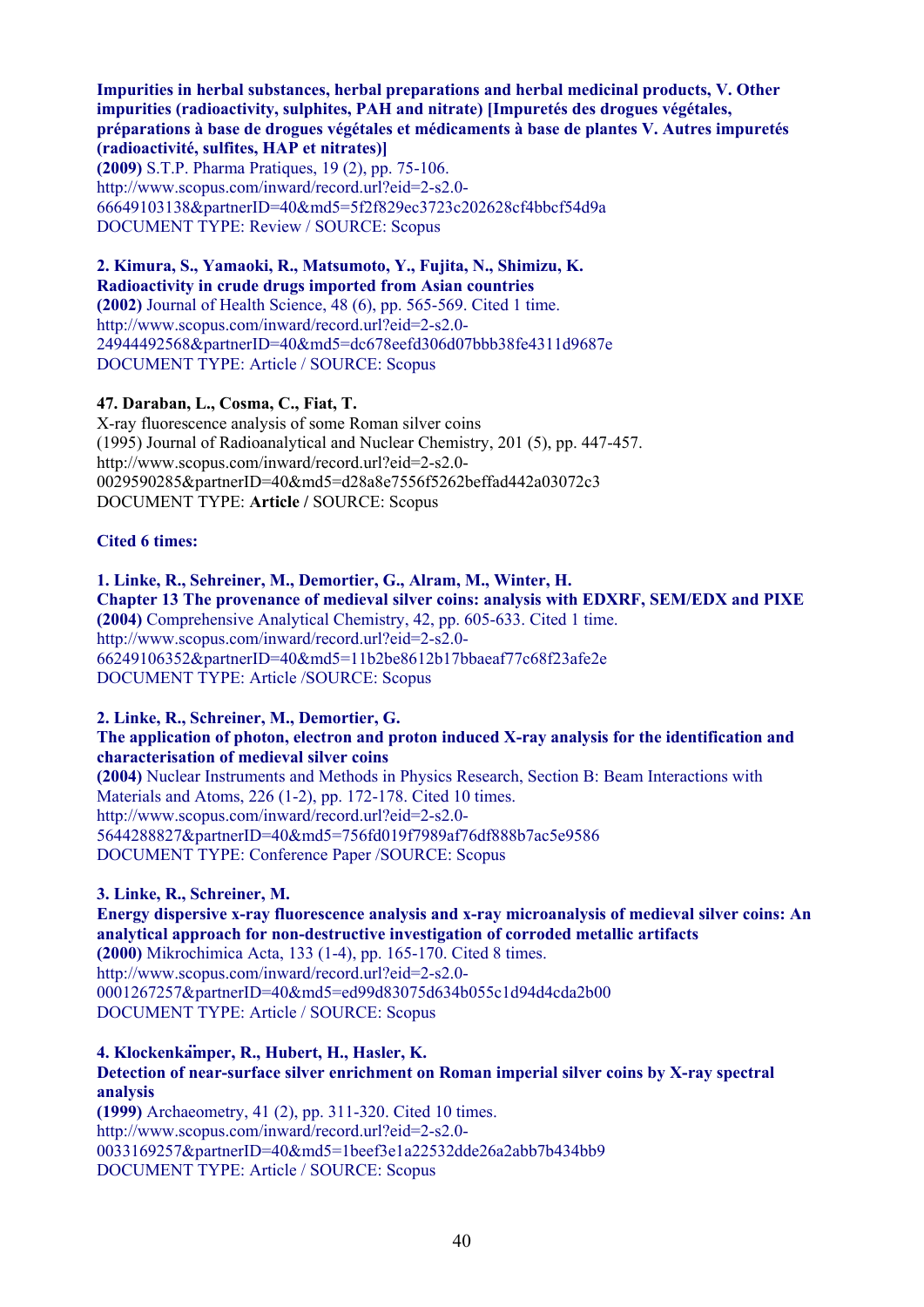**Impurities in herbal substances, herbal preparations and herbal medicinal products, V. Other impurities (radioactivity, sulphites, PAH and nitrate) [Impuretés des drogues végétales, préparations à base de drogues végétales et médicaments à base de plantes V. Autres impuretés (radioactivité, sulfites, HAP et nitrates)]**
**(2009)** S.T.P. Pharma Pratiques, 19 (2), pp. 75-106.
http://www.scopus.com/inward/record.url?eid=2-s2.0-66649103138&partnerID=40&md5=5f2f829ec3723c202628cf4bbcf54d9a
DOCUMENT TYPE: Review / SOURCE: Scopus

**2. Kimura, S., Yamaoki, R., Matsumoto, Y., Fujita, N., Shimizu, K.**
**Radioactivity in crude drugs imported from Asian countries**
**(2002)** Journal of Health Science, 48 (6), pp. 565-569. Cited 1 time.
http://www.scopus.com/inward/record.url?eid=2-s2.0-24944492568&partnerID=40&md5=dc678eefd306d07bbb38fe4311d9687e
DOCUMENT TYPE: Article / SOURCE: Scopus

**47. Daraban, L., Cosma, C., Fiat, T.**
X-ray fluorescence analysis of some Roman silver coins
(1995) Journal of Radioanalytical and Nuclear Chemistry, 201 (5), pp. 447-457.
http://www.scopus.com/inward/record.url?eid=2-s2.0-0029590285&partnerID=40&md5=d28a8e7556f5262beffad442a03072c3
DOCUMENT TYPE: **Article /** SOURCE: Scopus

**Cited 6 times:**

**1. Linke, R., Sehreiner, M., Demortier, G., Alram, M., Winter, H.**
**Chapter 13 The provenance of medieval silver coins: analysis with EDXRF, SEM/EDX and PIXE**
**(2004)** Comprehensive Analytical Chemistry, 42, pp. 605-633. Cited 1 time.
http://www.scopus.com/inward/record.url?eid=2-s2.0-66249106352&partnerID=40&md5=11b2be8612b17bbaeaf77c68f23afe2e
DOCUMENT TYPE: Article /SOURCE: Scopus

**2. Linke, R., Schreiner, M., Demortier, G.**
**The application of photon, electron and proton induced X-ray analysis for the identification and characterisation of medieval silver coins**
**(2004)** Nuclear Instruments and Methods in Physics Research, Section B: Beam Interactions with Materials and Atoms, 226 (1-2), pp. 172-178. Cited 10 times.
http://www.scopus.com/inward/record.url?eid=2-s2.0-5644288827&partnerID=40&md5=756fd019f7989af76df888b7ac5e9586
DOCUMENT TYPE: Conference Paper /SOURCE: Scopus

**3. Linke, R., Schreiner, M.**
**Energy dispersive x-ray fluorescence analysis and x-ray microanalysis of medieval silver coins: An analytical approach for non-destructive investigation of corroded metallic artifacts**
**(2000)** Mikrochimica Acta, 133 (1-4), pp. 165-170. Cited 8 times.
http://www.scopus.com/inward/record.url?eid=2-s2.0-0001267257&partnerID=40&md5=ed99d83075d634b055c1d94d4cda2b00
DOCUMENT TYPE: Article / SOURCE: Scopus

**4. Klockenkämper, R., Hubert, H., Hasler, K.**
**Detection of near-surface silver enrichment on Roman imperial silver coins by X-ray spectral analysis**
**(1999)** Archaeometry, 41 (2), pp. 311-320. Cited 10 times.
http://www.scopus.com/inward/record.url?eid=2-s2.0-0033169257&partnerID=40&md5=1beef3e1a22532dde26a2abb7b434bb9
DOCUMENT TYPE: Article / SOURCE: Scopus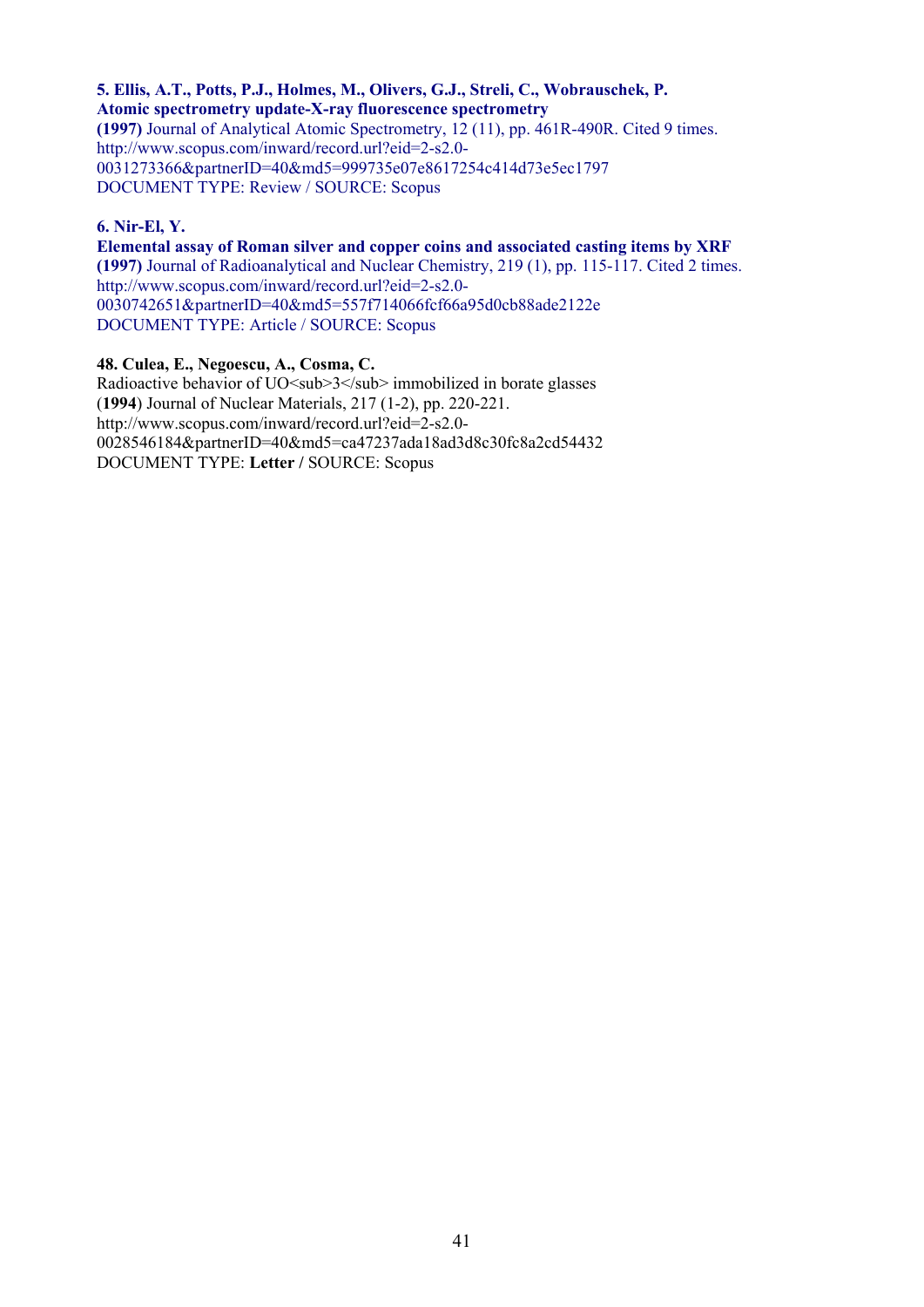**5. Ellis, A.T., Potts, P.J., Holmes, M., Olivers, G.J., Streli, C., Wobrauschek, P.**
**Atomic spectrometry update-X-ray fluorescence spectrometry**
**(1997)** Journal of Analytical Atomic Spectrometry, 12 (11), pp. 461R-490R. Cited 9 times.
http://www.scopus.com/inward/record.url?eid=2-s2.0-0031273366&partnerID=40&md5=999735e07e8617254c414d73e5ec1797
DOCUMENT TYPE: Review / SOURCE: Scopus

**6. Nir-El, Y.**
**Elemental assay of Roman silver and copper coins and associated casting items by XRF**
**(1997)** Journal of Radioanalytical and Nuclear Chemistry, 219 (1), pp. 115-117. Cited 2 times.
http://www.scopus.com/inward/record.url?eid=2-s2.0-0030742651&partnerID=40&md5=557f714066fcf66a95d0cb88ade2122e
DOCUMENT TYPE: Article / SOURCE: Scopus

**48. Culea, E., Negoescu, A., Cosma, C.**
Radioactive behavior of $UO_3$ immobilized in borate glasses
(**1994**) Journal of Nuclear Materials, 217 (1-2), pp. 220-221.
http://www.scopus.com/inward/record.url?eid=2-s2.0-0028546184&partnerID=40&md5=ca47237ada18ad3d8c30fc8a2cd54432
DOCUMENT TYPE: **Letter /** SOURCE: Scopus